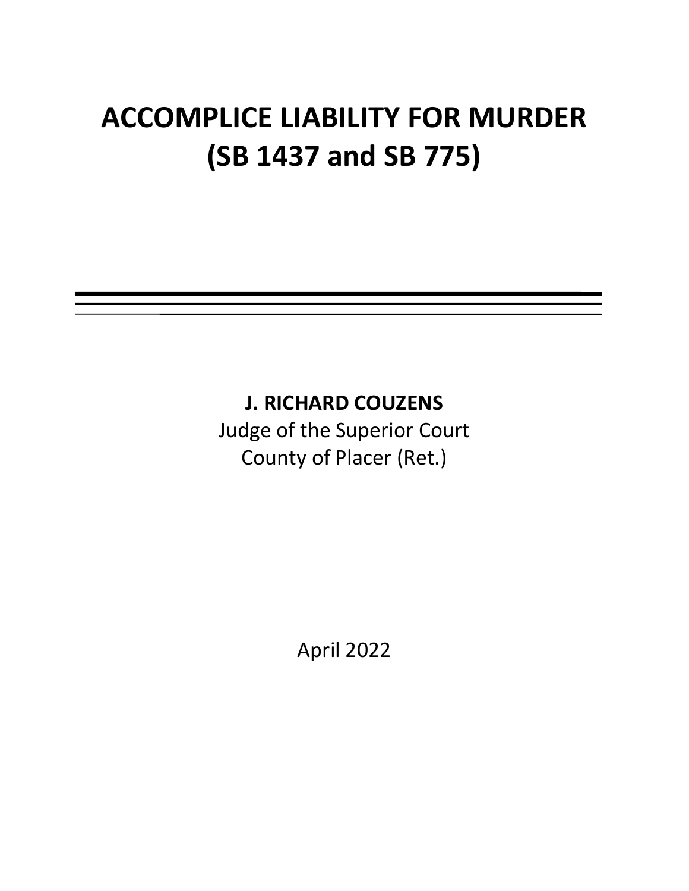# ACCOMPLICE LIABILITY FOR MURDER (SB 1437 and SB 775)

---

**J. RICHARD COUZENS**
Judge of the Superior Court
County of Placer (Ret.)

April 2022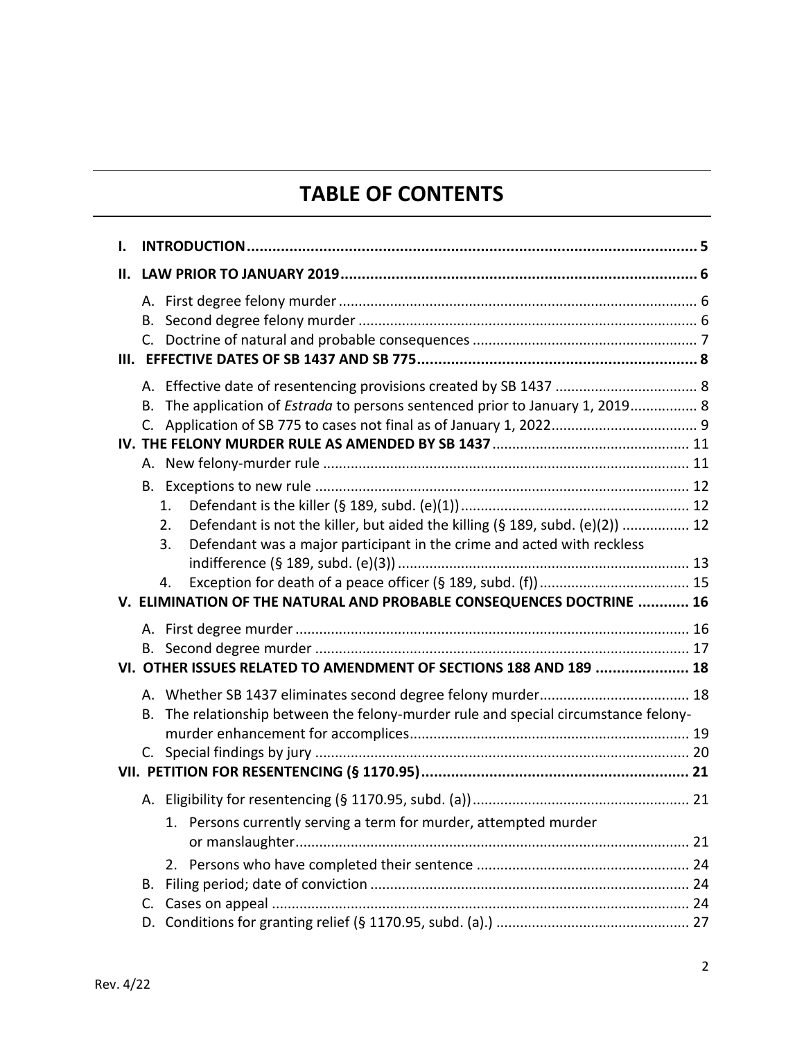# TABLE OF CONTENTS

- **I. INTRODUCTION** ..... 5
- **II. LAW PRIOR TO JANUARY 2019** ..... 6
  - A. First degree felony murder ..... 6
  - B. Second degree felony murder ..... 6
  - C. Doctrine of natural and probable consequences ..... 7
- **III. EFFECTIVE DATES OF SB 1437 AND SB 775** ..... 8
  - A. Effective date of resentencing provisions created by SB 1437 ..... 8
  - B. The application of *Estrada* to persons sentenced prior to January 1, 2019 ..... 8
  - C. Application of SB 775 to cases not final as of January 1, 2022 ..... 9
- **IV. THE FELONY MURDER RULE AS AMENDED BY SB 1437** ..... 11
  - A. New felony-murder rule ..... 11
  - B. Exceptions to new rule ..... 12
    1. Defendant is the killer (§ 189, subd. (e)(1)) ..... 12
    2. Defendant is not the killer, but aided the killing (§ 189, subd. (e)(2)) ..... 12
    3. Defendant was a major participant in the crime and acted with reckless indifference (§ 189, subd. (e)(3)) ..... 13
    4. Exception for death of a peace officer (§ 189, subd. (f)) ..... 15
- **V. ELIMINATION OF THE NATURAL AND PROBABLE CONSEQUENCES DOCTRINE** ..... 16
  - A. First degree murder ..... 16
  - B. Second degree murder ..... 17
- **VI. OTHER ISSUES RELATED TO AMENDMENT OF SECTIONS 188 AND 189** ..... 18
  - A. Whether SB 1437 eliminates second degree felony murder ..... 18
  - B. The relationship between the felony-murder rule and special circumstance felony-murder enhancement for accomplices ..... 19
  - C. Special findings by jury ..... 20
- **VII. PETITION FOR RESENTENCING (§ 1170.95)** ..... 21
  - A. Eligibility for resentencing (§ 1170.95, subd. (a)) ..... 21
    1. Persons currently serving a term for murder, attempted murder or manslaughter ..... 21
    2. Persons who have completed their sentence ..... 24
  - B. Filing period; date of conviction ..... 24
  - C. Cases on appeal ..... 24
  - D. Conditions for granting relief (§ 1170.95, subd. (a).) ..... 27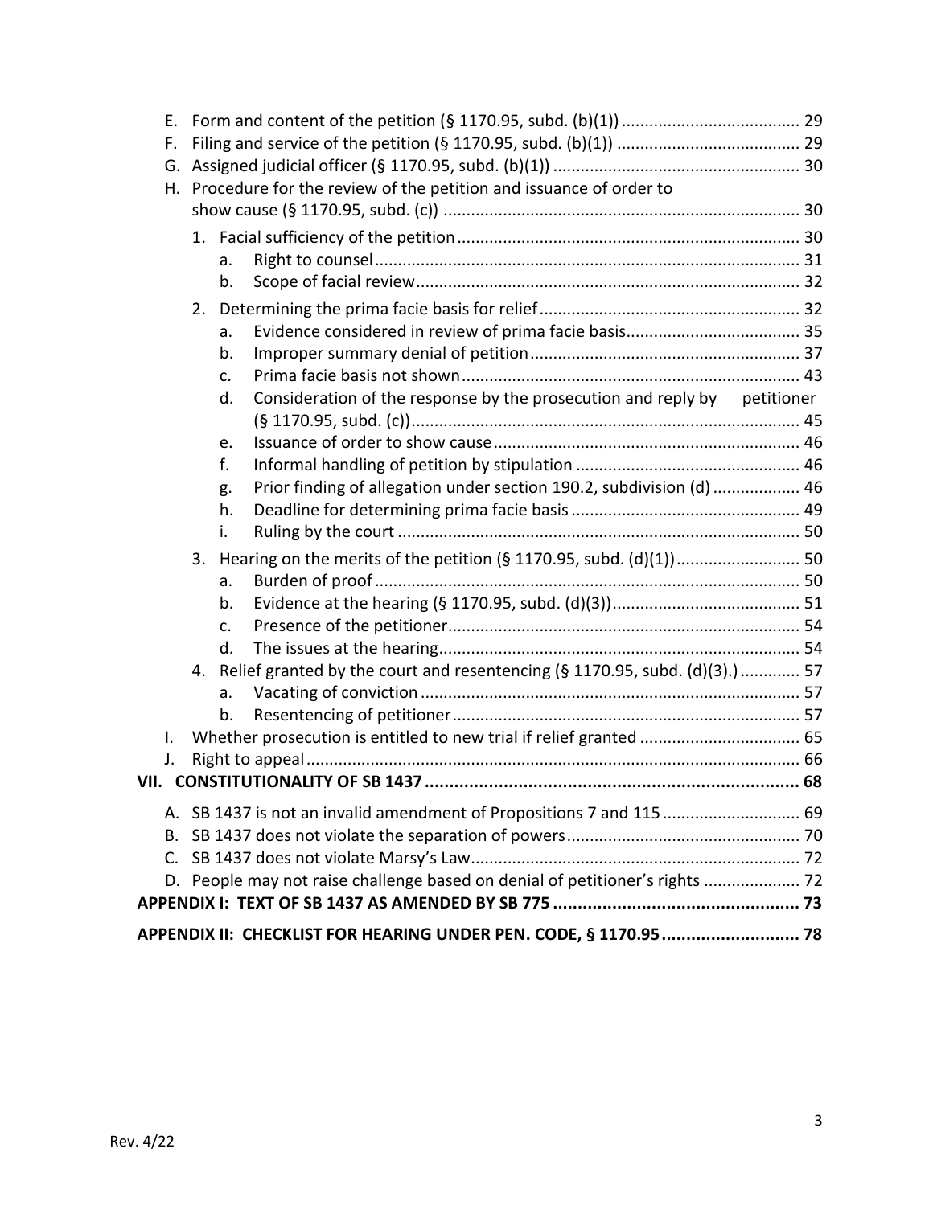E. Form and content of the petition (§ 1170.95, subd. (b)(1)) ...................................... 29
F. Filing and service of the petition (§ 1170.95, subd. (b)(1)) ....................................... 29
G. Assigned judicial officer (§ 1170.95, subd. (b)(1)) ..................................................... 30
H. Procedure for the review of the petition and issuance of order to show cause (§ 1170.95, subd. (c)) ............................................................................ 30

1. Facial sufficiency of the petition .......................................................................... 30
   a. Right to counsel ............................................................................................ 31
   b. Scope of facial review ................................................................................... 32
2. Determining the prima facie basis for relief ......................................................... 32
   a. Evidence considered in review of prima facie basis...................................... 35
   b. Improper summary denial of petition ........................................................... 37
   c. Prima facie basis not shown ......................................................................... 43
   d. Consideration of the response by the prosecution and reply by petitioner (§ 1170.95, subd. (c)).................................................................................... 45
   e. Issuance of order to show cause .................................................................. 46
   f. Informal handling of petition by stipulation ................................................. 46
   g. Prior finding of allegation under section 190.2, subdivision (d) .................. 46
   h. Deadline for determining prima facie basis .................................................. 49
   i. Ruling by the court ....................................................................................... 50
3. Hearing on the merits of the petition (§ 1170.95, subd. (d)(1)) ........................... 50
   a. Burden of proof ............................................................................................ 50
   b. Evidence at the hearing (§ 1170.95, subd. (d)(3)) ......................................... 51
   c. Presence of the petitioner............................................................................ 54
   d. The issues at the hearing.............................................................................. 54
4. Relief granted by the court and resentencing (§ 1170.95, subd. (d)(3).) ............. 57
   a. Vacating of conviction .................................................................................. 57
   b. Resentencing of petitioner ........................................................................... 57

I. Whether prosecution is entitled to new trial if relief granted .................................. 65
J. Right to appeal .......................................................................................................... 66

**VII. CONSTITUTIONALITY OF SB 1437 ............................................................................ 68**

A. SB 1437 is not an invalid amendment of Propositions 7 and 115 ............................. 69
B. SB 1437 does not violate the separation of powers .................................................. 70
C. SB 1437 does not violate Marsy's Law ....................................................................... 72
D. People may not raise challenge based on denial of petitioner's rights ..................... 72

**APPENDIX I: TEXT OF SB 1437 AS AMENDED BY SB 775 .................................................. 73**

**APPENDIX II: CHECKLIST FOR HEARING UNDER PEN. CODE, § 1170.95 ............................ 78**

Rev. 4/22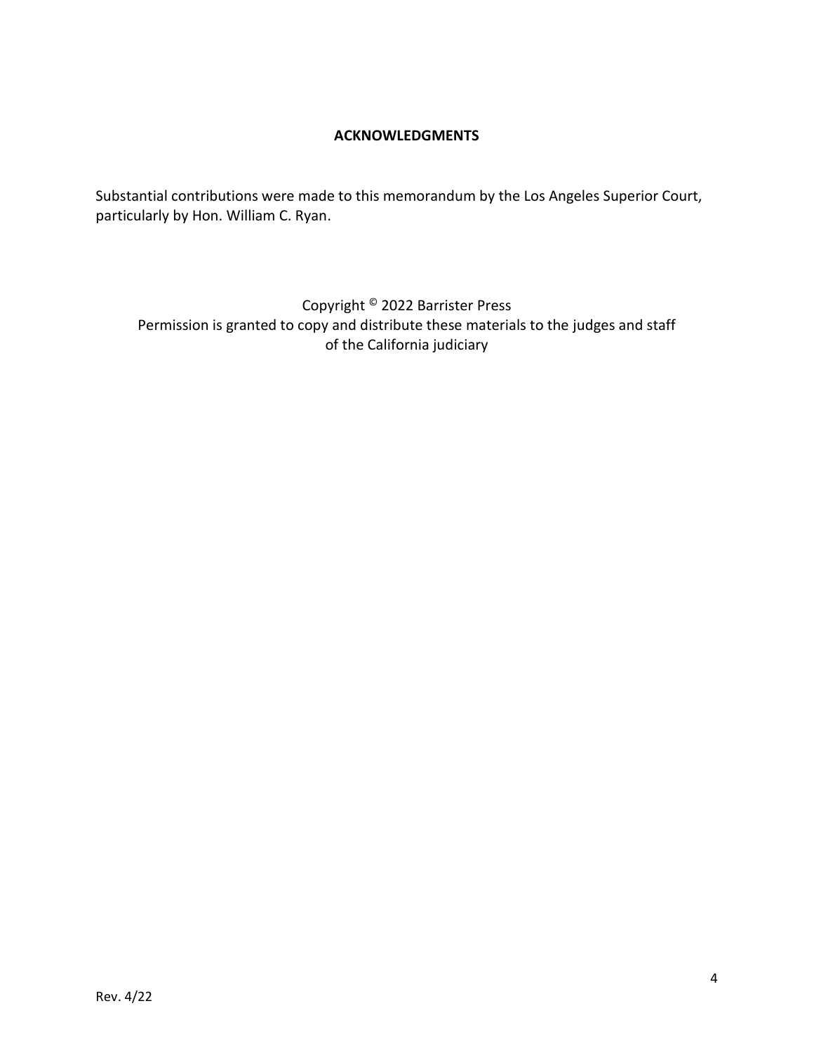## ACKNOWLEDGMENTS

Substantial contributions were made to this memorandum by the Los Angeles Superior Court, particularly by Hon. William C. Ryan.

Copyright © 2022 Barrister Press
Permission is granted to copy and distribute these materials to the judges and staff of the California judiciary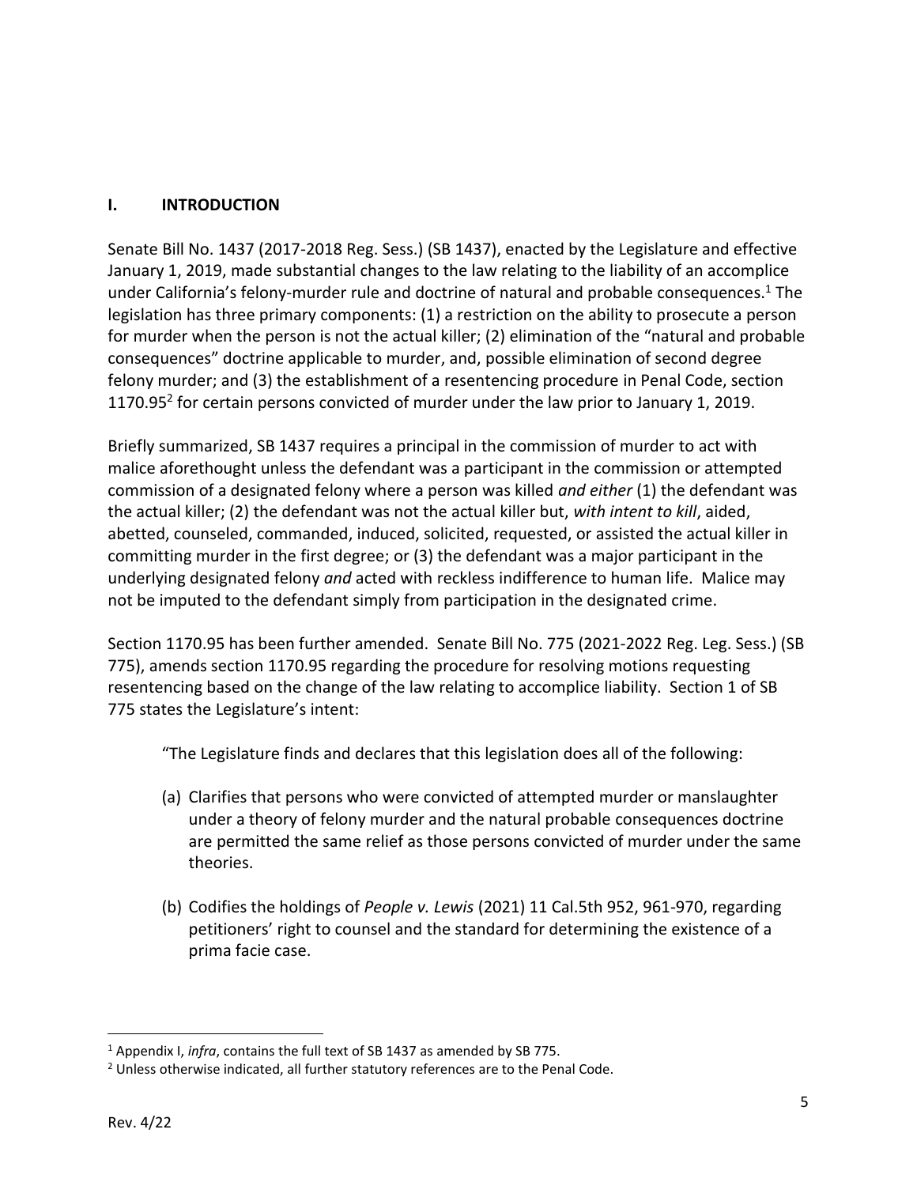## I. INTRODUCTION

Senate Bill No. 1437 (2017-2018 Reg. Sess.) (SB 1437), enacted by the Legislature and effective January 1, 2019, made substantial changes to the law relating to the liability of an accomplice under California's felony-murder rule and doctrine of natural and probable consequences.[1] The legislation has three primary components: (1) a restriction on the ability to prosecute a person for murder when the person is not the actual killer; (2) elimination of the "natural and probable consequences" doctrine applicable to murder, and, possible elimination of second degree felony murder; and (3) the establishment of a resentencing procedure in Penal Code, section 1170.95[2] for certain persons convicted of murder under the law prior to January 1, 2019.

Briefly summarized, SB 1437 requires a principal in the commission of murder to act with malice aforethought unless the defendant was a participant in the commission or attempted commission of a designated felony where a person was killed *and either* (1) the defendant was the actual killer; (2) the defendant was not the actual killer but, *with intent to kill*, aided, abetted, counseled, commanded, induced, solicited, requested, or assisted the actual killer in committing murder in the first degree; or (3) the defendant was a major participant in the underlying designated felony *and* acted with reckless indifference to human life. Malice may not be imputed to the defendant simply from participation in the designated crime.

Section 1170.95 has been further amended. Senate Bill No. 775 (2021-2022 Reg. Leg. Sess.) (SB 775), amends section 1170.95 regarding the procedure for resolving motions requesting resentencing based on the change of the law relating to accomplice liability. Section 1 of SB 775 states the Legislature's intent:

> "The Legislature finds and declares that this legislation does all of the following:
>
> (a) Clarifies that persons who were convicted of attempted murder or manslaughter under a theory of felony murder and the natural probable consequences doctrine are permitted the same relief as those persons convicted of murder under the same theories.
>
> (b) Codifies the holdings of *People v. Lewis* (2021) 11 Cal.5th 952, 961-970, regarding petitioners' right to counsel and the standard for determining the existence of a prima facie case.

---

[1] Appendix I, *infra*, contains the full text of SB 1437 as amended by SB 775.

[2] Unless otherwise indicated, all further statutory references are to the Penal Code.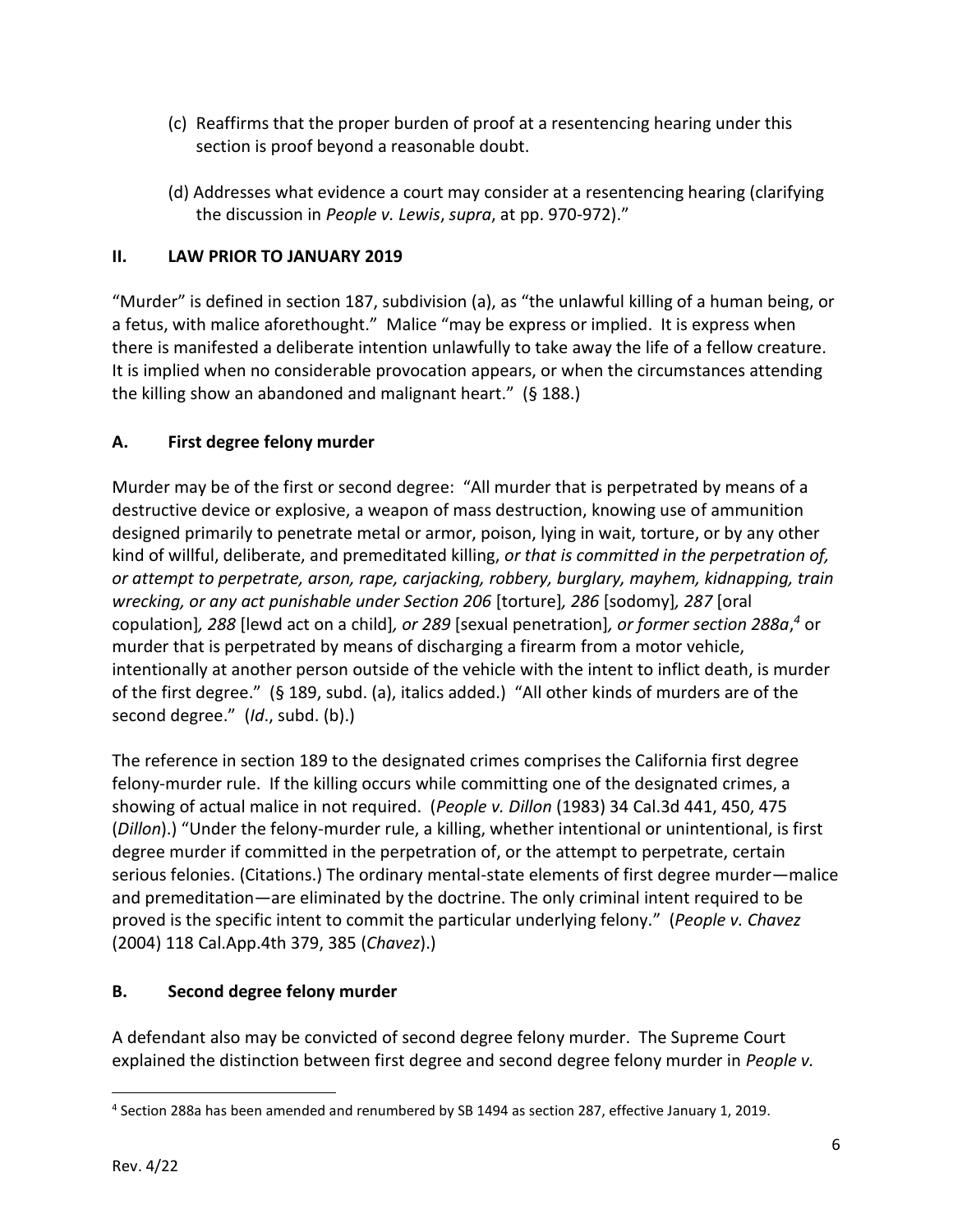(c) Reaffirms that the proper burden of proof at a resentencing hearing under this section is proof beyond a reasonable doubt.

(d) Addresses what evidence a court may consider at a resentencing hearing (clarifying the discussion in *People v. Lewis*, *supra*, at pp. 970-972)."

## II. LAW PRIOR TO JANUARY 2019

"Murder" is defined in section 187, subdivision (a), as "the unlawful killing of a human being, or a fetus, with malice aforethought." Malice "may be express or implied. It is express when there is manifested a deliberate intention unlawfully to take away the life of a fellow creature. It is implied when no considerable provocation appears, or when the circumstances attending the killing show an abandoned and malignant heart." (§ 188.)

### A. First degree felony murder

Murder may be of the first or second degree: "All murder that is perpetrated by means of a destructive device or explosive, a weapon of mass destruction, knowing use of ammunition designed primarily to penetrate metal or armor, poison, lying in wait, torture, or by any other kind of willful, deliberate, and premeditated killing, *or that is committed in the perpetration of, or attempt to perpetrate, arson, rape, carjacking, robbery, burglary, mayhem, kidnapping, train wrecking, or any act punishable under Section 206* [torture]*, 286* [sodomy]*, 287* [oral copulation]*, 288* [lewd act on a child]*, or 289* [sexual penetration]*, or former section 288a*,[4] or murder that is perpetrated by means of discharging a firearm from a motor vehicle, intentionally at another person outside of the vehicle with the intent to inflict death, is murder of the first degree." (§ 189, subd. (a), italics added.) "All other kinds of murders are of the second degree." (*Id*., subd. (b).)

The reference in section 189 to the designated crimes comprises the California first degree felony-murder rule. If the killing occurs while committing one of the designated crimes, a showing of actual malice in not required. (*People v. Dillon* (1983) 34 Cal.3d 441, 450, 475 (*Dillon*).) "Under the felony-murder rule, a killing, whether intentional or unintentional, is first degree murder if committed in the perpetration of, or the attempt to perpetrate, certain serious felonies. (Citations.) The ordinary mental-state elements of first degree murder—malice and premeditation—are eliminated by the doctrine. The only criminal intent required to be proved is the specific intent to commit the particular underlying felony." (*People v. Chavez* (2004) 118 Cal.App.4th 379, 385 (*Chavez*).)

### B. Second degree felony murder

A defendant also may be convicted of second degree felony murder. The Supreme Court explained the distinction between first degree and second degree felony murder in *People v.*

[4] Section 288a has been amended and renumbered by SB 1494 as section 287, effective January 1, 2019.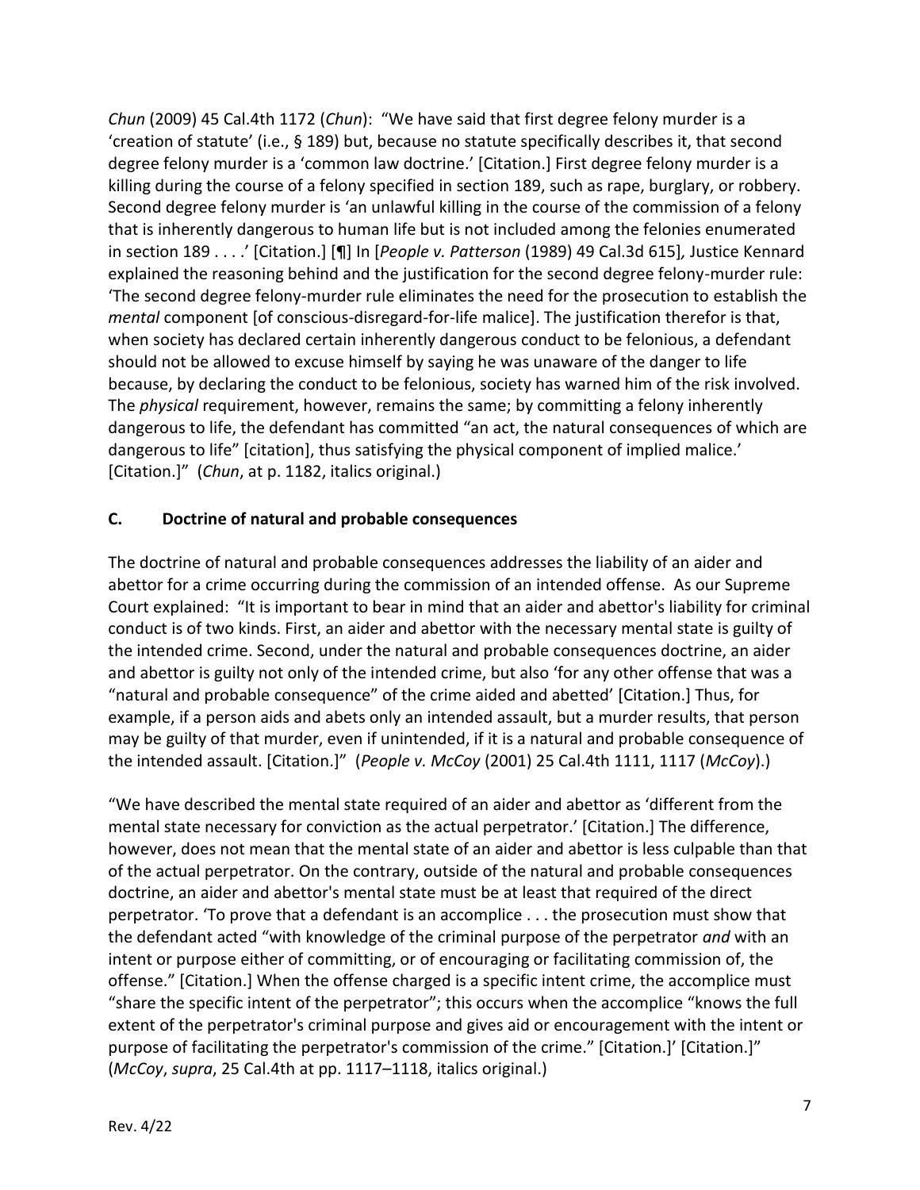*Chun* (2009) 45 Cal.4th 1172 (*Chun*): "We have said that first degree felony murder is a 'creation of statute' (i.e., § 189) but, because no statute specifically describes it, that second degree felony murder is a 'common law doctrine.' [Citation.] First degree felony murder is a killing during the course of a felony specified in section 189, such as rape, burglary, or robbery. Second degree felony murder is 'an unlawful killing in the course of the commission of a felony that is inherently dangerous to human life but is not included among the felonies enumerated in section 189 . . . .' [Citation.] [¶] In [*People v. Patterson* (1989) 49 Cal.3d 615]*,* Justice Kennard explained the reasoning behind and the justification for the second degree felony-murder rule: 'The second degree felony-murder rule eliminates the need for the prosecution to establish the *mental* component [of conscious-disregard-for-life malice]. The justification therefor is that, when society has declared certain inherently dangerous conduct to be felonious, a defendant should not be allowed to excuse himself by saying he was unaware of the danger to life because, by declaring the conduct to be felonious, society has warned him of the risk involved. The *physical* requirement, however, remains the same; by committing a felony inherently dangerous to life, the defendant has committed "an act, the natural consequences of which are dangerous to life" [citation], thus satisfying the physical component of implied malice.' [Citation.]" (*Chun*, at p. 1182, italics original.)

### C. Doctrine of natural and probable consequences

The doctrine of natural and probable consequences addresses the liability of an aider and abettor for a crime occurring during the commission of an intended offense. As our Supreme Court explained: "It is important to bear in mind that an aider and abettor's liability for criminal conduct is of two kinds. First, an aider and abettor with the necessary mental state is guilty of the intended crime. Second, under the natural and probable consequences doctrine, an aider and abettor is guilty not only of the intended crime, but also 'for any other offense that was a "natural and probable consequence" of the crime aided and abetted' [Citation.] Thus, for example, if a person aids and abets only an intended assault, but a murder results, that person may be guilty of that murder, even if unintended, if it is a natural and probable consequence of the intended assault. [Citation.]" (*People v. McCoy* (2001) 25 Cal.4th 1111, 1117 (*McCoy*).)

"We have described the mental state required of an aider and abettor as 'different from the mental state necessary for conviction as the actual perpetrator.' [Citation.] The difference, however, does not mean that the mental state of an aider and abettor is less culpable than that of the actual perpetrator. On the contrary, outside of the natural and probable consequences doctrine, an aider and abettor's mental state must be at least that required of the direct perpetrator. 'To prove that a defendant is an accomplice . . . the prosecution must show that the defendant acted "with knowledge of the criminal purpose of the perpetrator *and* with an intent or purpose either of committing, or of encouraging or facilitating commission of, the offense." [Citation.] When the offense charged is a specific intent crime, the accomplice must "share the specific intent of the perpetrator"; this occurs when the accomplice "knows the full extent of the perpetrator's criminal purpose and gives aid or encouragement with the intent or purpose of facilitating the perpetrator's commission of the crime." [Citation.]' [Citation.]" (*McCoy*, *supra*, 25 Cal.4th at pp. 1117–1118, italics original.)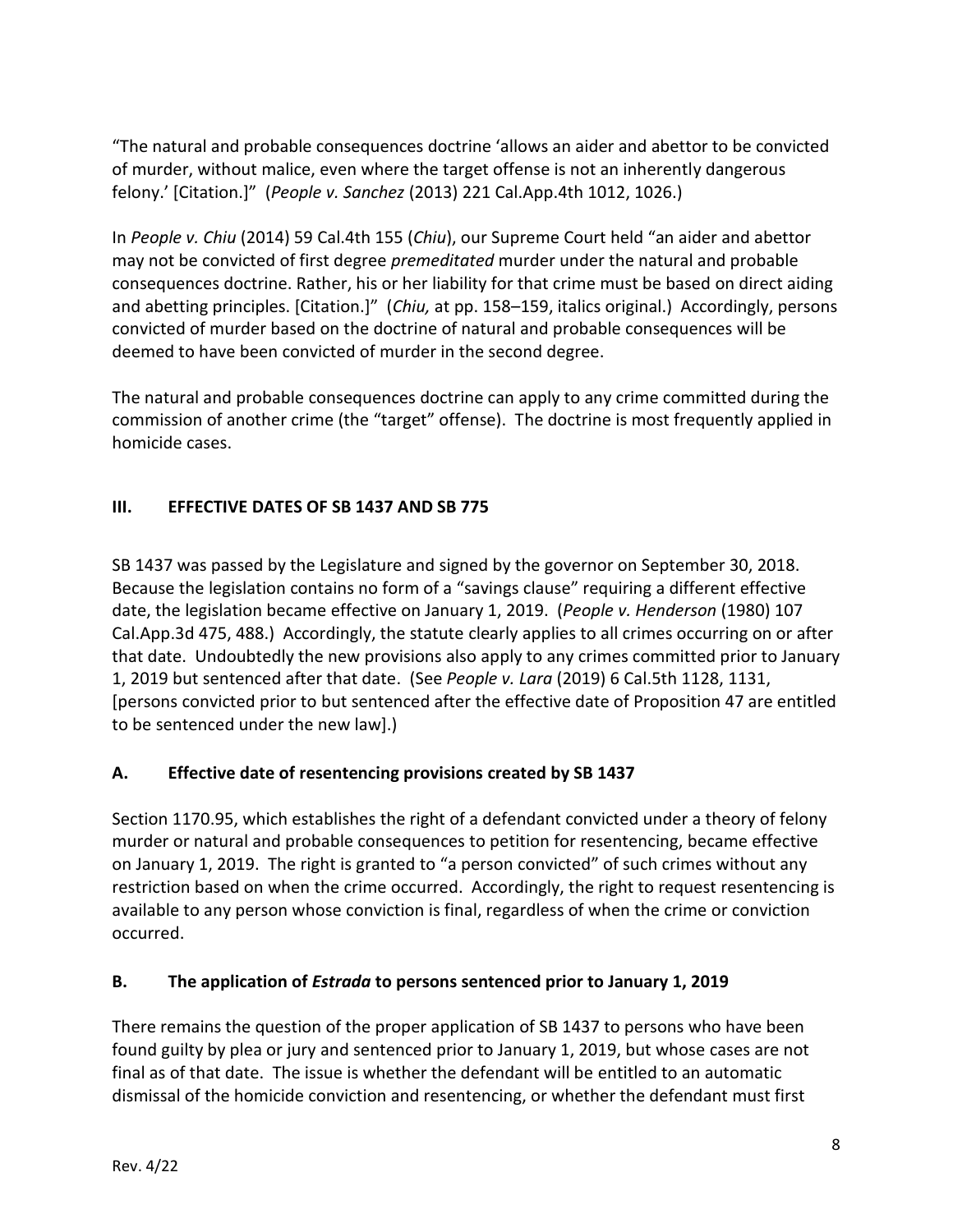"The natural and probable consequences doctrine 'allows an aider and abettor to be convicted of murder, without malice, even where the target offense is not an inherently dangerous felony.' [Citation.]" (*People v. Sanchez* (2013) 221 Cal.App.4th 1012, 1026.)

In *People v. Chiu* (2014) 59 Cal.4th 155 (*Chiu*), our Supreme Court held "an aider and abettor may not be convicted of first degree *premeditated* murder under the natural and probable consequences doctrine. Rather, his or her liability for that crime must be based on direct aiding and abetting principles. [Citation.]" (*Chiu,* at pp. 158–159, italics original.) Accordingly, persons convicted of murder based on the doctrine of natural and probable consequences will be deemed to have been convicted of murder in the second degree.

The natural and probable consequences doctrine can apply to any crime committed during the commission of another crime (the "target" offense). The doctrine is most frequently applied in homicide cases.

## III. EFFECTIVE DATES OF SB 1437 AND SB 775

SB 1437 was passed by the Legislature and signed by the governor on September 30, 2018. Because the legislation contains no form of a "savings clause" requiring a different effective date, the legislation became effective on January 1, 2019. (*People v. Henderson* (1980) 107 Cal.App.3d 475, 488.) Accordingly, the statute clearly applies to all crimes occurring on or after that date. Undoubtedly the new provisions also apply to any crimes committed prior to January 1, 2019 but sentenced after that date. (See *People v. Lara* (2019) 6 Cal.5th 1128, 1131, [persons convicted prior to but sentenced after the effective date of Proposition 47 are entitled to be sentenced under the new law].)

### A. Effective date of resentencing provisions created by SB 1437

Section 1170.95, which establishes the right of a defendant convicted under a theory of felony murder or natural and probable consequences to petition for resentencing, became effective on January 1, 2019. The right is granted to "a person convicted" of such crimes without any restriction based on when the crime occurred. Accordingly, the right to request resentencing is available to any person whose conviction is final, regardless of when the crime or conviction occurred.

### B. The application of *Estrada* to persons sentenced prior to January 1, 2019

There remains the question of the proper application of SB 1437 to persons who have been found guilty by plea or jury and sentenced prior to January 1, 2019, but whose cases are not final as of that date. The issue is whether the defendant will be entitled to an automatic dismissal of the homicide conviction and resentencing, or whether the defendant must first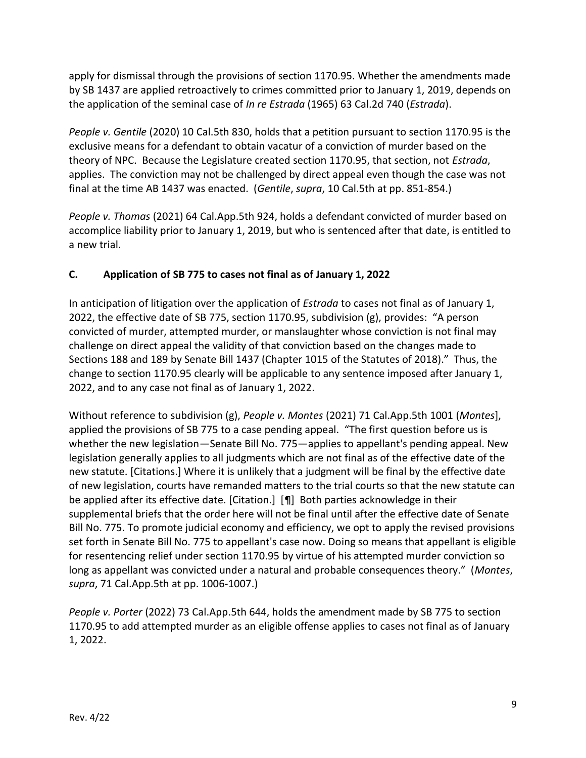apply for dismissal through the provisions of section 1170.95. Whether the amendments made by SB 1437 are applied retroactively to crimes committed prior to January 1, 2019, depends on the application of the seminal case of *In re Estrada* (1965) 63 Cal.2d 740 (*Estrada*).

*People v. Gentile* (2020) 10 Cal.5th 830, holds that a petition pursuant to section 1170.95 is the exclusive means for a defendant to obtain vacatur of a conviction of murder based on the theory of NPC. Because the Legislature created section 1170.95, that section, not *Estrada*, applies. The conviction may not be challenged by direct appeal even though the case was not final at the time AB 1437 was enacted. (*Gentile*, *supra*, 10 Cal.5th at pp. 851-854.)

*People v. Thomas* (2021) 64 Cal.App.5th 924, holds a defendant convicted of murder based on accomplice liability prior to January 1, 2019, but who is sentenced after that date, is entitled to a new trial.

### C. Application of SB 775 to cases not final as of January 1, 2022

In anticipation of litigation over the application of *Estrada* to cases not final as of January 1, 2022, the effective date of SB 775, section 1170.95, subdivision (g), provides: "A person convicted of murder, attempted murder, or manslaughter whose conviction is not final may challenge on direct appeal the validity of that conviction based on the changes made to Sections 188 and 189 by Senate Bill 1437 (Chapter 1015 of the Statutes of 2018)." Thus, the change to section 1170.95 clearly will be applicable to any sentence imposed after January 1, 2022, and to any case not final as of January 1, 2022.

Without reference to subdivision (g), *People v. Montes* (2021) 71 Cal.App.5th 1001 (*Montes*], applied the provisions of SB 775 to a case pending appeal. "The first question before us is whether the new legislation—Senate Bill No. 775—applies to appellant's pending appeal. New legislation generally applies to all judgments which are not final as of the effective date of the new statute. [Citations.] Where it is unlikely that a judgment will be final by the effective date of new legislation, courts have remanded matters to the trial courts so that the new statute can be applied after its effective date. [Citation.] [¶] Both parties acknowledge in their supplemental briefs that the order here will not be final until after the effective date of Senate Bill No. 775. To promote judicial economy and efficiency, we opt to apply the revised provisions set forth in Senate Bill No. 775 to appellant's case now. Doing so means that appellant is eligible for resentencing relief under section 1170.95 by virtue of his attempted murder conviction so long as appellant was convicted under a natural and probable consequences theory." (*Montes*, *supra*, 71 Cal.App.5th at pp. 1006-1007.)

*People v. Porter* (2022) 73 Cal.App.5th 644, holds the amendment made by SB 775 to section 1170.95 to add attempted murder as an eligible offense applies to cases not final as of January 1, 2022.

Rev. 4/22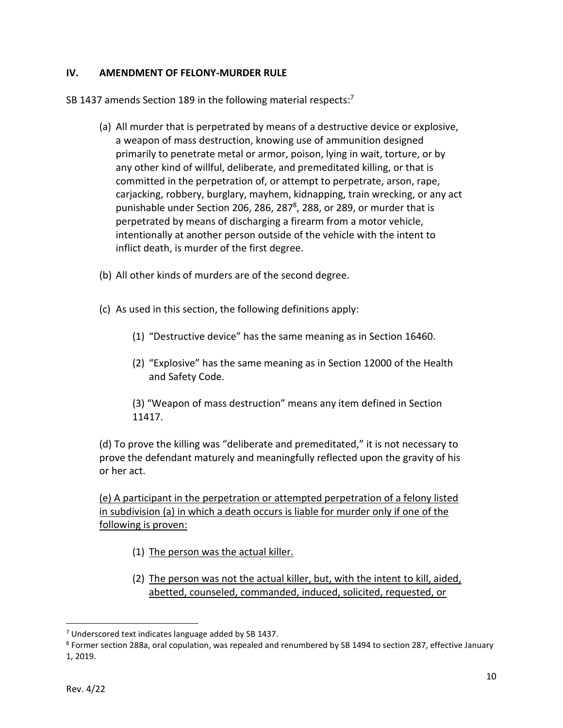## IV. AMENDMENT OF FELONY-MURDER RULE

SB 1437 amends Section 189 in the following material respects:[7]

(a) All murder that is perpetrated by means of a destructive device or explosive, a weapon of mass destruction, knowing use of ammunition designed primarily to penetrate metal or armor, poison, lying in wait, torture, or by any other kind of willful, deliberate, and premeditated killing, or that is committed in the perpetration of, or attempt to perpetrate, arson, rape, carjacking, robbery, burglary, mayhem, kidnapping, train wrecking, or any act punishable under Section 206, 286, 287[8], 288, or 289, or murder that is perpetrated by means of discharging a firearm from a motor vehicle, intentionally at another person outside of the vehicle with the intent to inflict death, is murder of the first degree.

(b) All other kinds of murders are of the second degree.

(c) As used in this section, the following definitions apply:

(1) "Destructive device" has the same meaning as in Section 16460.

(2) "Explosive" has the same meaning as in Section 12000 of the Health and Safety Code.

(3) "Weapon of mass destruction" means any item defined in Section 11417.

(d) To prove the killing was "deliberate and premeditated," it is not necessary to prove the defendant maturely and meaningfully reflected upon the gravity of his or her act.

<u>(e) A participant in the perpetration or attempted perpetration of a felony listed in subdivision (a) in which a death occurs is liable for murder only if one of the following is proven:</u>

(1) <u>The person was the actual killer.</u>

(2) <u>The person was not the actual killer, but, with the intent to kill, aided, abetted, counseled, commanded, induced, solicited, requested, or</u>

---

[7] Underscored text indicates language added by SB 1437.

[8] Former section 288a, oral copulation, was repealed and renumbered by SB 1494 to section 287, effective January 1, 2019.

Rev. 4/22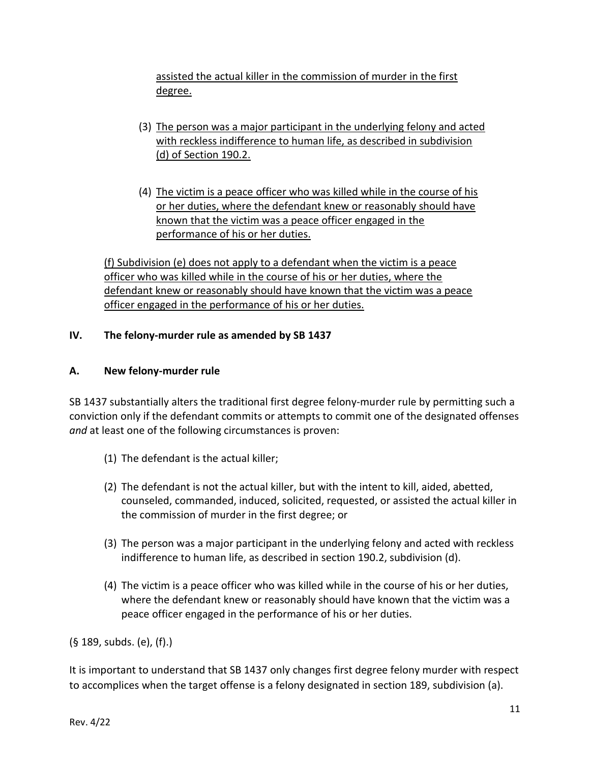<u>assisted the actual killer in the commission of murder in the first degree.</u>

(3) <u>The person was a major participant in the underlying felony and acted with reckless indifference to human life, as described in subdivision (d) of Section 190.2.</u>

(4) <u>The victim is a peace officer who was killed while in the course of his or her duties, where the defendant knew or reasonably should have known that the victim was a peace officer engaged in the performance of his or her duties.</u>

<u>(f) Subdivision (e) does not apply to a defendant when the victim is a peace officer who was killed while in the course of his or her duties, where the defendant knew or reasonably should have known that the victim was a peace officer engaged in the performance of his or her duties.</u>

## IV. The felony-murder rule as amended by SB 1437

### A. New felony-murder rule

SB 1437 substantially alters the traditional first degree felony-murder rule by permitting such a conviction only if the defendant commits or attempts to commit one of the designated offenses *and* at least one of the following circumstances is proven:

(1) The defendant is the actual killer;

(2) The defendant is not the actual killer, but with the intent to kill, aided, abetted, counseled, commanded, induced, solicited, requested, or assisted the actual killer in the commission of murder in the first degree; or

(3) The person was a major participant in the underlying felony and acted with reckless indifference to human life, as described in section 190.2, subdivision (d).

(4) The victim is a peace officer who was killed while in the course of his or her duties, where the defendant knew or reasonably should have known that the victim was a peace officer engaged in the performance of his or her duties.

(§ 189, subds. (e), (f).)

It is important to understand that SB 1437 only changes first degree felony murder with respect to accomplices when the target offense is a felony designated in section 189, subdivision (a).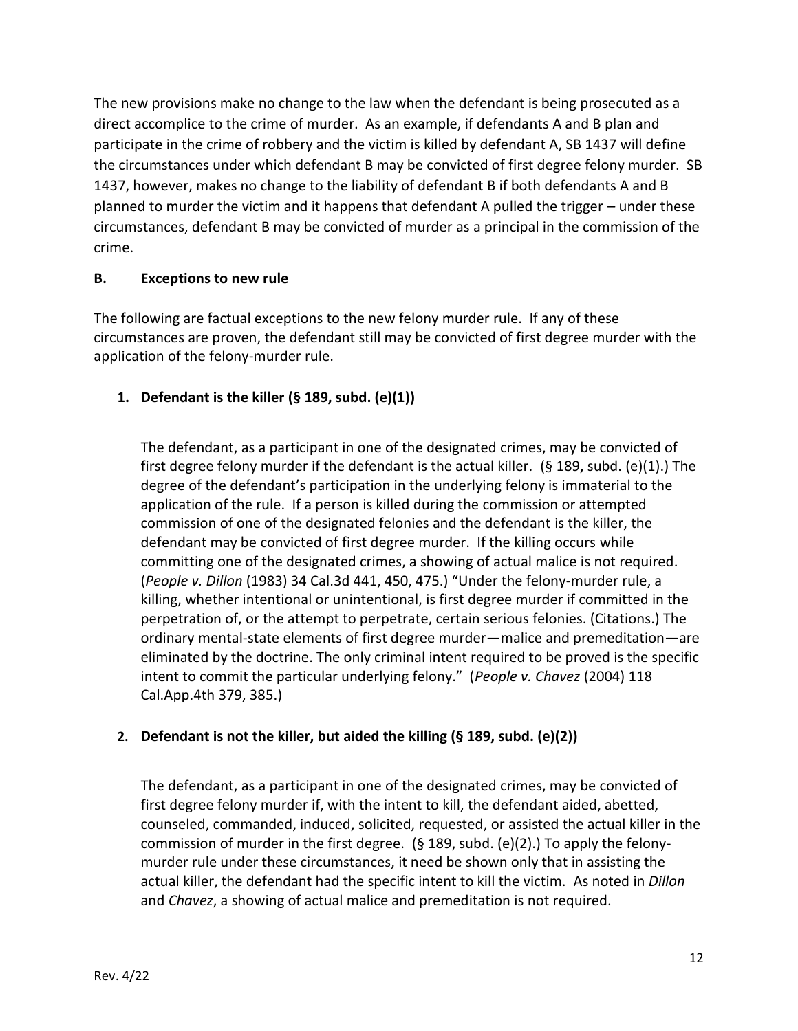The new provisions make no change to the law when the defendant is being prosecuted as a direct accomplice to the crime of murder. As an example, if defendants A and B plan and participate in the crime of robbery and the victim is killed by defendant A, SB 1437 will define the circumstances under which defendant B may be convicted of first degree felony murder. SB 1437, however, makes no change to the liability of defendant B if both defendants A and B planned to murder the victim and it happens that defendant A pulled the trigger – under these circumstances, defendant B may be convicted of murder as a principal in the commission of the crime.

### B. Exceptions to new rule

The following are factual exceptions to the new felony murder rule. If any of these circumstances are proven, the defendant still may be convicted of first degree murder with the application of the felony-murder rule.

#### 1. Defendant is the killer (§ 189, subd. (e)(1))

The defendant, as a participant in one of the designated crimes, may be convicted of first degree felony murder if the defendant is the actual killer. (§ 189, subd. (e)(1).) The degree of the defendant's participation in the underlying felony is immaterial to the application of the rule. If a person is killed during the commission or attempted commission of one of the designated felonies and the defendant is the killer, the defendant may be convicted of first degree murder. If the killing occurs while committing one of the designated crimes, a showing of actual malice is not required. (*People v. Dillon* (1983) 34 Cal.3d 441, 450, 475.) "Under the felony-murder rule, a killing, whether intentional or unintentional, is first degree murder if committed in the perpetration of, or the attempt to perpetrate, certain serious felonies. (Citations.) The ordinary mental-state elements of first degree murder—malice and premeditation—are eliminated by the doctrine. The only criminal intent required to be proved is the specific intent to commit the particular underlying felony." (*People v. Chavez* (2004) 118 Cal.App.4th 379, 385.)

#### 2. Defendant is not the killer, but aided the killing (§ 189, subd. (e)(2))

The defendant, as a participant in one of the designated crimes, may be convicted of first degree felony murder if, with the intent to kill, the defendant aided, abetted, counseled, commanded, induced, solicited, requested, or assisted the actual killer in the commission of murder in the first degree. (§ 189, subd. (e)(2).) To apply the felony-murder rule under these circumstances, it need be shown only that in assisting the actual killer, the defendant had the specific intent to kill the victim. As noted in *Dillon* and *Chavez*, a showing of actual malice and premeditation is not required.

Rev. 4/22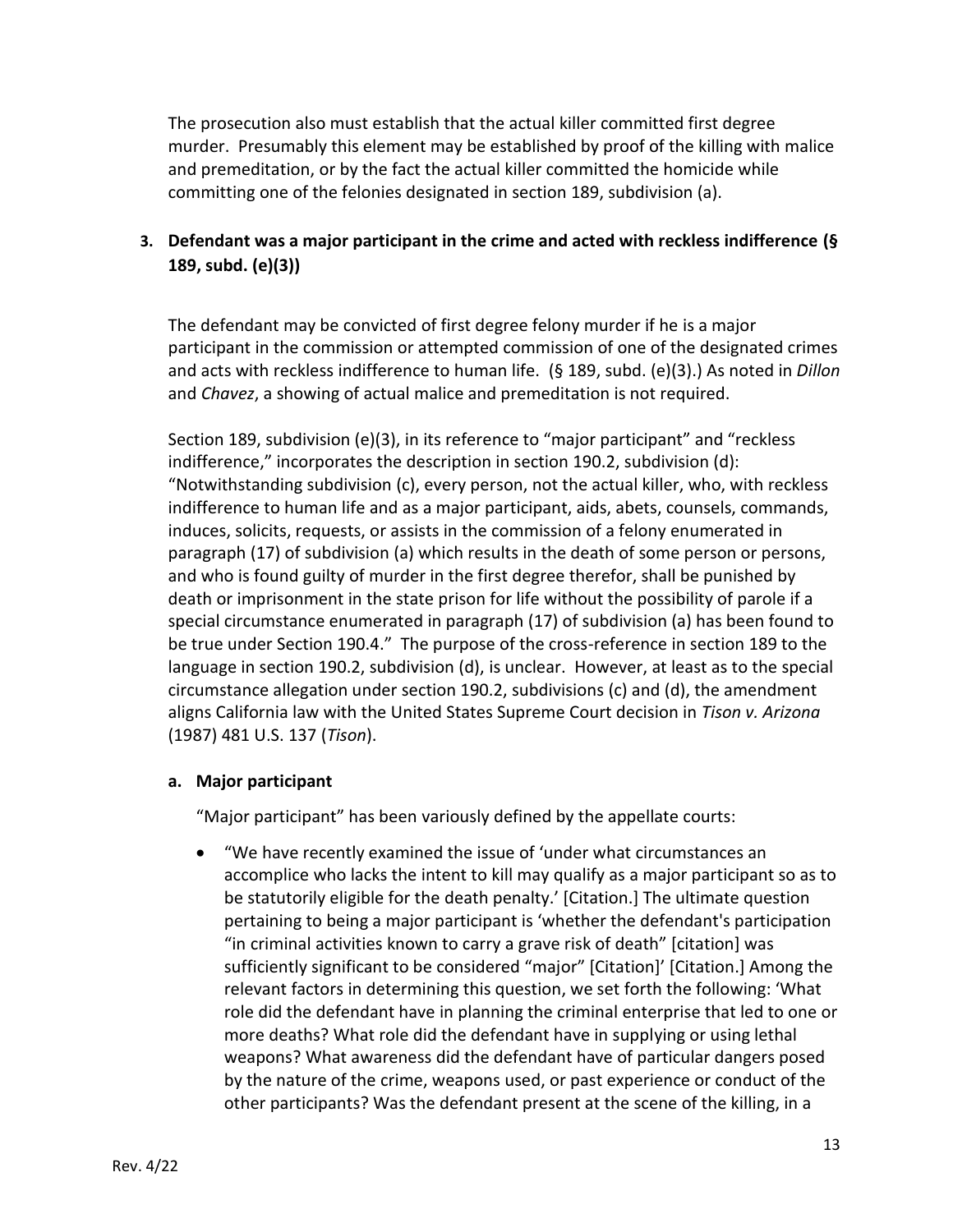The prosecution also must establish that the actual killer committed first degree murder. Presumably this element may be established by proof of the killing with malice and premeditation, or by the fact the actual killer committed the homicide while committing one of the felonies designated in section 189, subdivision (a).

### 3. Defendant was a major participant in the crime and acted with reckless indifference (§ 189, subd. (e)(3))

The defendant may be convicted of first degree felony murder if he is a major participant in the commission or attempted commission of one of the designated crimes and acts with reckless indifference to human life. (§ 189, subd. (e)(3).) As noted in *Dillon* and *Chavez*, a showing of actual malice and premeditation is not required.

Section 189, subdivision (e)(3), in its reference to "major participant" and "reckless indifference," incorporates the description in section 190.2, subdivision (d): "Notwithstanding subdivision (c), every person, not the actual killer, who, with reckless indifference to human life and as a major participant, aids, abets, counsels, commands, induces, solicits, requests, or assists in the commission of a felony enumerated in paragraph (17) of subdivision (a) which results in the death of some person or persons, and who is found guilty of murder in the first degree therefor, shall be punished by death or imprisonment in the state prison for life without the possibility of parole if a special circumstance enumerated in paragraph (17) of subdivision (a) has been found to be true under Section 190.4." The purpose of the cross-reference in section 189 to the language in section 190.2, subdivision (d), is unclear. However, at least as to the special circumstance allegation under section 190.2, subdivisions (c) and (d), the amendment aligns California law with the United States Supreme Court decision in *Tison v. Arizona* (1987) 481 U.S. 137 (*Tison*).

#### a. Major participant

"Major participant" has been variously defined by the appellate courts:

- "We have recently examined the issue of 'under what circumstances an accomplice who lacks the intent to kill may qualify as a major participant so as to be statutorily eligible for the death penalty.' [Citation.] The ultimate question pertaining to being a major participant is 'whether the defendant's participation "in criminal activities known to carry a grave risk of death" [citation] was sufficiently significant to be considered "major" [Citation]' [Citation.] Among the relevant factors in determining this question, we set forth the following: 'What role did the defendant have in planning the criminal enterprise that led to one or more deaths? What role did the defendant have in supplying or using lethal weapons? What awareness did the defendant have of particular dangers posed by the nature of the crime, weapons used, or past experience or conduct of the other participants? Was the defendant present at the scene of the killing, in a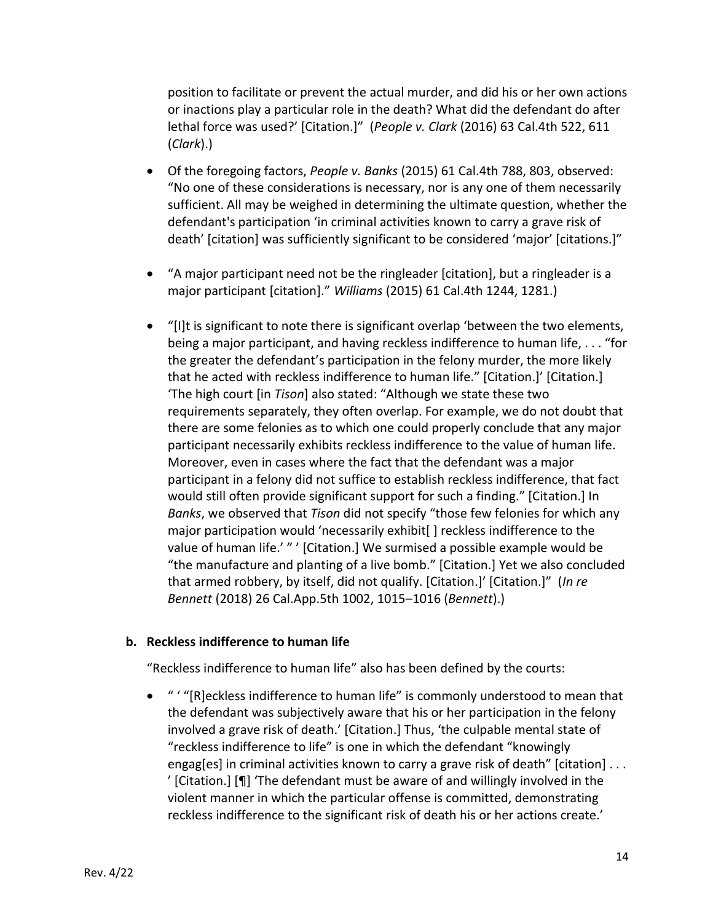position to facilitate or prevent the actual murder, and did his or her own actions or inactions play a particular role in the death? What did the defendant do after lethal force was used?' [Citation.]" (*People v. Clark* (2016) 63 Cal.4th 522, 611 (*Clark*).)

- Of the foregoing factors, *People v. Banks* (2015) 61 Cal.4th 788, 803, observed: "No one of these considerations is necessary, nor is any one of them necessarily sufficient. All may be weighed in determining the ultimate question, whether the defendant's participation 'in criminal activities known to carry a grave risk of death' [citation] was sufficiently significant to be considered 'major' [citations.]"

- "A major participant need not be the ringleader [citation], but a ringleader is a major participant [citation]." *Williams* (2015) 61 Cal.4th 1244, 1281.)

- "[I]t is significant to note there is significant overlap 'between the two elements, being a major participant, and having reckless indifference to human life, . . . "for the greater the defendant's participation in the felony murder, the more likely that he acted with reckless indifference to human life." [Citation.]' [Citation.] 'The high court [in *Tison*] also stated: "Although we state these two requirements separately, they often overlap. For example, we do not doubt that there are some felonies as to which one could properly conclude that any major participant necessarily exhibits reckless indifference to the value of human life. Moreover, even in cases where the fact that the defendant was a major participant in a felony did not suffice to establish reckless indifference, that fact would still often provide significant support for such a finding." [Citation.] In *Banks*, we observed that *Tison* did not specify "those few felonies for which any major participation would 'necessarily exhibit[ ] reckless indifference to the value of human life.' " ' [Citation.] We surmised a possible example would be "the manufacture and planting of a live bomb." [Citation.] Yet we also concluded that armed robbery, by itself, did not qualify. [Citation.]' [Citation.]" (*In re Bennett* (2018) 26 Cal.App.5th 1002, 1015–1016 (*Bennett*).)

### b. Reckless indifference to human life

"Reckless indifference to human life" also has been defined by the courts:

- " ' "[R]eckless indifference to human life" is commonly understood to mean that the defendant was subjectively aware that his or her participation in the felony involved a grave risk of death.' [Citation.] Thus, 'the culpable mental state of "reckless indifference to life" is one in which the defendant "knowingly engag[es] in criminal activities known to carry a grave risk of death" [citation] . . . ' [Citation.] [¶] 'The defendant must be aware of and willingly involved in the violent manner in which the particular offense is committed, demonstrating reckless indifference to the significant risk of death his or her actions create.'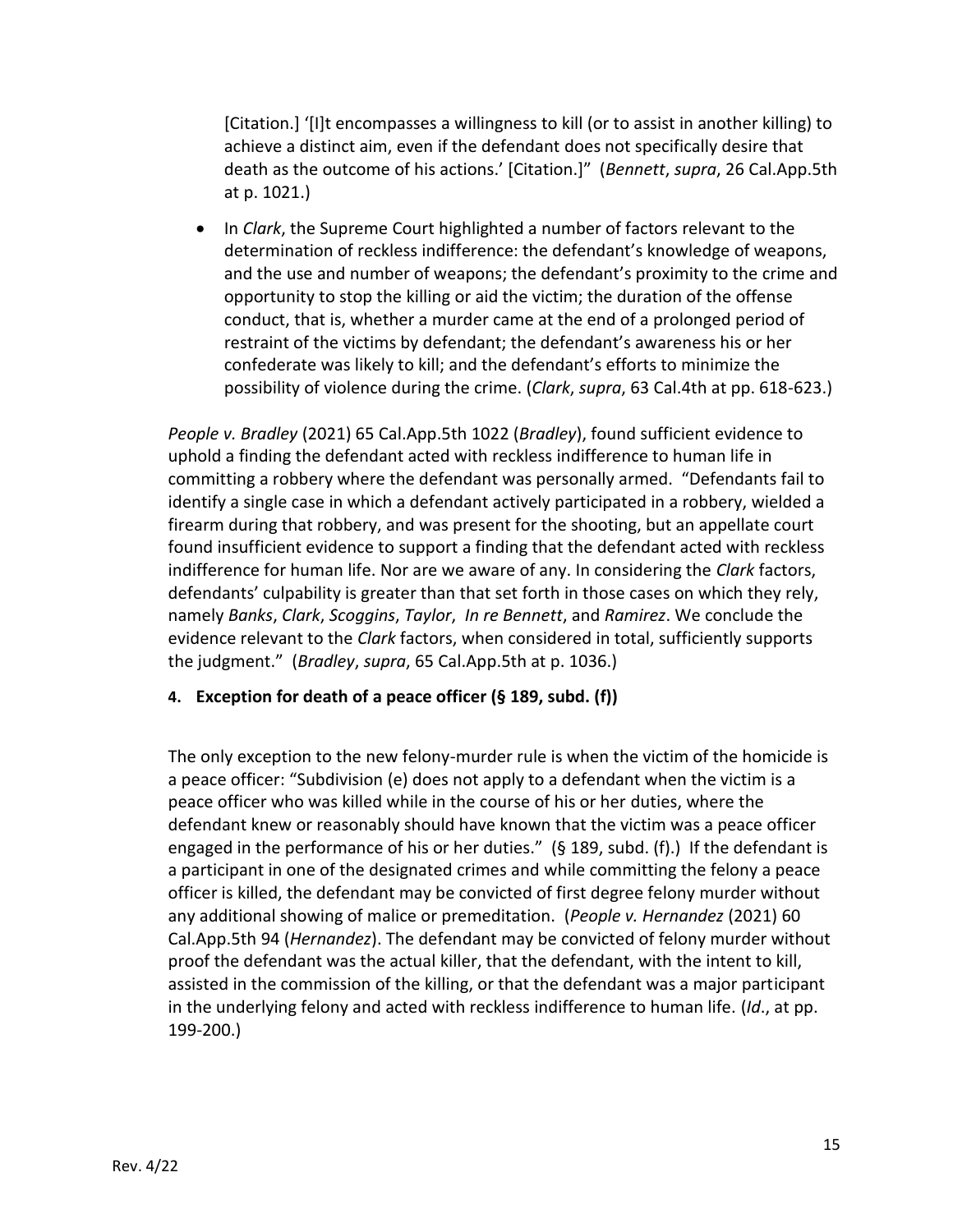[Citation.] '[I]t encompasses a willingness to kill (or to assist in another killing) to achieve a distinct aim, even if the defendant does not specifically desire that death as the outcome of his actions.' [Citation.]" (*Bennett*, *supra*, 26 Cal.App.5th at p. 1021.)

- In *Clark*, the Supreme Court highlighted a number of factors relevant to the determination of reckless indifference: the defendant's knowledge of weapons, and the use and number of weapons; the defendant's proximity to the crime and opportunity to stop the killing or aid the victim; the duration of the offense conduct, that is, whether a murder came at the end of a prolonged period of restraint of the victims by defendant; the defendant's awareness his or her confederate was likely to kill; and the defendant's efforts to minimize the possibility of violence during the crime. (*Clark*, *supra*, 63 Cal.4th at pp. 618-623.)

*People v. Bradley* (2021) 65 Cal.App.5th 1022 (*Bradley*), found sufficient evidence to uphold a finding the defendant acted with reckless indifference to human life in committing a robbery where the defendant was personally armed. "Defendants fail to identify a single case in which a defendant actively participated in a robbery, wielded a firearm during that robbery, and was present for the shooting, but an appellate court found insufficient evidence to support a finding that the defendant acted with reckless indifference for human life. Nor are we aware of any. In considering the *Clark* factors, defendants' culpability is greater than that set forth in those cases on which they rely, namely *Banks*, *Clark*, *Scoggins*, *Taylor*, *In re Bennett*, and *Ramirez*. We conclude the evidence relevant to the *Clark* factors, when considered in total, sufficiently supports the judgment." (*Bradley*, *supra*, 65 Cal.App.5th at p. 1036.)

#### 4. Exception for death of a peace officer (§ 189, subd. (f))

The only exception to the new felony-murder rule is when the victim of the homicide is a peace officer: "Subdivision (e) does not apply to a defendant when the victim is a peace officer who was killed while in the course of his or her duties, where the defendant knew or reasonably should have known that the victim was a peace officer engaged in the performance of his or her duties." (§ 189, subd. (f).) If the defendant is a participant in one of the designated crimes and while committing the felony a peace officer is killed, the defendant may be convicted of first degree felony murder without any additional showing of malice or premeditation. (*People v. Hernandez* (2021) 60 Cal.App.5th 94 (*Hernandez*). The defendant may be convicted of felony murder without proof the defendant was the actual killer, that the defendant, with the intent to kill, assisted in the commission of the killing, or that the defendant was a major participant in the underlying felony and acted with reckless indifference to human life. (*Id*., at pp. 199-200.)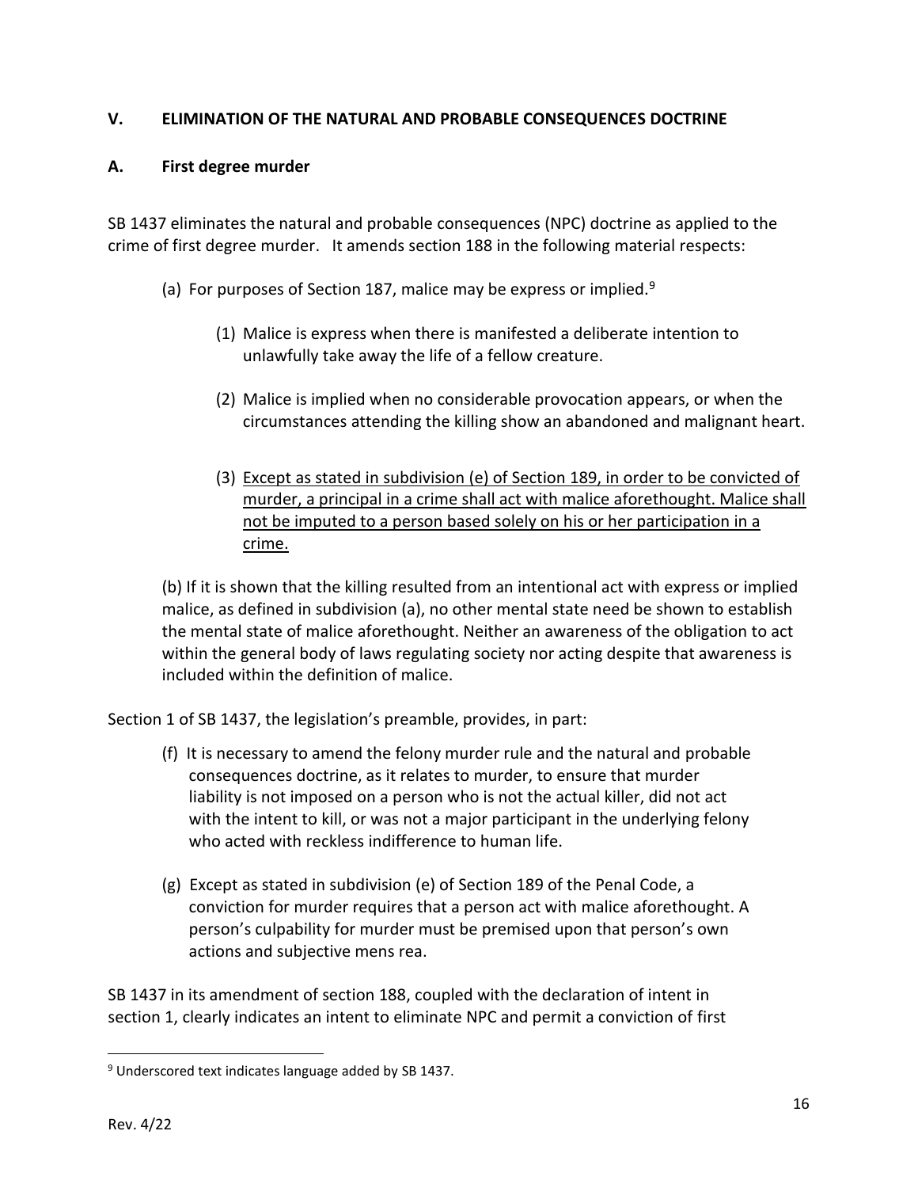## V. ELIMINATION OF THE NATURAL AND PROBABLE CONSEQUENCES DOCTRINE

### A. First degree murder

SB 1437 eliminates the natural and probable consequences (NPC) doctrine as applied to the crime of first degree murder. It amends section 188 in the following material respects:

> (a) For purposes of Section 187, malice may be express or implied.[9]
>
> > (1) Malice is express when there is manifested a deliberate intention to unlawfully take away the life of a fellow creature.
> >
> > (2) Malice is implied when no considerable provocation appears, or when the circumstances attending the killing show an abandoned and malignant heart.
> >
> > (3) <u>Except as stated in subdivision (e) of Section 189, in order to be convicted of murder, a principal in a crime shall act with malice aforethought. Malice shall not be imputed to a person based solely on his or her participation in a crime.</u>
>
> (b) If it is shown that the killing resulted from an intentional act with express or implied malice, as defined in subdivision (a), no other mental state need be shown to establish the mental state of malice aforethought. Neither an awareness of the obligation to act within the general body of laws regulating society nor acting despite that awareness is included within the definition of malice.

Section 1 of SB 1437, the legislation's preamble, provides, in part:

> (f) It is necessary to amend the felony murder rule and the natural and probable consequences doctrine, as it relates to murder, to ensure that murder liability is not imposed on a person who is not the actual killer, did not act with the intent to kill, or was not a major participant in the underlying felony who acted with reckless indifference to human life.
>
> (g) Except as stated in subdivision (e) of Section 189 of the Penal Code, a conviction for murder requires that a person act with malice aforethought. A person's culpability for murder must be premised upon that person's own actions and subjective mens rea.

SB 1437 in its amendment of section 188, coupled with the declaration of intent in section 1, clearly indicates an intent to eliminate NPC and permit a conviction of first

---

[9] Underscored text indicates language added by SB 1437.

Rev. 4/22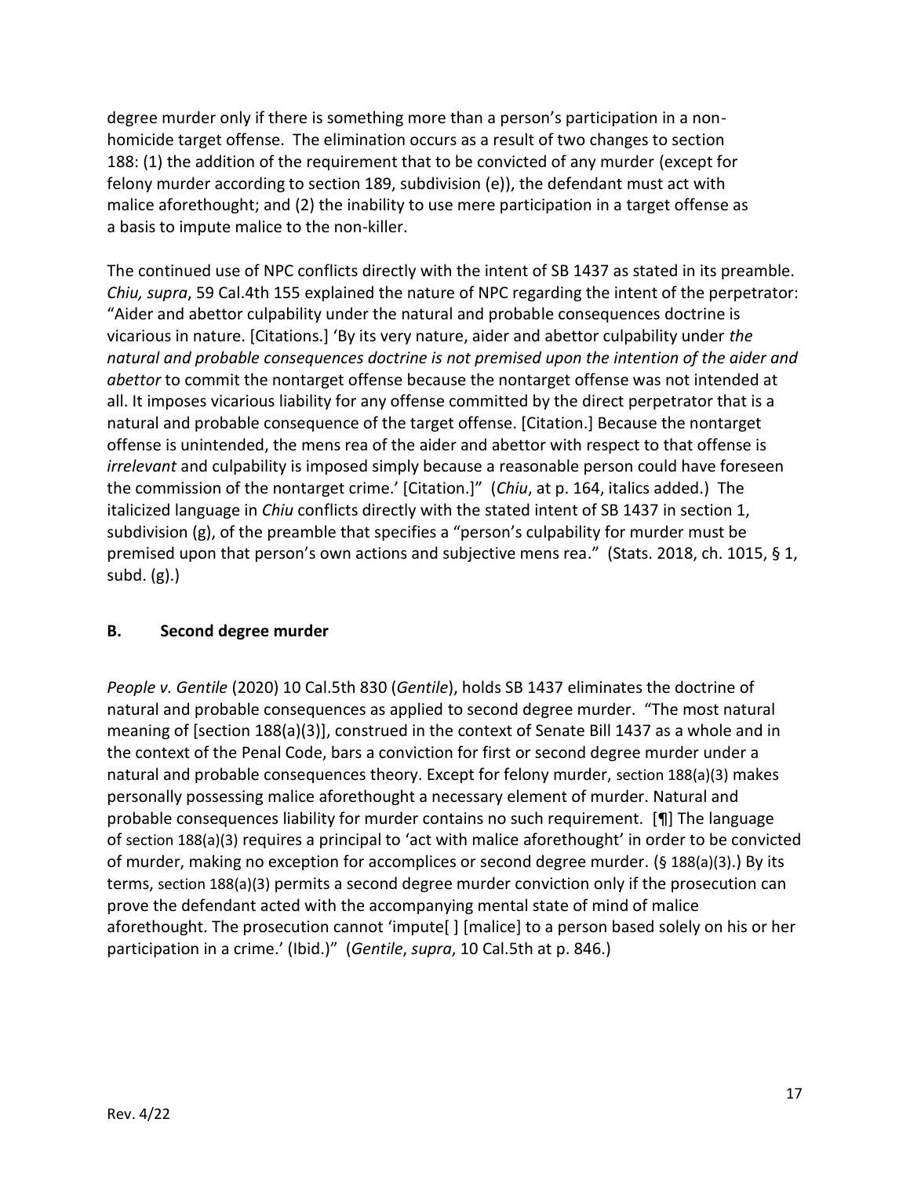degree murder only if there is something more than a person's participation in a non-homicide target offense. The elimination occurs as a result of two changes to section 188: (1) the addition of the requirement that to be convicted of any murder (except for felony murder according to section 189, subdivision (e)), the defendant must act with malice aforethought; and (2) the inability to use mere participation in a target offense as a basis to impute malice to the non-killer.

The continued use of NPC conflicts directly with the intent of SB 1437 as stated in its preamble. *Chiu, supra*, 59 Cal.4th 155 explained the nature of NPC regarding the intent of the perpetrator: "Aider and abettor culpability under the natural and probable consequences doctrine is vicarious in nature. [Citations.] 'By its very nature, aider and abettor culpability under *the natural and probable consequences doctrine is not premised upon the intention of the aider and abettor* to commit the nontarget offense because the nontarget offense was not intended at all. It imposes vicarious liability for any offense committed by the direct perpetrator that is a natural and probable consequence of the target offense. [Citation.] Because the nontarget offense is unintended, the mens rea of the aider and abettor with respect to that offense is *irrelevant* and culpability is imposed simply because a reasonable person could have foreseen the commission of the nontarget crime.' [Citation.]" (*Chiu*, at p. 164, italics added.) The italicized language in *Chiu* conflicts directly with the stated intent of SB 1437 in section 1, subdivision (g), of the preamble that specifies a "person's culpability for murder must be premised upon that person's own actions and subjective mens rea." (Stats. 2018, ch. 1015, § 1, subd. (g).)

## B. Second degree murder

*People v. Gentile* (2020) 10 Cal.5th 830 (*Gentile*), holds SB 1437 eliminates the doctrine of natural and probable consequences as applied to second degree murder. "The most natural meaning of [section 188(a)(3)], construed in the context of Senate Bill 1437 as a whole and in the context of the Penal Code, bars a conviction for first or second degree murder under a natural and probable consequences theory. Except for felony murder, section 188(a)(3) makes personally possessing malice aforethought a necessary element of murder. Natural and probable consequences liability for murder contains no such requirement. [¶] The language of section 188(a)(3) requires a principal to 'act with malice aforethought' in order to be convicted of murder, making no exception for accomplices or second degree murder. (§ 188(a)(3).) By its terms, section 188(a)(3) permits a second degree murder conviction only if the prosecution can prove the defendant acted with the accompanying mental state of mind of malice aforethought. The prosecution cannot 'impute[ ] [malice] to a person based solely on his or her participation in a crime.' (Ibid.)" (*Gentile*, *supra*, 10 Cal.5th at p. 846.)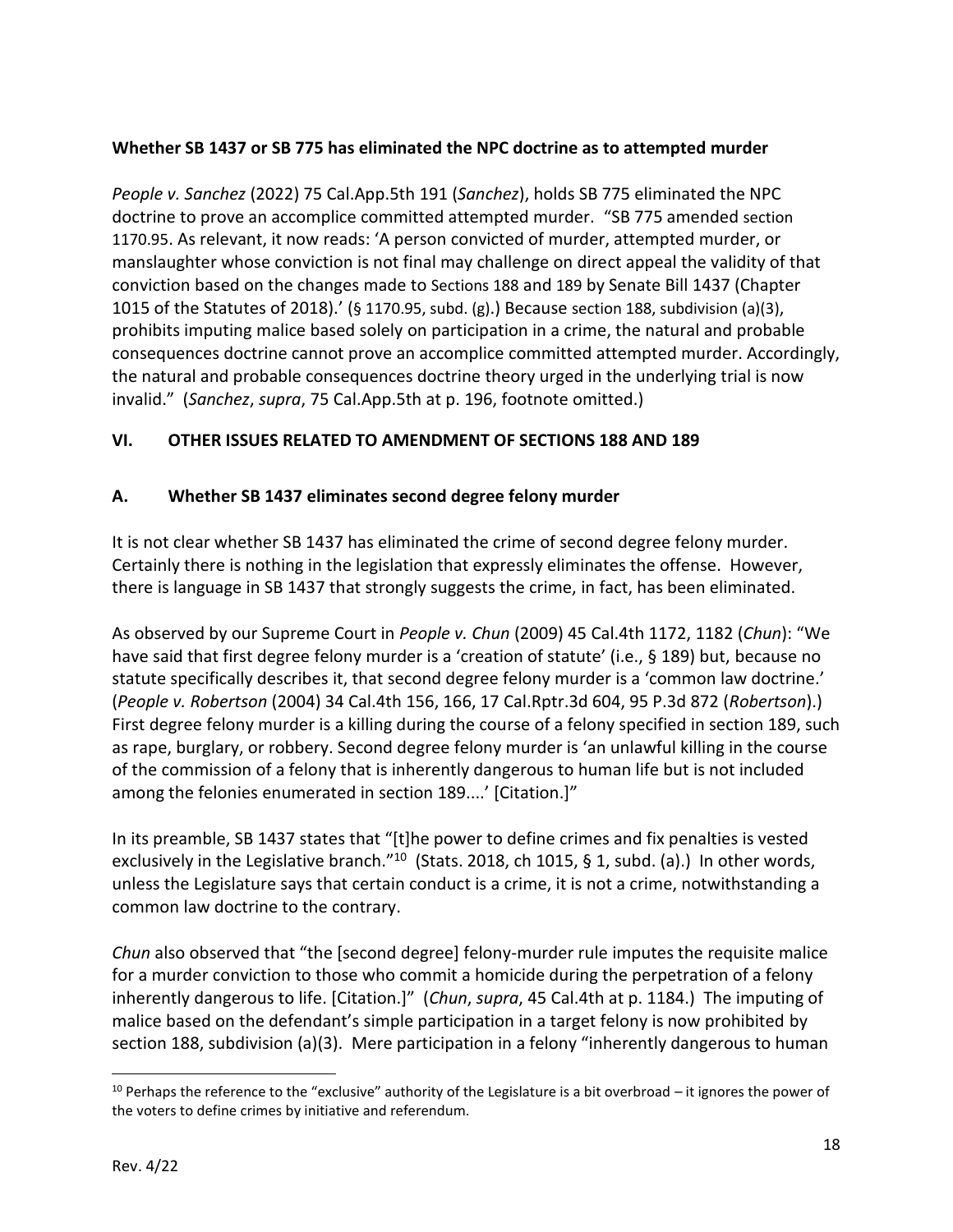**Whether SB 1437 or SB 775 has eliminated the NPC doctrine as to attempted murder**

*People v. Sanchez* (2022) 75 Cal.App.5th 191 (*Sanchez*), holds SB 775 eliminated the NPC doctrine to prove an accomplice committed attempted murder. "SB 775 amended section 1170.95. As relevant, it now reads: 'A person convicted of murder, attempted murder, or manslaughter whose conviction is not final may challenge on direct appeal the validity of that conviction based on the changes made to Sections 188 and 189 by Senate Bill 1437 (Chapter 1015 of the Statutes of 2018).' (§ 1170.95, subd. (g).) Because section 188, subdivision (a)(3), prohibits imputing malice based solely on participation in a crime, the natural and probable consequences doctrine cannot prove an accomplice committed attempted murder. Accordingly, the natural and probable consequences doctrine theory urged in the underlying trial is now invalid." (*Sanchez*, *supra*, 75 Cal.App.5th at p. 196, footnote omitted.)

## VI. OTHER ISSUES RELATED TO AMENDMENT OF SECTIONS 188 AND 189

### A. Whether SB 1437 eliminates second degree felony murder

It is not clear whether SB 1437 has eliminated the crime of second degree felony murder. Certainly there is nothing in the legislation that expressly eliminates the offense. However, there is language in SB 1437 that strongly suggests the crime, in fact, has been eliminated.

As observed by our Supreme Court in *People v. Chun* (2009) 45 Cal.4th 1172, 1182 (*Chun*): "We have said that first degree felony murder is a 'creation of statute' (i.e., § 189) but, because no statute specifically describes it, that second degree felony murder is a 'common law doctrine.' (*People v. Robertson* (2004) 34 Cal.4th 156, 166, 17 Cal.Rptr.3d 604, 95 P.3d 872 (*Robertson*).) First degree felony murder is a killing during the course of a felony specified in section 189, such as rape, burglary, or robbery. Second degree felony murder is 'an unlawful killing in the course of the commission of a felony that is inherently dangerous to human life but is not included among the felonies enumerated in section 189....' [Citation.]"

In its preamble, SB 1437 states that "[t]he power to define crimes and fix penalties is vested exclusively in the Legislative branch."[10] (Stats. 2018, ch 1015, § 1, subd. (a).) In other words, unless the Legislature says that certain conduct is a crime, it is not a crime, notwithstanding a common law doctrine to the contrary.

*Chun* also observed that "the [second degree] felony-murder rule imputes the requisite malice for a murder conviction to those who commit a homicide during the perpetration of a felony inherently dangerous to life. [Citation.]" (*Chun*, *supra*, 45 Cal.4th at p. 1184.) The imputing of malice based on the defendant's simple participation in a target felony is now prohibited by section 188, subdivision (a)(3). Mere participation in a felony "inherently dangerous to human

---

[10] Perhaps the reference to the "exclusive" authority of the Legislature is a bit overbroad – it ignores the power of the voters to define crimes by initiative and referendum.

Rev. 4/22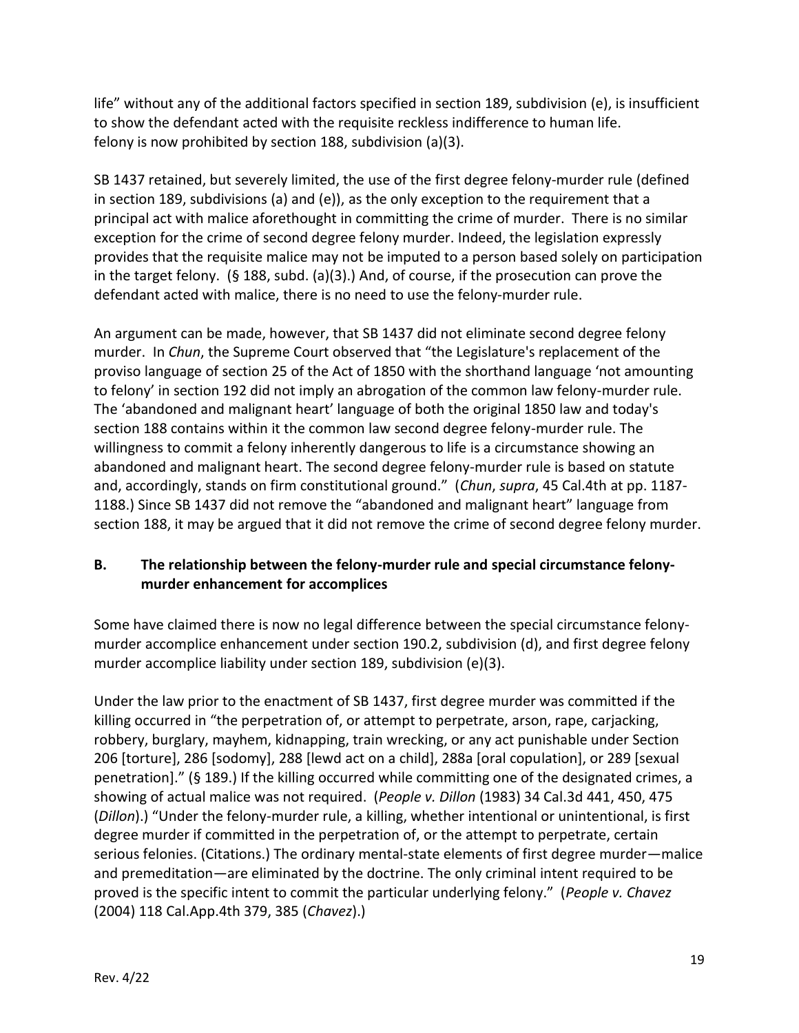life" without any of the additional factors specified in section 189, subdivision (e), is insufficient to show the defendant acted with the requisite reckless indifference to human life. felony is now prohibited by section 188, subdivision (a)(3).

SB 1437 retained, but severely limited, the use of the first degree felony-murder rule (defined in section 189, subdivisions (a) and (e)), as the only exception to the requirement that a principal act with malice aforethought in committing the crime of murder. There is no similar exception for the crime of second degree felony murder. Indeed, the legislation expressly provides that the requisite malice may not be imputed to a person based solely on participation in the target felony. (§ 188, subd. (a)(3).) And, of course, if the prosecution can prove the defendant acted with malice, there is no need to use the felony-murder rule.

An argument can be made, however, that SB 1437 did not eliminate second degree felony murder. In *Chun*, the Supreme Court observed that "the Legislature's replacement of the proviso language of section 25 of the Act of 1850 with the shorthand language 'not amounting to felony' in section 192 did not imply an abrogation of the common law felony-murder rule. The 'abandoned and malignant heart' language of both the original 1850 law and today's section 188 contains within it the common law second degree felony-murder rule. The willingness to commit a felony inherently dangerous to life is a circumstance showing an abandoned and malignant heart. The second degree felony-murder rule is based on statute and, accordingly, stands on firm constitutional ground." (*Chun*, *supra*, 45 Cal.4th at pp. 1187-1188.) Since SB 1437 did not remove the "abandoned and malignant heart" language from section 188, it may be argued that it did not remove the crime of second degree felony murder.

## B. The relationship between the felony-murder rule and special circumstance felony-murder enhancement for accomplices

Some have claimed there is now no legal difference between the special circumstance felony-murder accomplice enhancement under section 190.2, subdivision (d), and first degree felony murder accomplice liability under section 189, subdivision (e)(3).

Under the law prior to the enactment of SB 1437, first degree murder was committed if the killing occurred in "the perpetration of, or attempt to perpetrate, arson, rape, carjacking, robbery, burglary, mayhem, kidnapping, train wrecking, or any act punishable under Section 206 [torture], 286 [sodomy], 288 [lewd act on a child], 288a [oral copulation], or 289 [sexual penetration]." (§ 189.) If the killing occurred while committing one of the designated crimes, a showing of actual malice was not required. (*People v. Dillon* (1983) 34 Cal.3d 441, 450, 475 (*Dillon*).) "Under the felony-murder rule, a killing, whether intentional or unintentional, is first degree murder if committed in the perpetration of, or the attempt to perpetrate, certain serious felonies. (Citations.) The ordinary mental-state elements of first degree murder—malice and premeditation—are eliminated by the doctrine. The only criminal intent required to be proved is the specific intent to commit the particular underlying felony." (*People v. Chavez* (2004) 118 Cal.App.4th 379, 385 (*Chavez*).)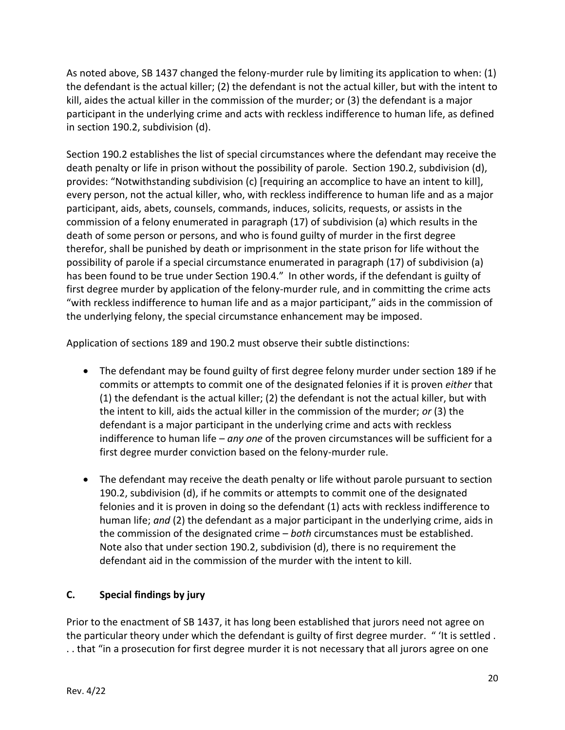As noted above, SB 1437 changed the felony-murder rule by limiting its application to when: (1) the defendant is the actual killer; (2) the defendant is not the actual killer, but with the intent to kill, aides the actual killer in the commission of the murder; or (3) the defendant is a major participant in the underlying crime and acts with reckless indifference to human life, as defined in section 190.2, subdivision (d).

Section 190.2 establishes the list of special circumstances where the defendant may receive the death penalty or life in prison without the possibility of parole. Section 190.2, subdivision (d), provides: "Notwithstanding subdivision (c) [requiring an accomplice to have an intent to kill], every person, not the actual killer, who, with reckless indifference to human life and as a major participant, aids, abets, counsels, commands, induces, solicits, requests, or assists in the commission of a felony enumerated in paragraph (17) of subdivision (a) which results in the death of some person or persons, and who is found guilty of murder in the first degree therefor, shall be punished by death or imprisonment in the state prison for life without the possibility of parole if a special circumstance enumerated in paragraph (17) of subdivision (a) has been found to be true under Section 190.4." In other words, if the defendant is guilty of first degree murder by application of the felony-murder rule, and in committing the crime acts "with reckless indifference to human life and as a major participant," aids in the commission of the underlying felony, the special circumstance enhancement may be imposed.

Application of sections 189 and 190.2 must observe their subtle distinctions:

- The defendant may be found guilty of first degree felony murder under section 189 if he commits or attempts to commit one of the designated felonies if it is proven *either* that (1) the defendant is the actual killer; (2) the defendant is not the actual killer, but with the intent to kill, aids the actual killer in the commission of the murder; *or* (3) the defendant is a major participant in the underlying crime and acts with reckless indifference to human life – *any one* of the proven circumstances will be sufficient for a first degree murder conviction based on the felony-murder rule.

- The defendant may receive the death penalty or life without parole pursuant to section 190.2, subdivision (d), if he commits or attempts to commit one of the designated felonies and it is proven in doing so the defendant (1) acts with reckless indifference to human life; *and* (2) the defendant as a major participant in the underlying crime, aids in the commission of the designated crime – *both* circumstances must be established. Note also that under section 190.2, subdivision (d), there is no requirement the defendant aid in the commission of the murder with the intent to kill.

## C. Special findings by jury

Prior to the enactment of SB 1437, it has long been established that jurors need not agree on the particular theory under which the defendant is guilty of first degree murder. " 'It is settled . . . that "in a prosecution for first degree murder it is not necessary that all jurors agree on one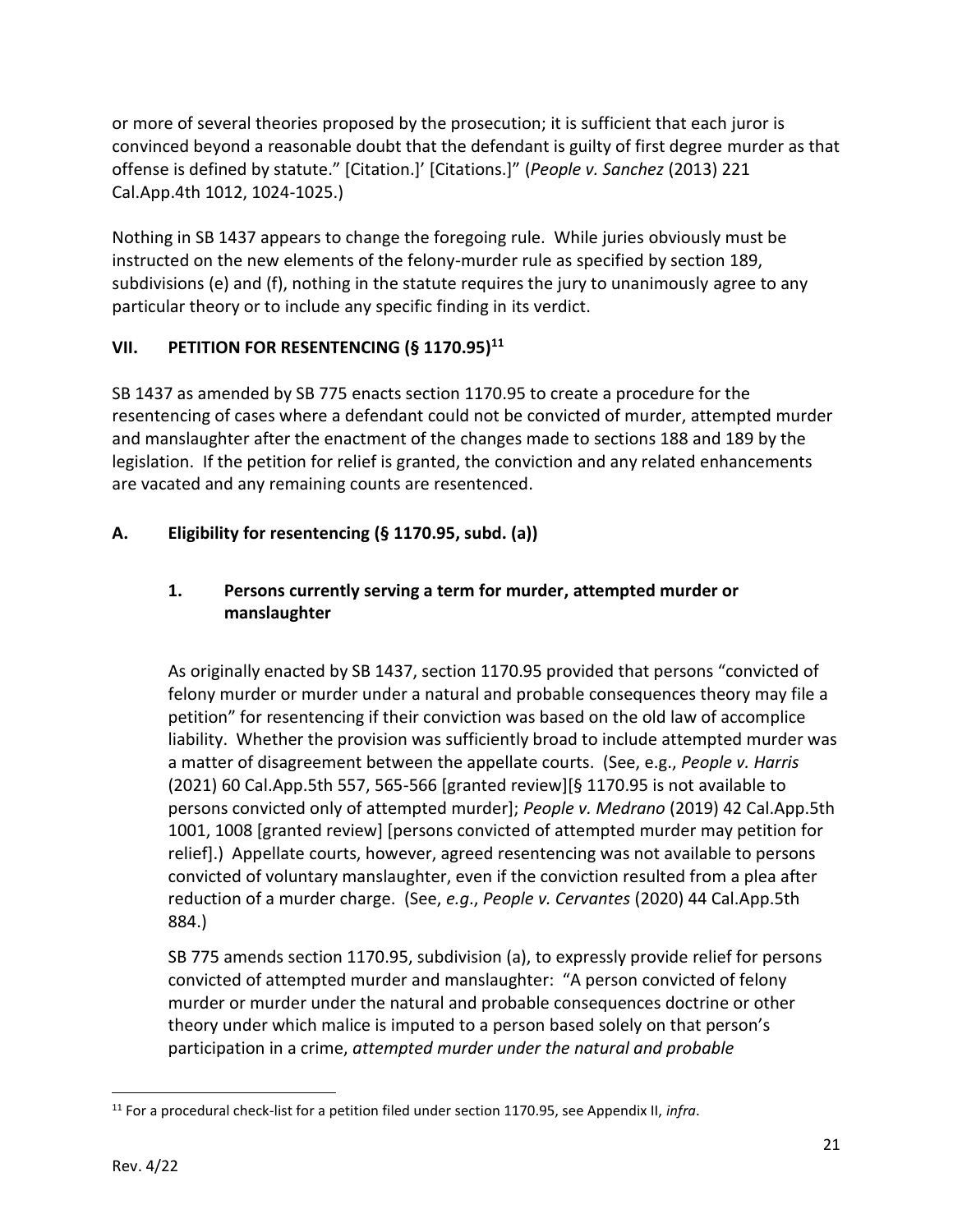or more of several theories proposed by the prosecution; it is sufficient that each juror is convinced beyond a reasonable doubt that the defendant is guilty of first degree murder as that offense is defined by statute." [Citation.]' [Citations.]" (*People v. Sanchez* (2013) 221 Cal.App.4th 1012, 1024-1025.)

Nothing in SB 1437 appears to change the foregoing rule. While juries obviously must be instructed on the new elements of the felony-murder rule as specified by section 189, subdivisions (e) and (f), nothing in the statute requires the jury to unanimously agree to any particular theory or to include any specific finding in its verdict.

## VII. PETITION FOR RESENTENCING (§ 1170.95)[11]

SB 1437 as amended by SB 775 enacts section 1170.95 to create a procedure for the resentencing of cases where a defendant could not be convicted of murder, attempted murder and manslaughter after the enactment of the changes made to sections 188 and 189 by the legislation. If the petition for relief is granted, the conviction and any related enhancements are vacated and any remaining counts are resentenced.

### A. Eligibility for resentencing (§ 1170.95, subd. (a))

#### 1. Persons currently serving a term for murder, attempted murder or manslaughter

As originally enacted by SB 1437, section 1170.95 provided that persons "convicted of felony murder or murder under a natural and probable consequences theory may file a petition" for resentencing if their conviction was based on the old law of accomplice liability. Whether the provision was sufficiently broad to include attempted murder was a matter of disagreement between the appellate courts. (See, e.g., *People v. Harris* (2021) 60 Cal.App.5th 557, 565-566 [granted review][§ 1170.95 is not available to persons convicted only of attempted murder]; *People v. Medrano* (2019) 42 Cal.App.5th 1001, 1008 [granted review] [persons convicted of attempted murder may petition for relief].) Appellate courts, however, agreed resentencing was not available to persons convicted of voluntary manslaughter, even if the conviction resulted from a plea after reduction of a murder charge. (See, *e.g*., *People v. Cervantes* (2020) 44 Cal.App.5th 884.)

SB 775 amends section 1170.95, subdivision (a), to expressly provide relief for persons convicted of attempted murder and manslaughter: "A person convicted of felony murder or murder under the natural and probable consequences doctrine or other theory under which malice is imputed to a person based solely on that person's participation in a crime, *attempted murder under the natural and probable*

---

[11] For a procedural check-list for a petition filed under section 1170.95, see Appendix II, *infra*.

Rev. 4/22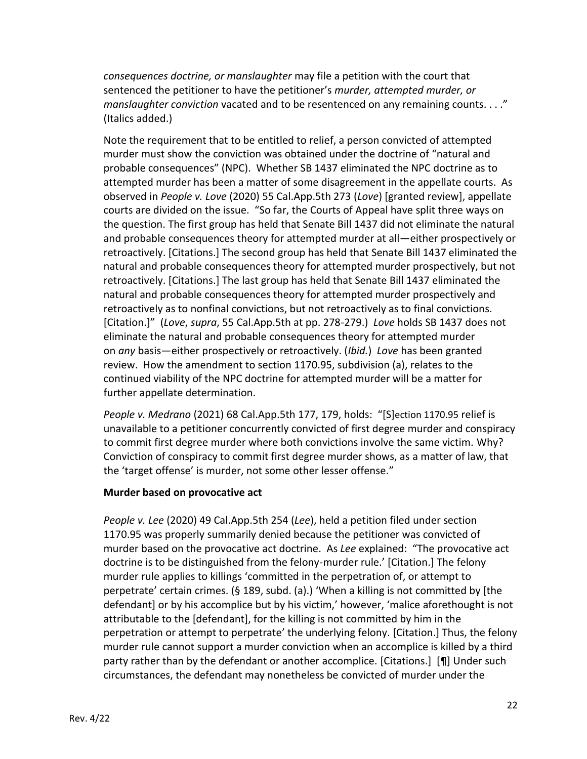*consequences doctrine, or manslaughter* may file a petition with the court that sentenced the petitioner to have the petitioner's *murder, attempted murder, or manslaughter conviction* vacated and to be resentenced on any remaining counts. . . ." (Italics added.)

Note the requirement that to be entitled to relief, a person convicted of attempted murder must show the conviction was obtained under the doctrine of "natural and probable consequences" (NPC). Whether SB 1437 eliminated the NPC doctrine as to attempted murder has been a matter of some disagreement in the appellate courts. As observed in *People v. Love* (2020) 55 Cal.App.5th 273 (*Love*) [granted review], appellate courts are divided on the issue. "So far, the Courts of Appeal have split three ways on the question. The first group has held that Senate Bill 1437 did not eliminate the natural and probable consequences theory for attempted murder at all—either prospectively or retroactively. [Citations.] The second group has held that Senate Bill 1437 eliminated the natural and probable consequences theory for attempted murder prospectively, but not retroactively. [Citations.] The last group has held that Senate Bill 1437 eliminated the natural and probable consequences theory for attempted murder prospectively and retroactively as to nonfinal convictions, but not retroactively as to final convictions. [Citation.]" (*Love*, *supra*, 55 Cal.App.5th at pp. 278-279.) *Love* holds SB 1437 does not eliminate the natural and probable consequences theory for attempted murder on *any* basis—either prospectively or retroactively. (*Ibid.*) *Love* has been granted review. How the amendment to section 1170.95, subdivision (a), relates to the continued viability of the NPC doctrine for attempted murder will be a matter for further appellate determination.

*People v. Medrano* (2021) 68 Cal.App.5th 177, 179, holds: "[S]ection 1170.95 relief is unavailable to a petitioner concurrently convicted of first degree murder and conspiracy to commit first degree murder where both convictions involve the same victim. Why? Conviction of conspiracy to commit first degree murder shows, as a matter of law, that the 'target offense' is murder, not some other lesser offense."

**Murder based on provocative act**

*People v. Lee* (2020) 49 Cal.App.5th 254 (*Lee*), held a petition filed under section 1170.95 was properly summarily denied because the petitioner was convicted of murder based on the provocative act doctrine. As *Lee* explained: "The provocative act doctrine is to be distinguished from the felony-murder rule.' [Citation.] The felony murder rule applies to killings 'committed in the perpetration of, or attempt to perpetrate' certain crimes. (§ 189, subd. (a).) 'When a killing is not committed by [the defendant] or by his accomplice but by his victim,' however, 'malice aforethought is not attributable to the [defendant], for the killing is not committed by him in the perpetration or attempt to perpetrate' the underlying felony. [Citation.] Thus, the felony murder rule cannot support a murder conviction when an accomplice is killed by a third party rather than by the defendant or another accomplice. [Citations.] [¶] Under such circumstances, the defendant may nonetheless be convicted of murder under the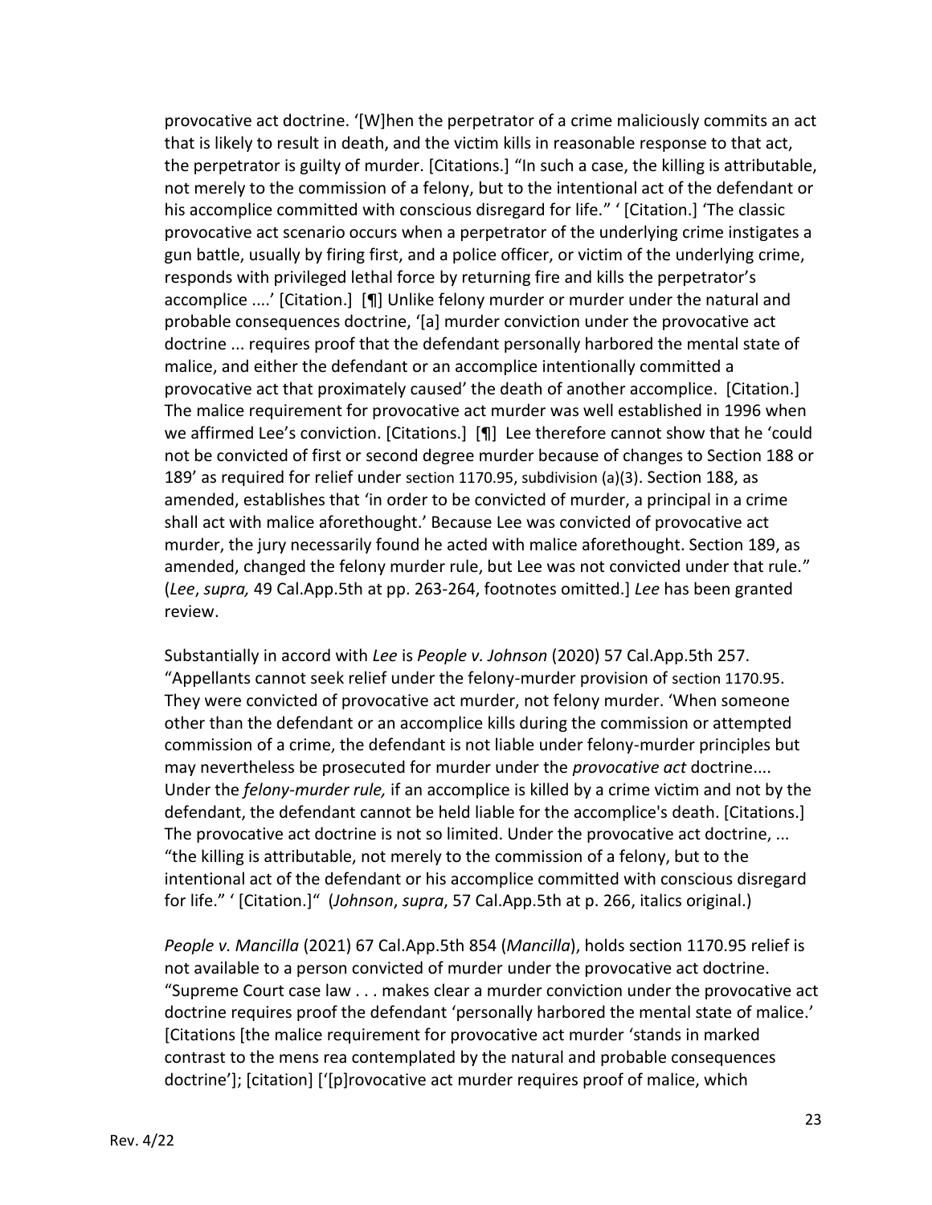provocative act doctrine. '[W]hen the perpetrator of a crime maliciously commits an act that is likely to result in death, and the victim kills in reasonable response to that act, the perpetrator is guilty of murder. [Citations.] "In such a case, the killing is attributable, not merely to the commission of a felony, but to the intentional act of the defendant or his accomplice committed with conscious disregard for life." ' [Citation.] 'The classic provocative act scenario occurs when a perpetrator of the underlying crime instigates a gun battle, usually by firing first, and a police officer, or victim of the underlying crime, responds with privileged lethal force by returning fire and kills the perpetrator's accomplice ....' [Citation.] [¶] Unlike felony murder or murder under the natural and probable consequences doctrine, '[a] murder conviction under the provocative act doctrine ... requires proof that the defendant personally harbored the mental state of malice, and either the defendant or an accomplice intentionally committed a provocative act that proximately caused' the death of another accomplice. [Citation.] The malice requirement for provocative act murder was well established in 1996 when we affirmed Lee's conviction. [Citations.] [¶] Lee therefore cannot show that he 'could not be convicted of first or second degree murder because of changes to Section 188 or 189' as required for relief under section 1170.95, subdivision (a)(3). Section 188, as amended, establishes that 'in order to be convicted of murder, a principal in a crime shall act with malice aforethought.' Because Lee was convicted of provocative act murder, the jury necessarily found he acted with malice aforethought. Section 189, as amended, changed the felony murder rule, but Lee was not convicted under that rule." (*Lee*, *supra,* 49 Cal.App.5th at pp. 263-264, footnotes omitted.] *Lee* has been granted review.

Substantially in accord with *Lee* is *People v. Johnson* (2020) 57 Cal.App.5th 257. "Appellants cannot seek relief under the felony-murder provision of section 1170.95. They were convicted of provocative act murder, not felony murder. 'When someone other than the defendant or an accomplice kills during the commission or attempted commission of a crime, the defendant is not liable under felony-murder principles but may nevertheless be prosecuted for murder under the *provocative act* doctrine.... Under the *felony-murder rule,* if an accomplice is killed by a crime victim and not by the defendant, the defendant cannot be held liable for the accomplice's death. [Citations.] The provocative act doctrine is not so limited. Under the provocative act doctrine, ... "the killing is attributable, not merely to the commission of a felony, but to the intentional act of the defendant or his accomplice committed with conscious disregard for life." ' [Citation.]" (*Johnson*, *supra*, 57 Cal.App.5th at p. 266, italics original.)

*People v. Mancilla* (2021) 67 Cal.App.5th 854 (*Mancilla*), holds section 1170.95 relief is not available to a person convicted of murder under the provocative act doctrine. "Supreme Court case law . . . makes clear a murder conviction under the provocative act doctrine requires proof the defendant 'personally harbored the mental state of malice.' [Citations [the malice requirement for provocative act murder 'stands in marked contrast to the mens rea contemplated by the natural and probable consequences doctrine']; [citation] ['[p]rovocative act murder requires proof of malice, which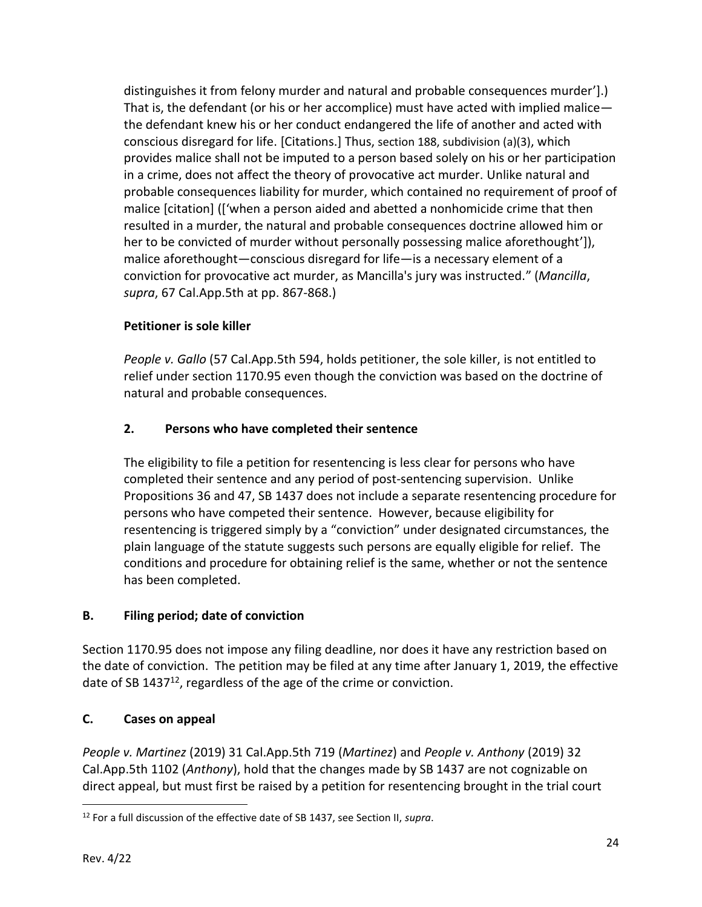distinguishes it from felony murder and natural and probable consequences murder']].) That is, the defendant (or his or her accomplice) must have acted with implied malice—the defendant knew his or her conduct endangered the life of another and acted with conscious disregard for life. [Citations.] Thus, section 188, subdivision (a)(3), which provides malice shall not be imputed to a person based solely on his or her participation in a crime, does not affect the theory of provocative act murder. Unlike natural and probable consequences liability for murder, which contained no requirement of proof of malice [citation] (['when a person aided and abetted a nonhomicide crime that then resulted in a murder, the natural and probable consequences doctrine allowed him or her to be convicted of murder without personally possessing malice aforethought']), malice aforethought—conscious disregard for life—is a necessary element of a conviction for provocative act murder, as Mancilla's jury was instructed." (*Mancilla*, *supra*, 67 Cal.App.5th at pp. 867-868.)

**Petitioner is sole killer**

*People v. Gallo* (57 Cal.App.5th 594, holds petitioner, the sole killer, is not entitled to relief under section 1170.95 even though the conviction was based on the doctrine of natural and probable consequences.

### 2. Persons who have completed their sentence

The eligibility to file a petition for resentencing is less clear for persons who have completed their sentence and any period of post-sentencing supervision. Unlike Propositions 36 and 47, SB 1437 does not include a separate resentencing procedure for persons who have competed their sentence. However, because eligibility for resentencing is triggered simply by a "conviction" under designated circumstances, the plain language of the statute suggests such persons are equally eligible for relief. The conditions and procedure for obtaining relief is the same, whether or not the sentence has been completed.

## B. Filing period; date of conviction

Section 1170.95 does not impose any filing deadline, nor does it have any restriction based on the date of conviction. The petition may be filed at any time after January 1, 2019, the effective date of SB 1437[12], regardless of the age of the crime or conviction.

## C. Cases on appeal

*People v. Martinez* (2019) 31 Cal.App.5th 719 (*Martinez*) and *People v. Anthony* (2019) 32 Cal.App.5th 1102 (*Anthony*), hold that the changes made by SB 1437 are not cognizable on direct appeal, but must first be raised by a petition for resentencing brought in the trial court

[12] For a full discussion of the effective date of SB 1437, see Section II, *supra*.

Rev. 4/22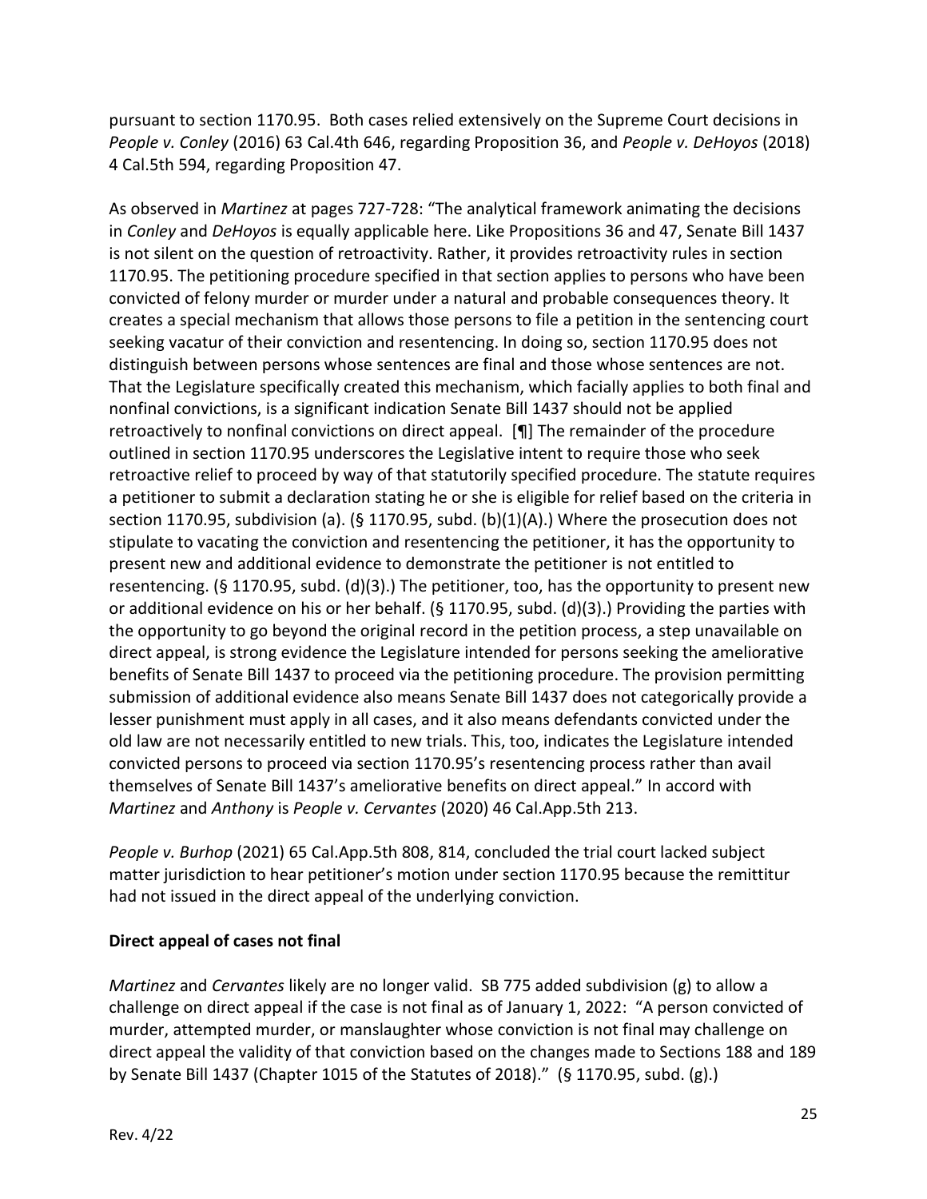pursuant to section 1170.95. Both cases relied extensively on the Supreme Court decisions in *People v. Conley* (2016) 63 Cal.4th 646, regarding Proposition 36, and *People v. DeHoyos* (2018) 4 Cal.5th 594, regarding Proposition 47.

As observed in *Martinez* at pages 727-728: "The analytical framework animating the decisions in *Conley* and *DeHoyos* is equally applicable here. Like Propositions 36 and 47, Senate Bill 1437 is not silent on the question of retroactivity. Rather, it provides retroactivity rules in section 1170.95. The petitioning procedure specified in that section applies to persons who have been convicted of felony murder or murder under a natural and probable consequences theory. It creates a special mechanism that allows those persons to file a petition in the sentencing court seeking vacatur of their conviction and resentencing. In doing so, section 1170.95 does not distinguish between persons whose sentences are final and those whose sentences are not. That the Legislature specifically created this mechanism, which facially applies to both final and nonfinal convictions, is a significant indication Senate Bill 1437 should not be applied retroactively to nonfinal convictions on direct appeal. [¶] The remainder of the procedure outlined in section 1170.95 underscores the Legislative intent to require those who seek retroactive relief to proceed by way of that statutorily specified procedure. The statute requires a petitioner to submit a declaration stating he or she is eligible for relief based on the criteria in section 1170.95, subdivision (a). (§ 1170.95, subd. (b)(1)(A).) Where the prosecution does not stipulate to vacating the conviction and resentencing the petitioner, it has the opportunity to present new and additional evidence to demonstrate the petitioner is not entitled to resentencing. (§ 1170.95, subd. (d)(3).) The petitioner, too, has the opportunity to present new or additional evidence on his or her behalf. (§ 1170.95, subd. (d)(3).) Providing the parties with the opportunity to go beyond the original record in the petition process, a step unavailable on direct appeal, is strong evidence the Legislature intended for persons seeking the ameliorative benefits of Senate Bill 1437 to proceed via the petitioning procedure. The provision permitting submission of additional evidence also means Senate Bill 1437 does not categorically provide a lesser punishment must apply in all cases, and it also means defendants convicted under the old law are not necessarily entitled to new trials. This, too, indicates the Legislature intended convicted persons to proceed via section 1170.95's resentencing process rather than avail themselves of Senate Bill 1437's ameliorative benefits on direct appeal." In accord with *Martinez* and *Anthony* is *People v. Cervantes* (2020) 46 Cal.App.5th 213.

*People v. Burhop* (2021) 65 Cal.App.5th 808, 814, concluded the trial court lacked subject matter jurisdiction to hear petitioner's motion under section 1170.95 because the remittitur had not issued in the direct appeal of the underlying conviction.

**Direct appeal of cases not final**

*Martinez* and *Cervantes* likely are no longer valid. SB 775 added subdivision (g) to allow a challenge on direct appeal if the case is not final as of January 1, 2022: "A person convicted of murder, attempted murder, or manslaughter whose conviction is not final may challenge on direct appeal the validity of that conviction based on the changes made to Sections 188 and 189 by Senate Bill 1437 (Chapter 1015 of the Statutes of 2018)." (§ 1170.95, subd. (g).)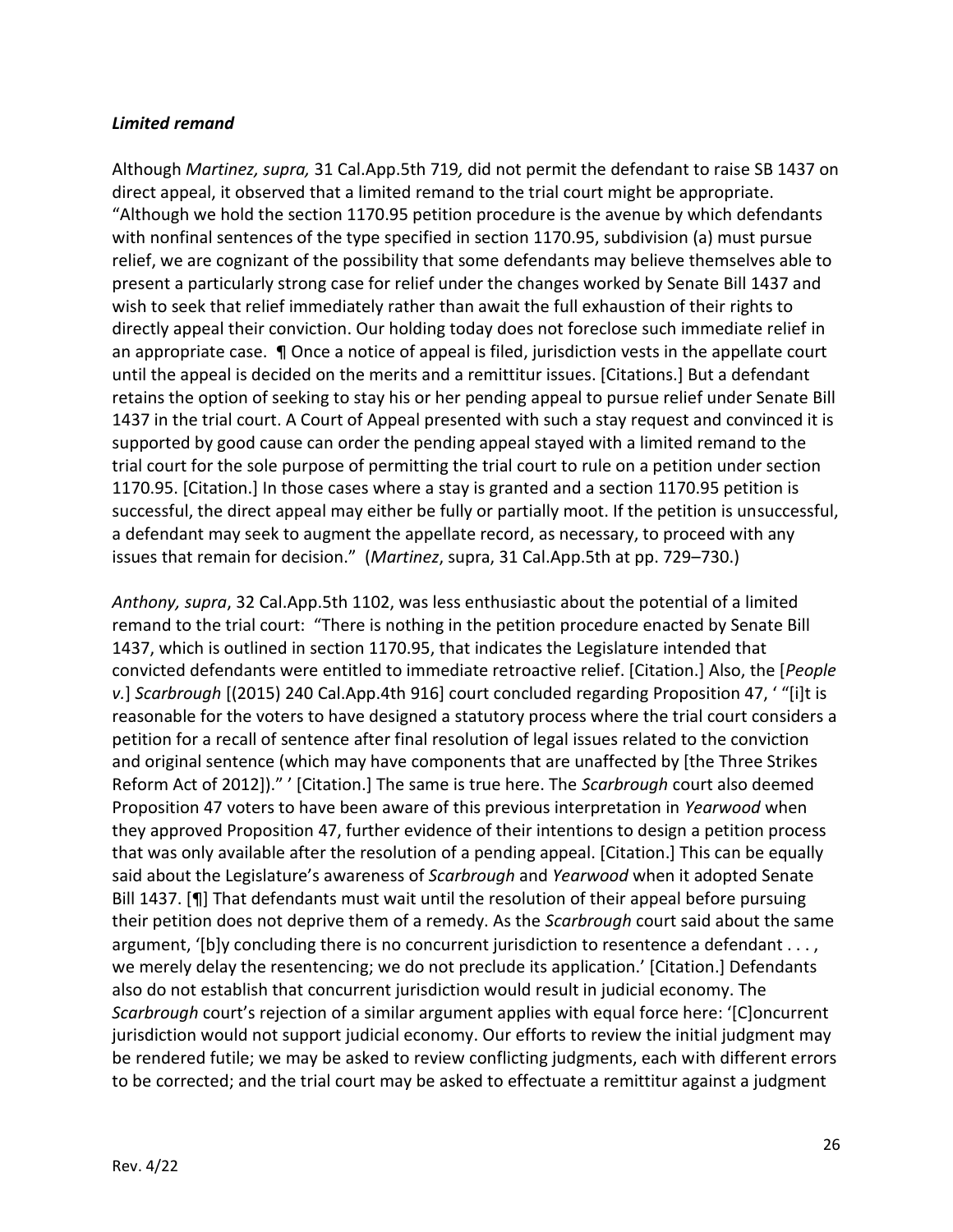***Limited remand***

Although *Martinez, supra,* 31 Cal.App.5th 719*,* did not permit the defendant to raise SB 1437 on direct appeal, it observed that a limited remand to the trial court might be appropriate. "Although we hold the section 1170.95 petition procedure is the avenue by which defendants with nonfinal sentences of the type specified in section 1170.95, subdivision (a) must pursue relief, we are cognizant of the possibility that some defendants may believe themselves able to present a particularly strong case for relief under the changes worked by Senate Bill 1437 and wish to seek that relief immediately rather than await the full exhaustion of their rights to directly appeal their conviction. Our holding today does not foreclose such immediate relief in an appropriate case. ¶ Once a notice of appeal is filed, jurisdiction vests in the appellate court until the appeal is decided on the merits and a remittitur issues. [Citations.] But a defendant retains the option of seeking to stay his or her pending appeal to pursue relief under Senate Bill 1437 in the trial court. A Court of Appeal presented with such a stay request and convinced it is supported by good cause can order the pending appeal stayed with a limited remand to the trial court for the sole purpose of permitting the trial court to rule on a petition under section 1170.95. [Citation.] In those cases where a stay is granted and a section 1170.95 petition is successful, the direct appeal may either be fully or partially moot. If the petition is unsuccessful, a defendant may seek to augment the appellate record, as necessary, to proceed with any issues that remain for decision." (*Martinez*, supra, 31 Cal.App.5th at pp. 729–730.)

*Anthony, supra*, 32 Cal.App.5th 1102, was less enthusiastic about the potential of a limited remand to the trial court: "There is nothing in the petition procedure enacted by Senate Bill 1437, which is outlined in section 1170.95, that indicates the Legislature intended that convicted defendants were entitled to immediate retroactive relief. [Citation.] Also, the [*People v.*] *Scarbrough* [(2015) 240 Cal.App.4th 916] court concluded regarding Proposition 47, ' "[i]t is reasonable for the voters to have designed a statutory process where the trial court considers a petition for a recall of sentence after final resolution of legal issues related to the conviction and original sentence (which may have components that are unaffected by [the Three Strikes Reform Act of 2012])." ' [Citation.] The same is true here. The *Scarbrough* court also deemed Proposition 47 voters to have been aware of this previous interpretation in *Yearwood* when they approved Proposition 47, further evidence of their intentions to design a petition process that was only available after the resolution of a pending appeal. [Citation.] This can be equally said about the Legislature's awareness of *Scarbrough* and *Yearwood* when it adopted Senate Bill 1437. [¶] That defendants must wait until the resolution of their appeal before pursuing their petition does not deprive them of a remedy. As the *Scarbrough* court said about the same argument, '[b]y concluding there is no concurrent jurisdiction to resentence a defendant . . . , we merely delay the resentencing; we do not preclude its application.' [Citation.] Defendants also do not establish that concurrent jurisdiction would result in judicial economy. The *Scarbrough* court's rejection of a similar argument applies with equal force here: '[C]oncurrent jurisdiction would not support judicial economy. Our efforts to review the initial judgment may be rendered futile; we may be asked to review conflicting judgments, each with different errors to be corrected; and the trial court may be asked to effectuate a remittitur against a judgment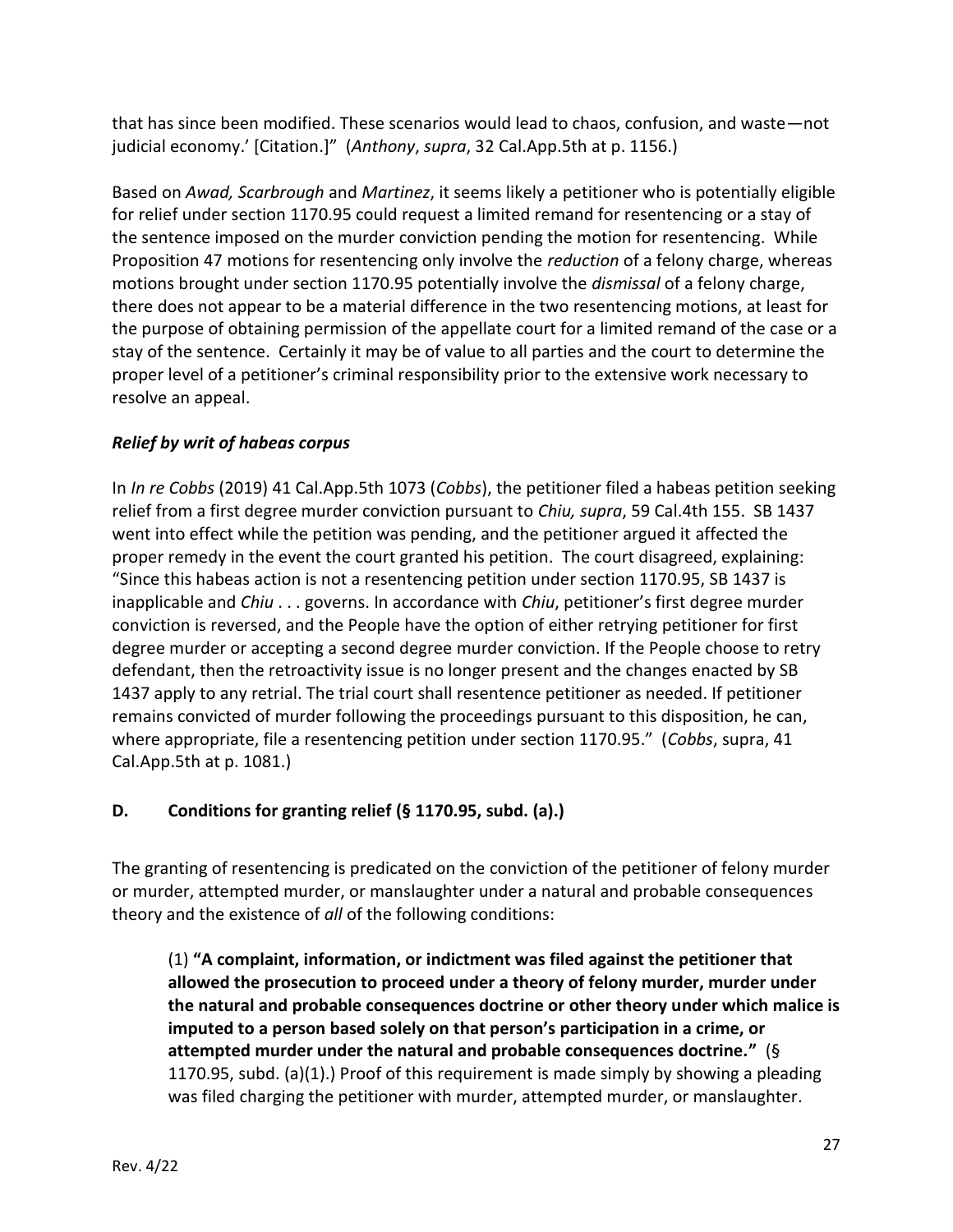that has since been modified. These scenarios would lead to chaos, confusion, and waste—not judicial economy.' [Citation.]" (*Anthony*, *supra*, 32 Cal.App.5th at p. 1156.)

Based on *Awad, Scarbrough* and *Martinez*, it seems likely a petitioner who is potentially eligible for relief under section 1170.95 could request a limited remand for resentencing or a stay of the sentence imposed on the murder conviction pending the motion for resentencing. While Proposition 47 motions for resentencing only involve the *reduction* of a felony charge, whereas motions brought under section 1170.95 potentially involve the *dismissal* of a felony charge, there does not appear to be a material difference in the two resentencing motions, at least for the purpose of obtaining permission of the appellate court for a limited remand of the case or a stay of the sentence. Certainly it may be of value to all parties and the court to determine the proper level of a petitioner's criminal responsibility prior to the extensive work necessary to resolve an appeal.

***Relief by writ of habeas corpus***

In *In re Cobbs* (2019) 41 Cal.App.5th 1073 (*Cobbs*), the petitioner filed a habeas petition seeking relief from a first degree murder conviction pursuant to *Chiu, supra*, 59 Cal.4th 155. SB 1437 went into effect while the petition was pending, and the petitioner argued it affected the proper remedy in the event the court granted his petition. The court disagreed, explaining: "Since this habeas action is not a resentencing petition under section 1170.95, SB 1437 is inapplicable and *Chiu* . . . governs. In accordance with *Chiu*, petitioner's first degree murder conviction is reversed, and the People have the option of either retrying petitioner for first degree murder or accepting a second degree murder conviction. If the People choose to retry defendant, then the retroactivity issue is no longer present and the changes enacted by SB 1437 apply to any retrial. The trial court shall resentence petitioner as needed. If petitioner remains convicted of murder following the proceedings pursuant to this disposition, he can, where appropriate, file a resentencing petition under section 1170.95." (*Cobbs*, supra, 41 Cal.App.5th at p. 1081.)

## D. Conditions for granting relief (§ 1170.95, subd. (a).)

The granting of resentencing is predicated on the conviction of the petitioner of felony murder or murder, attempted murder, or manslaughter under a natural and probable consequences theory and the existence of *all* of the following conditions:

> (1) **"A complaint, information, or indictment was filed against the petitioner that allowed the prosecution to proceed under a theory of felony murder, murder under the natural and probable consequences doctrine or other theory under which malice is imputed to a person based solely on that person's participation in a crime, or attempted murder under the natural and probable consequences doctrine."** (§ 1170.95, subd. (a)(1).) Proof of this requirement is made simply by showing a pleading was filed charging the petitioner with murder, attempted murder, or manslaughter.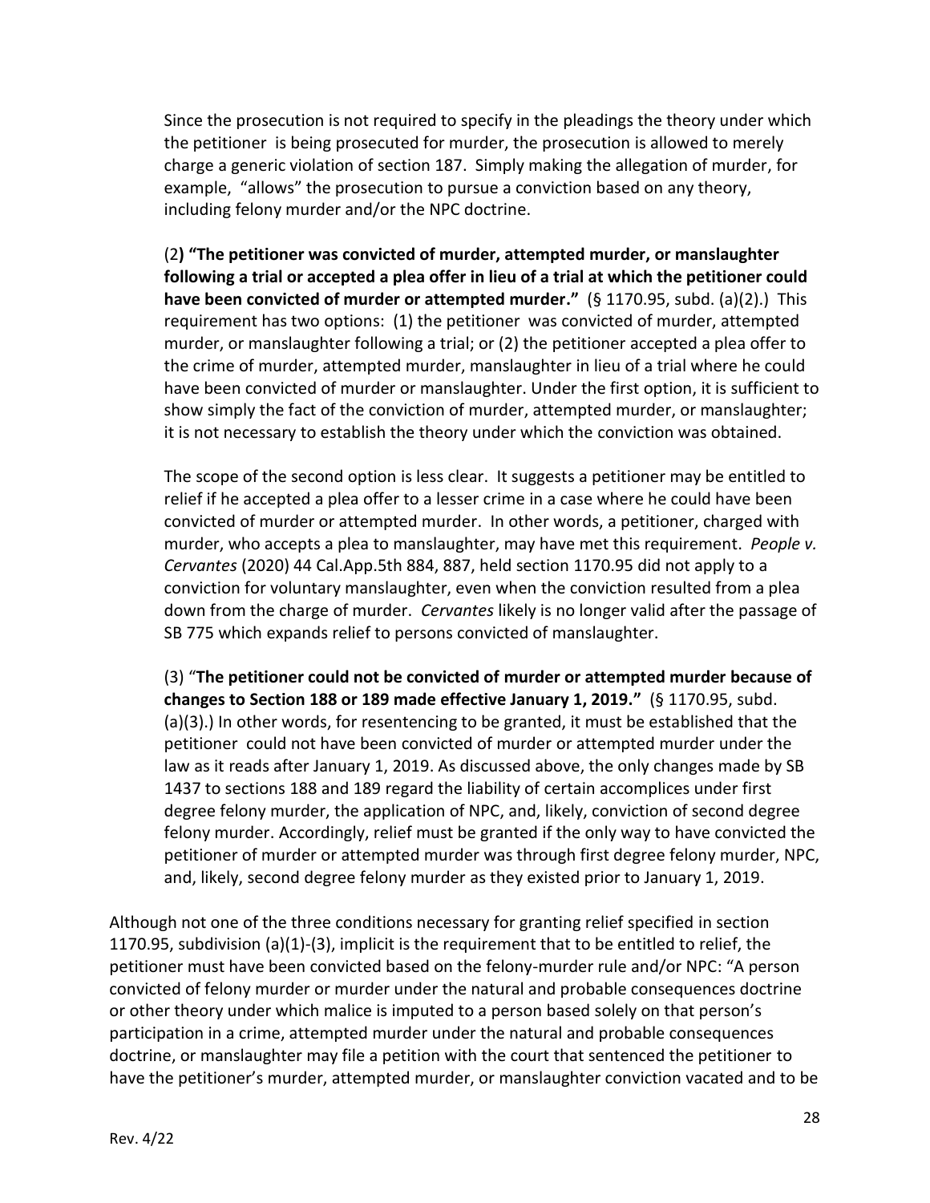Since the prosecution is not required to specify in the pleadings the theory under which the petitioner is being prosecuted for murder, the prosecution is allowed to merely charge a generic violation of section 187. Simply making the allegation of murder, for example, "allows" the prosecution to pursue a conviction based on any theory, including felony murder and/or the NPC doctrine.

(2**) "The petitioner was convicted of murder, attempted murder, or manslaughter following a trial or accepted a plea offer in lieu of a trial at which the petitioner could have been convicted of murder or attempted murder."** (§ 1170.95, subd. (a)(2).) This requirement has two options: (1) the petitioner was convicted of murder, attempted murder, or manslaughter following a trial; or (2) the petitioner accepted a plea offer to the crime of murder, attempted murder, manslaughter in lieu of a trial where he could have been convicted of murder or manslaughter. Under the first option, it is sufficient to show simply the fact of the conviction of murder, attempted murder, or manslaughter; it is not necessary to establish the theory under which the conviction was obtained.

The scope of the second option is less clear. It suggests a petitioner may be entitled to relief if he accepted a plea offer to a lesser crime in a case where he could have been convicted of murder or attempted murder. In other words, a petitioner, charged with murder, who accepts a plea to manslaughter, may have met this requirement. *People v. Cervantes* (2020) 44 Cal.App.5th 884, 887, held section 1170.95 did not apply to a conviction for voluntary manslaughter, even when the conviction resulted from a plea down from the charge of murder. *Cervantes* likely is no longer valid after the passage of SB 775 which expands relief to persons convicted of manslaughter.

(3) "**The petitioner could not be convicted of murder or attempted murder because of changes to Section 188 or 189 made effective January 1, 2019."** (§ 1170.95, subd. (a)(3).) In other words, for resentencing to be granted, it must be established that the petitioner could not have been convicted of murder or attempted murder under the law as it reads after January 1, 2019. As discussed above, the only changes made by SB 1437 to sections 188 and 189 regard the liability of certain accomplices under first degree felony murder, the application of NPC, and, likely, conviction of second degree felony murder. Accordingly, relief must be granted if the only way to have convicted the petitioner of murder or attempted murder was through first degree felony murder, NPC, and, likely, second degree felony murder as they existed prior to January 1, 2019.

Although not one of the three conditions necessary for granting relief specified in section 1170.95, subdivision (a)(1)-(3), implicit is the requirement that to be entitled to relief, the petitioner must have been convicted based on the felony-murder rule and/or NPC: "A person convicted of felony murder or murder under the natural and probable consequences doctrine or other theory under which malice is imputed to a person based solely on that person's participation in a crime, attempted murder under the natural and probable consequences doctrine, or manslaughter may file a petition with the court that sentenced the petitioner to have the petitioner's murder, attempted murder, or manslaughter conviction vacated and to be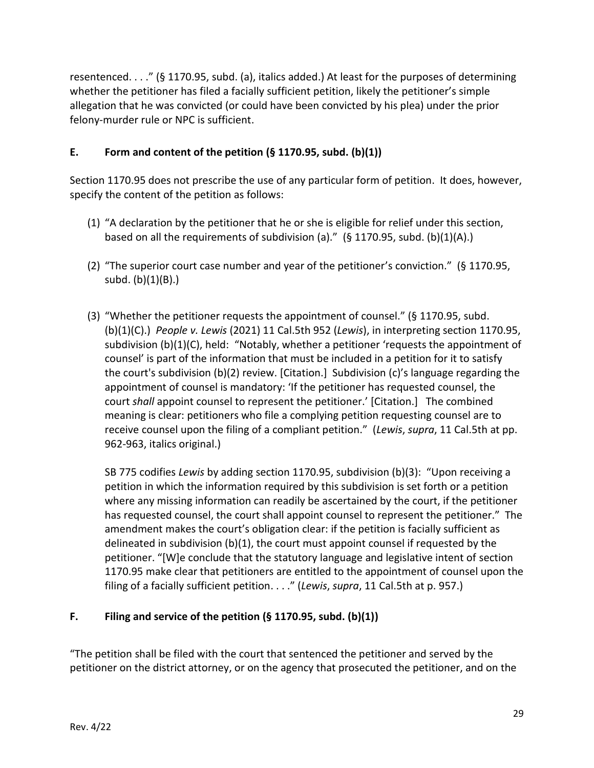resentenced. . . ." (§ 1170.95, subd. (a), italics added.) At least for the purposes of determining whether the petitioner has filed a facially sufficient petition, likely the petitioner's simple allegation that he was convicted (or could have been convicted by his plea) under the prior felony-murder rule or NPC is sufficient.

### E. Form and content of the petition (§ 1170.95, subd. (b)(1))

Section 1170.95 does not prescribe the use of any particular form of petition. It does, however, specify the content of the petition as follows:

1. "A declaration by the petitioner that he or she is eligible for relief under this section, based on all the requirements of subdivision (a)." (§ 1170.95, subd. (b)(1)(A).)

2. "The superior court case number and year of the petitioner's conviction." (§ 1170.95, subd. (b)(1)(B).)

3. "Whether the petitioner requests the appointment of counsel." (§ 1170.95, subd. (b)(1)(C).) *People v. Lewis* (2021) 11 Cal.5th 952 (*Lewis*), in interpreting section 1170.95, subdivision (b)(1)(C), held: "Notably, whether a petitioner 'requests the appointment of counsel' is part of the information that must be included in a petition for it to satisfy the court's subdivision (b)(2) review. [Citation.] Subdivision (c)'s language regarding the appointment of counsel is mandatory: 'If the petitioner has requested counsel, the court *shall* appoint counsel to represent the petitioner.' [Citation.] The combined meaning is clear: petitioners who file a complying petition requesting counsel are to receive counsel upon the filing of a compliant petition." (*Lewis*, *supra*, 11 Cal.5th at pp. 962-963, italics original.)

   SB 775 codifies *Lewis* by adding section 1170.95, subdivision (b)(3): "Upon receiving a petition in which the information required by this subdivision is set forth or a petition where any missing information can readily be ascertained by the court, if the petitioner has requested counsel, the court shall appoint counsel to represent the petitioner." The amendment makes the court's obligation clear: if the petition is facially sufficient as delineated in subdivision (b)(1), the court must appoint counsel if requested by the petitioner. "[W]e conclude that the statutory language and legislative intent of section 1170.95 make clear that petitioners are entitled to the appointment of counsel upon the filing of a facially sufficient petition. . . ." (*Lewis*, *supra*, 11 Cal.5th at p. 957.)

### F. Filing and service of the petition (§ 1170.95, subd. (b)(1))

"The petition shall be filed with the court that sentenced the petitioner and served by the petitioner on the district attorney, or on the agency that prosecuted the petitioner, and on the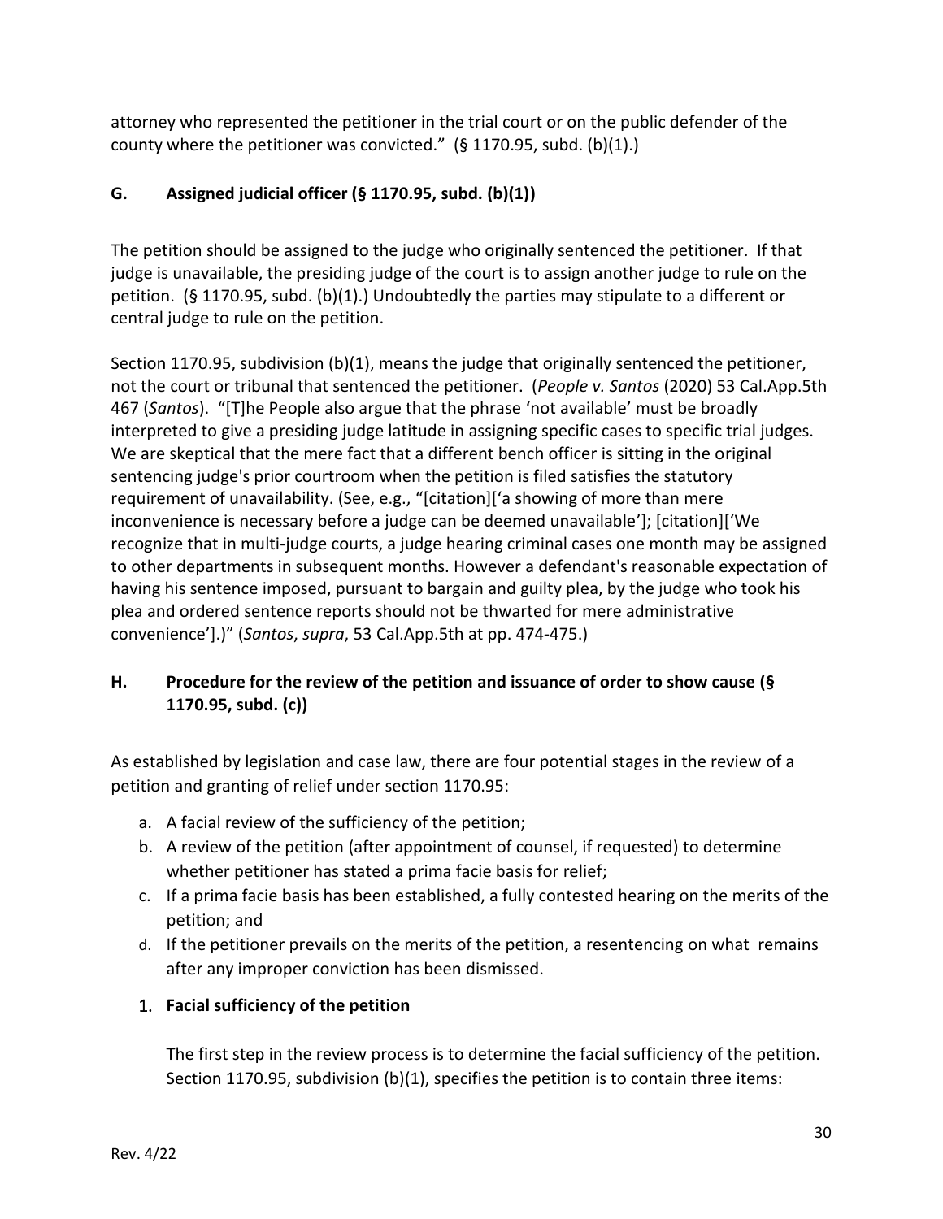attorney who represented the petitioner in the trial court or on the public defender of the county where the petitioner was convicted." (§ 1170.95, subd. (b)(1).)

## G. Assigned judicial officer (§ 1170.95, subd. (b)(1))

The petition should be assigned to the judge who originally sentenced the petitioner. If that judge is unavailable, the presiding judge of the court is to assign another judge to rule on the petition. (§ 1170.95, subd. (b)(1).) Undoubtedly the parties may stipulate to a different or central judge to rule on the petition.

Section 1170.95, subdivision (b)(1), means the judge that originally sentenced the petitioner, not the court or tribunal that sentenced the petitioner. (*People v. Santos* (2020) 53 Cal.App.5th 467 (*Santos*). "[T]he People also argue that the phrase 'not available' must be broadly interpreted to give a presiding judge latitude in assigning specific cases to specific trial judges. We are skeptical that the mere fact that a different bench officer is sitting in the original sentencing judge's prior courtroom when the petition is filed satisfies the statutory requirement of unavailability. (See, e.g., "[citation]['a showing of more than mere inconvenience is necessary before a judge can be deemed unavailable']; [citation]['We recognize that in multi-judge courts, a judge hearing criminal cases one month may be assigned to other departments in subsequent months. However a defendant's reasonable expectation of having his sentence imposed, pursuant to bargain and guilty plea, by the judge who took his plea and ordered sentence reports should not be thwarted for mere administrative convenience'].)" (*Santos*, *supra*, 53 Cal.App.5th at pp. 474-475.)

## H. Procedure for the review of the petition and issuance of order to show cause (§ 1170.95, subd. (c))

As established by legislation and case law, there are four potential stages in the review of a petition and granting of relief under section 1170.95:

a. A facial review of the sufficiency of the petition;
b. A review of the petition (after appointment of counsel, if requested) to determine whether petitioner has stated a prima facie basis for relief;
c. If a prima facie basis has been established, a fully contested hearing on the merits of the petition; and
d. If the petitioner prevails on the merits of the petition, a resentencing on what remains after any improper conviction has been dismissed.

### 1. Facial sufficiency of the petition

The first step in the review process is to determine the facial sufficiency of the petition. Section 1170.95, subdivision (b)(1), specifies the petition is to contain three items: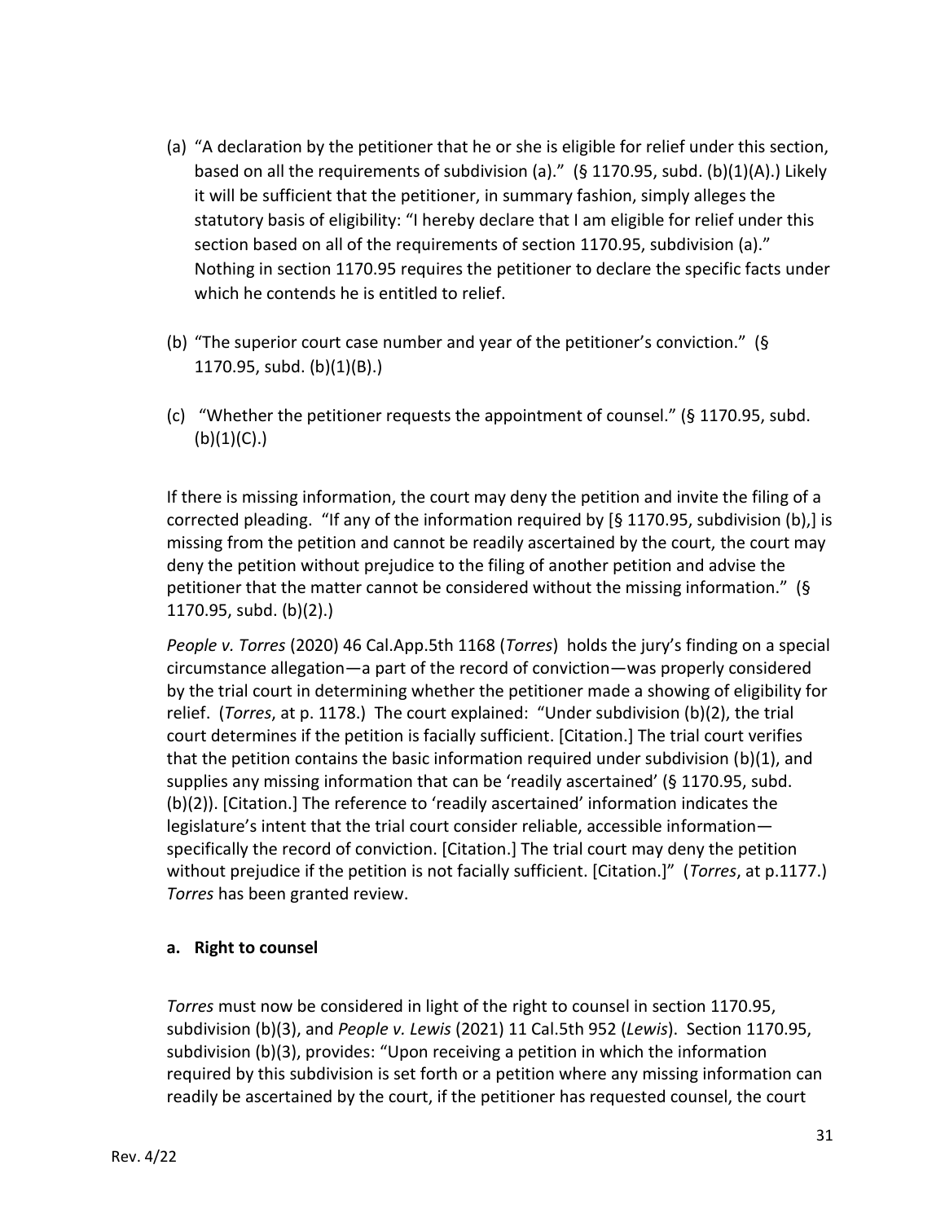(a) "A declaration by the petitioner that he or she is eligible for relief under this section, based on all the requirements of subdivision (a)." (§ 1170.95, subd. (b)(1)(A).) Likely it will be sufficient that the petitioner, in summary fashion, simply alleges the statutory basis of eligibility: "I hereby declare that I am eligible for relief under this section based on all of the requirements of section 1170.95, subdivision (a)." Nothing in section 1170.95 requires the petitioner to declare the specific facts under which he contends he is entitled to relief.

(b) "The superior court case number and year of the petitioner's conviction." (§ 1170.95, subd. (b)(1)(B).)

(c) "Whether the petitioner requests the appointment of counsel." (§ 1170.95, subd. (b)(1)(C).)

If there is missing information, the court may deny the petition and invite the filing of a corrected pleading. "If any of the information required by [§ 1170.95, subdivision (b),] is missing from the petition and cannot be readily ascertained by the court, the court may deny the petition without prejudice to the filing of another petition and advise the petitioner that the matter cannot be considered without the missing information." (§ 1170.95, subd. (b)(2).)

*People v. Torres* (2020) 46 Cal.App.5th 1168 (*Torres*) holds the jury's finding on a special circumstance allegation—a part of the record of conviction—was properly considered by the trial court in determining whether the petitioner made a showing of eligibility for relief. (*Torres*, at p. 1178.) The court explained: "Under subdivision (b)(2), the trial court determines if the petition is facially sufficient. [Citation.] The trial court verifies that the petition contains the basic information required under subdivision (b)(1), and supplies any missing information that can be 'readily ascertained' (§ 1170.95, subd. (b)(2)). [Citation.] The reference to 'readily ascertained' information indicates the legislature's intent that the trial court consider reliable, accessible information—specifically the record of conviction. [Citation.] The trial court may deny the petition without prejudice if the petition is not facially sufficient. [Citation.]" (*Torres*, at p.1177.) *Torres* has been granted review.

**a. Right to counsel**

*Torres* must now be considered in light of the right to counsel in section 1170.95, subdivision (b)(3), and *People v. Lewis* (2021) 11 Cal.5th 952 (*Lewis*). Section 1170.95, subdivision (b)(3), provides: "Upon receiving a petition in which the information required by this subdivision is set forth or a petition where any missing information can readily be ascertained by the court, if the petitioner has requested counsel, the court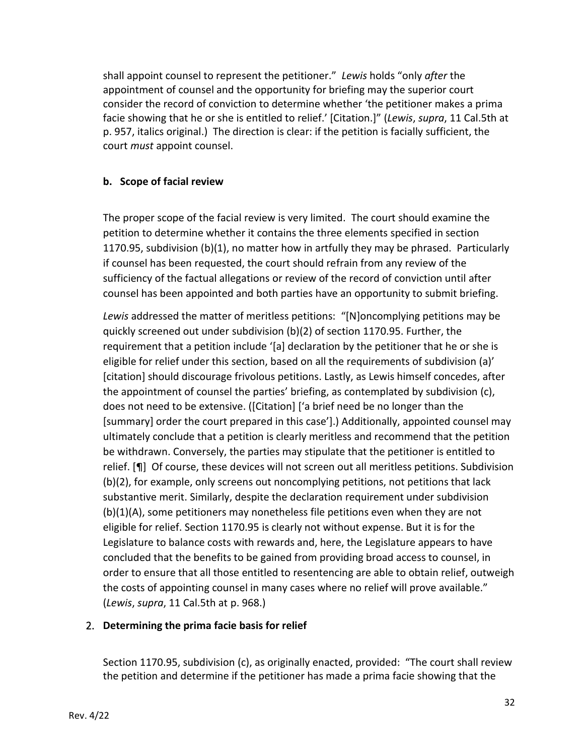shall appoint counsel to represent the petitioner." *Lewis* holds "only *after* the appointment of counsel and the opportunity for briefing may the superior court consider the record of conviction to determine whether 'the petitioner makes a prima facie showing that he or she is entitled to relief.' [Citation.]" (*Lewis*, *supra*, 11 Cal.5th at p. 957, italics original.) The direction is clear: if the petition is facially sufficient, the court *must* appoint counsel.

### b. Scope of facial review

The proper scope of the facial review is very limited. The court should examine the petition to determine whether it contains the three elements specified in section 1170.95, subdivision (b)(1), no matter how in artfully they may be phrased. Particularly if counsel has been requested, the court should refrain from any review of the sufficiency of the factual allegations or review of the record of conviction until after counsel has been appointed and both parties have an opportunity to submit briefing.

*Lewis* addressed the matter of meritless petitions: "[N]oncomplying petitions may be quickly screened out under subdivision (b)(2) of section 1170.95. Further, the requirement that a petition include '[a] declaration by the petitioner that he or she is eligible for relief under this section, based on all the requirements of subdivision (a)' [citation] should discourage frivolous petitions. Lastly, as Lewis himself concedes, after the appointment of counsel the parties' briefing, as contemplated by subdivision (c), does not need to be extensive. ([Citation] ['a brief need be no longer than the [summary] order the court prepared in this case'].) Additionally, appointed counsel may ultimately conclude that a petition is clearly meritless and recommend that the petition be withdrawn. Conversely, the parties may stipulate that the petitioner is entitled to relief. [¶] Of course, these devices will not screen out all meritless petitions. Subdivision (b)(2), for example, only screens out noncomplying petitions, not petitions that lack substantive merit. Similarly, despite the declaration requirement under subdivision (b)(1)(A), some petitioners may nonetheless file petitions even when they are not eligible for relief. Section 1170.95 is clearly not without expense. But it is for the Legislature to balance costs with rewards and, here, the Legislature appears to have concluded that the benefits to be gained from providing broad access to counsel, in order to ensure that all those entitled to resentencing are able to obtain relief, outweigh the costs of appointing counsel in many cases where no relief will prove available." (*Lewis*, *supra*, 11 Cal.5th at p. 968.)

## 2. Determining the prima facie basis for relief

Section 1170.95, subdivision (c), as originally enacted, provided: "The court shall review the petition and determine if the petitioner has made a prima facie showing that the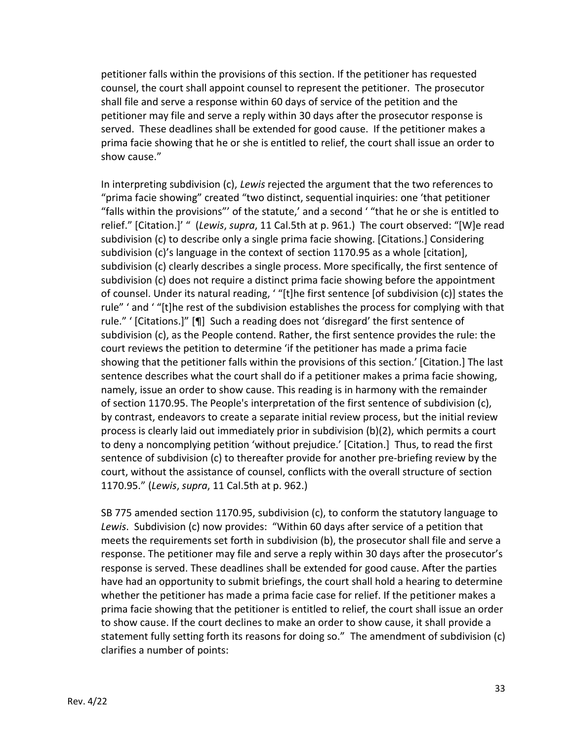petitioner falls within the provisions of this section. If the petitioner has requested counsel, the court shall appoint counsel to represent the petitioner. The prosecutor shall file and serve a response within 60 days of service of the petition and the petitioner may file and serve a reply within 30 days after the prosecutor response is served. These deadlines shall be extended for good cause. If the petitioner makes a prima facie showing that he or she is entitled to relief, the court shall issue an order to show cause."

In interpreting subdivision (c), *Lewis* rejected the argument that the two references to "prima facie showing" created "two distinct, sequential inquiries: one 'that petitioner "falls within the provisions"' of the statute,' and a second ' "that he or she is entitled to relief." [Citation.]' " (*Lewis*, *supra*, 11 Cal.5th at p. 961.) The court observed: "[W]e read subdivision (c) to describe only a single prima facie showing. [Citations.] Considering subdivision (c)'s language in the context of section 1170.95 as a whole [citation], subdivision (c) clearly describes a single process. More specifically, the first sentence of subdivision (c) does not require a distinct prima facie showing before the appointment of counsel. Under its natural reading, ' "[t]he first sentence [of subdivision (c)] states the rule" ' and ' "[t]he rest of the subdivision establishes the process for complying with that rule." ' [Citations.]" [¶] Such a reading does not 'disregard' the first sentence of subdivision (c), as the People contend. Rather, the first sentence provides the rule: the court reviews the petition to determine 'if the petitioner has made a prima facie showing that the petitioner falls within the provisions of this section.' [Citation.] The last sentence describes what the court shall do if a petitioner makes a prima facie showing, namely, issue an order to show cause. This reading is in harmony with the remainder of section 1170.95. The People's interpretation of the first sentence of subdivision (c), by contrast, endeavors to create a separate initial review process, but the initial review process is clearly laid out immediately prior in subdivision (b)(2), which permits a court to deny a noncomplying petition 'without prejudice.' [Citation.] Thus, to read the first sentence of subdivision (c) to thereafter provide for another pre-briefing review by the court, without the assistance of counsel, conflicts with the overall structure of section 1170.95." (*Lewis*, *supra*, 11 Cal.5th at p. 962.)

SB 775 amended section 1170.95, subdivision (c), to conform the statutory language to *Lewis*. Subdivision (c) now provides: "Within 60 days after service of a petition that meets the requirements set forth in subdivision (b), the prosecutor shall file and serve a response. The petitioner may file and serve a reply within 30 days after the prosecutor's response is served. These deadlines shall be extended for good cause. After the parties have had an opportunity to submit briefings, the court shall hold a hearing to determine whether the petitioner has made a prima facie case for relief. If the petitioner makes a prima facie showing that the petitioner is entitled to relief, the court shall issue an order to show cause. If the court declines to make an order to show cause, it shall provide a statement fully setting forth its reasons for doing so." The amendment of subdivision (c) clarifies a number of points: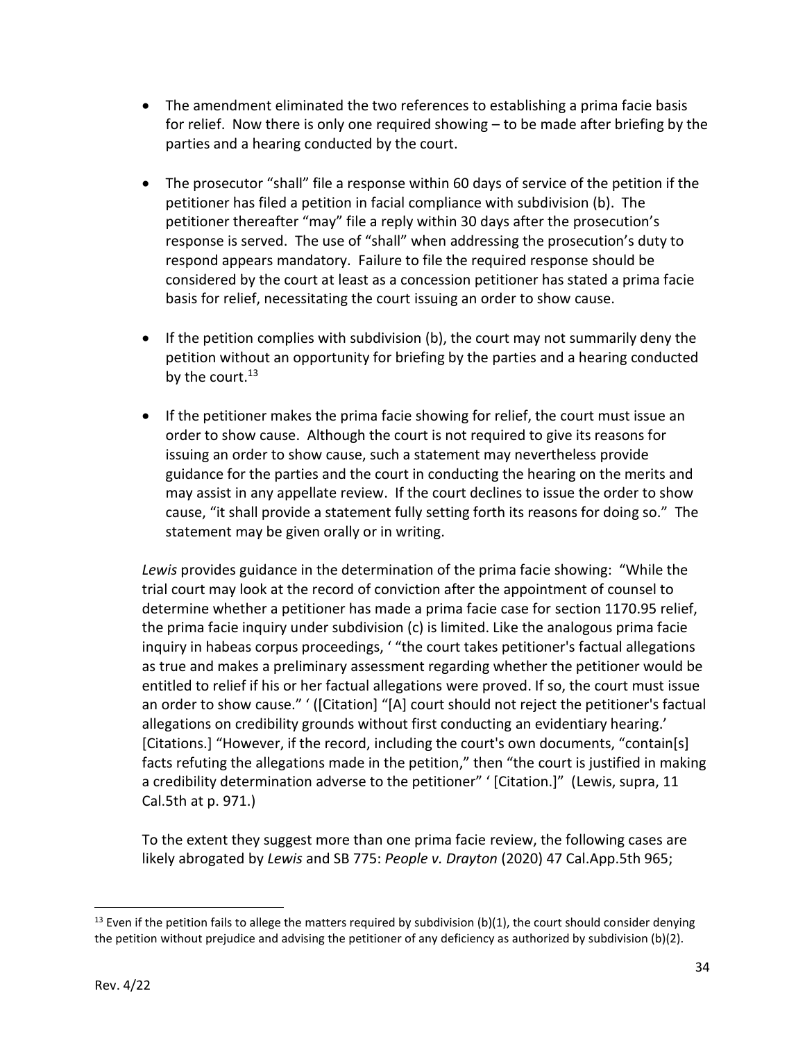- The amendment eliminated the two references to establishing a prima facie basis for relief. Now there is only one required showing – to be made after briefing by the parties and a hearing conducted by the court.

- The prosecutor "shall" file a response within 60 days of service of the petition if the petitioner has filed a petition in facial compliance with subdivision (b). The petitioner thereafter "may" file a reply within 30 days after the prosecution's response is served. The use of "shall" when addressing the prosecution's duty to respond appears mandatory. Failure to file the required response should be considered by the court at least as a concession petitioner has stated a prima facie basis for relief, necessitating the court issuing an order to show cause.

- If the petition complies with subdivision (b), the court may not summarily deny the petition without an opportunity for briefing by the parties and a hearing conducted by the court.[13]

- If the petitioner makes the prima facie showing for relief, the court must issue an order to show cause. Although the court is not required to give its reasons for issuing an order to show cause, such a statement may nevertheless provide guidance for the parties and the court in conducting the hearing on the merits and may assist in any appellate review. If the court declines to issue the order to show cause, "it shall provide a statement fully setting forth its reasons for doing so." The statement may be given orally or in writing.

*Lewis* provides guidance in the determination of the prima facie showing: "While the trial court may look at the record of conviction after the appointment of counsel to determine whether a petitioner has made a prima facie case for section 1170.95 relief, the prima facie inquiry under subdivision (c) is limited. Like the analogous prima facie inquiry in habeas corpus proceedings, ' "the court takes petitioner's factual allegations as true and makes a preliminary assessment regarding whether the petitioner would be entitled to relief if his or her factual allegations were proved. If so, the court must issue an order to show cause." ' ([Citation] "[A] court should not reject the petitioner's factual allegations on credibility grounds without first conducting an evidentiary hearing.' [Citations.] "However, if the record, including the court's own documents, "contain[s] facts refuting the allegations made in the petition," then "the court is justified in making a credibility determination adverse to the petitioner" ' [Citation.]" (Lewis, supra, 11 Cal.5th at p. 971.)

To the extent they suggest more than one prima facie review, the following cases are likely abrogated by *Lewis* and SB 775: *People v. Drayton* (2020) 47 Cal.App.5th 965;

[13] Even if the petition fails to allege the matters required by subdivision (b)(1), the court should consider denying the petition without prejudice and advising the petitioner of any deficiency as authorized by subdivision (b)(2).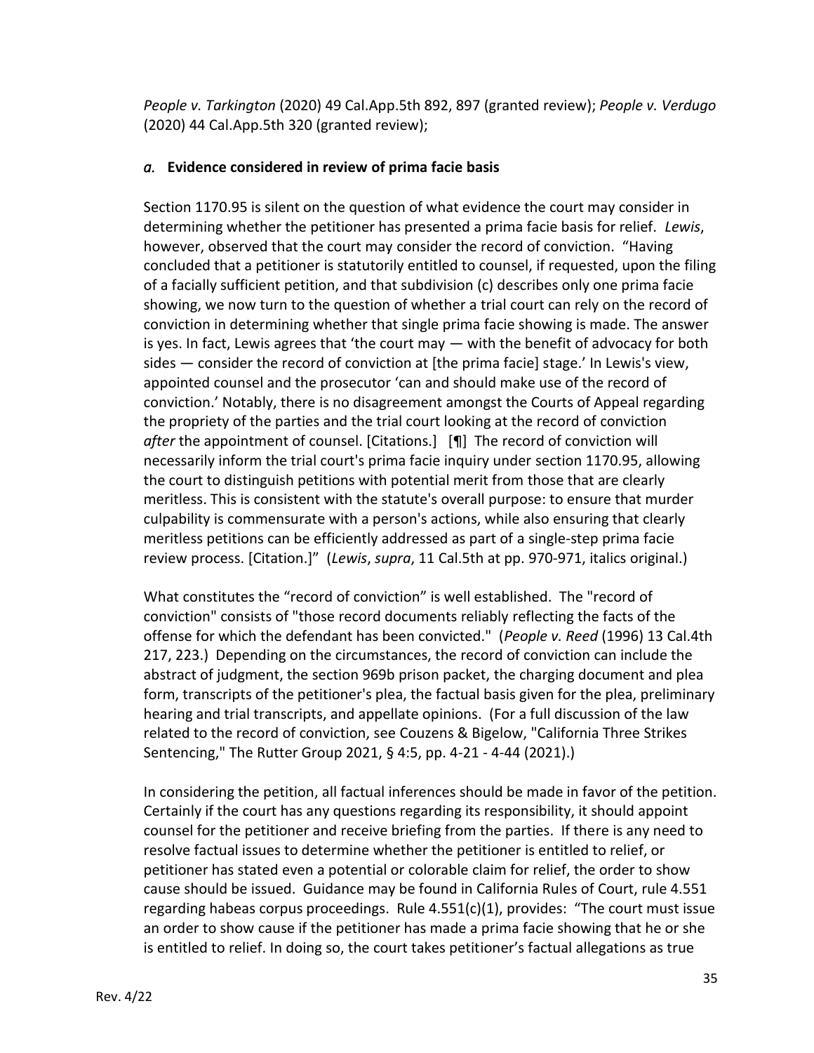*People v. Tarkington* (2020) 49 Cal.App.5th 892, 897 (granted review); *People v. Verdugo* (2020) 44 Cal.App.5th 320 (granted review);

### *a.* **Evidence considered in review of prima facie basis**

Section 1170.95 is silent on the question of what evidence the court may consider in determining whether the petitioner has presented a prima facie basis for relief. *Lewis*, however, observed that the court may consider the record of conviction. "Having concluded that a petitioner is statutorily entitled to counsel, if requested, upon the filing of a facially sufficient petition, and that subdivision (c) describes only one prima facie showing, we now turn to the question of whether a trial court can rely on the record of conviction in determining whether that single prima facie showing is made. The answer is yes. In fact, Lewis agrees that 'the court may — with the benefit of advocacy for both sides — consider the record of conviction at [the prima facie] stage.' In Lewis's view, appointed counsel and the prosecutor 'can and should make use of the record of conviction.' Notably, there is no disagreement amongst the Courts of Appeal regarding the propriety of the parties and the trial court looking at the record of conviction *after* the appointment of counsel. [Citations.] [¶] The record of conviction will necessarily inform the trial court's prima facie inquiry under section 1170.95, allowing the court to distinguish petitions with potential merit from those that are clearly meritless. This is consistent with the statute's overall purpose: to ensure that murder culpability is commensurate with a person's actions, while also ensuring that clearly meritless petitions can be efficiently addressed as part of a single-step prima facie review process. [Citation.]" (*Lewis*, *supra*, 11 Cal.5th at pp. 970-971, italics original.)

What constitutes the "record of conviction" is well established. The "record of conviction" consists of "those record documents reliably reflecting the facts of the offense for which the defendant has been convicted." (*People v. Reed* (1996) 13 Cal.4th 217, 223.) Depending on the circumstances, the record of conviction can include the abstract of judgment, the section 969b prison packet, the charging document and plea form, transcripts of the petitioner's plea, the factual basis given for the plea, preliminary hearing and trial transcripts, and appellate opinions. (For a full discussion of the law related to the record of conviction, see Couzens & Bigelow, "California Three Strikes Sentencing," The Rutter Group 2021, § 4:5, pp. 4-21 - 4-44 (2021).)

In considering the petition, all factual inferences should be made in favor of the petition. Certainly if the court has any questions regarding its responsibility, it should appoint counsel for the petitioner and receive briefing from the parties. If there is any need to resolve factual issues to determine whether the petitioner is entitled to relief, or petitioner has stated even a potential or colorable claim for relief, the order to show cause should be issued. Guidance may be found in California Rules of Court, rule 4.551 regarding habeas corpus proceedings. Rule 4.551(c)(1), provides: "The court must issue an order to show cause if the petitioner has made a prima facie showing that he or she is entitled to relief. In doing so, the court takes petitioner's factual allegations as true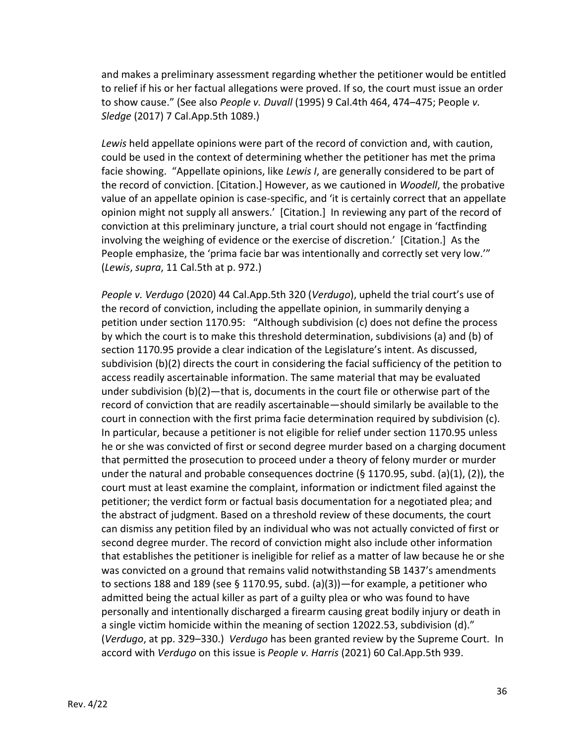and makes a preliminary assessment regarding whether the petitioner would be entitled to relief if his or her factual allegations were proved. If so, the court must issue an order to show cause." (See also *People v. Duvall* (1995) 9 Cal.4th 464, 474–475; People *v. Sledge* (2017) 7 Cal.App.5th 1089.)

*Lewis* held appellate opinions were part of the record of conviction and, with caution, could be used in the context of determining whether the petitioner has met the prima facie showing. "Appellate opinions, like *Lewis I*, are generally considered to be part of the record of conviction. [Citation.] However, as we cautioned in *Woodell*, the probative value of an appellate opinion is case-specific, and 'it is certainly correct that an appellate opinion might not supply all answers.' [Citation.] In reviewing any part of the record of conviction at this preliminary juncture, a trial court should not engage in 'factfinding involving the weighing of evidence or the exercise of discretion.' [Citation.] As the People emphasize, the 'prima facie bar was intentionally and correctly set very low.'" (*Lewis*, *supra*, 11 Cal.5th at p. 972.)

*People v. Verdugo* (2020) 44 Cal.App.5th 320 (*Verdugo*), upheld the trial court's use of the record of conviction, including the appellate opinion, in summarily denying a petition under section 1170.95: "Although subdivision (c) does not define the process by which the court is to make this threshold determination, subdivisions (a) and (b) of section 1170.95 provide a clear indication of the Legislature's intent. As discussed, subdivision (b)(2) directs the court in considering the facial sufficiency of the petition to access readily ascertainable information. The same material that may be evaluated under subdivision (b)(2)—that is, documents in the court file or otherwise part of the record of conviction that are readily ascertainable—should similarly be available to the court in connection with the first prima facie determination required by subdivision (c). In particular, because a petitioner is not eligible for relief under section 1170.95 unless he or she was convicted of first or second degree murder based on a charging document that permitted the prosecution to proceed under a theory of felony murder or murder under the natural and probable consequences doctrine (§ 1170.95, subd. (a)(1), (2)), the court must at least examine the complaint, information or indictment filed against the petitioner; the verdict form or factual basis documentation for a negotiated plea; and the abstract of judgment. Based on a threshold review of these documents, the court can dismiss any petition filed by an individual who was not actually convicted of first or second degree murder. The record of conviction might also include other information that establishes the petitioner is ineligible for relief as a matter of law because he or she was convicted on a ground that remains valid notwithstanding SB 1437's amendments to sections 188 and 189 (see § 1170.95, subd. (a)(3))—for example, a petitioner who admitted being the actual killer as part of a guilty plea or who was found to have personally and intentionally discharged a firearm causing great bodily injury or death in a single victim homicide within the meaning of section 12022.53, subdivision (d)." (*Verdugo*, at pp. 329–330.) *Verdugo* has been granted review by the Supreme Court. In accord with *Verdugo* on this issue is *People v. Harris* (2021) 60 Cal.App.5th 939.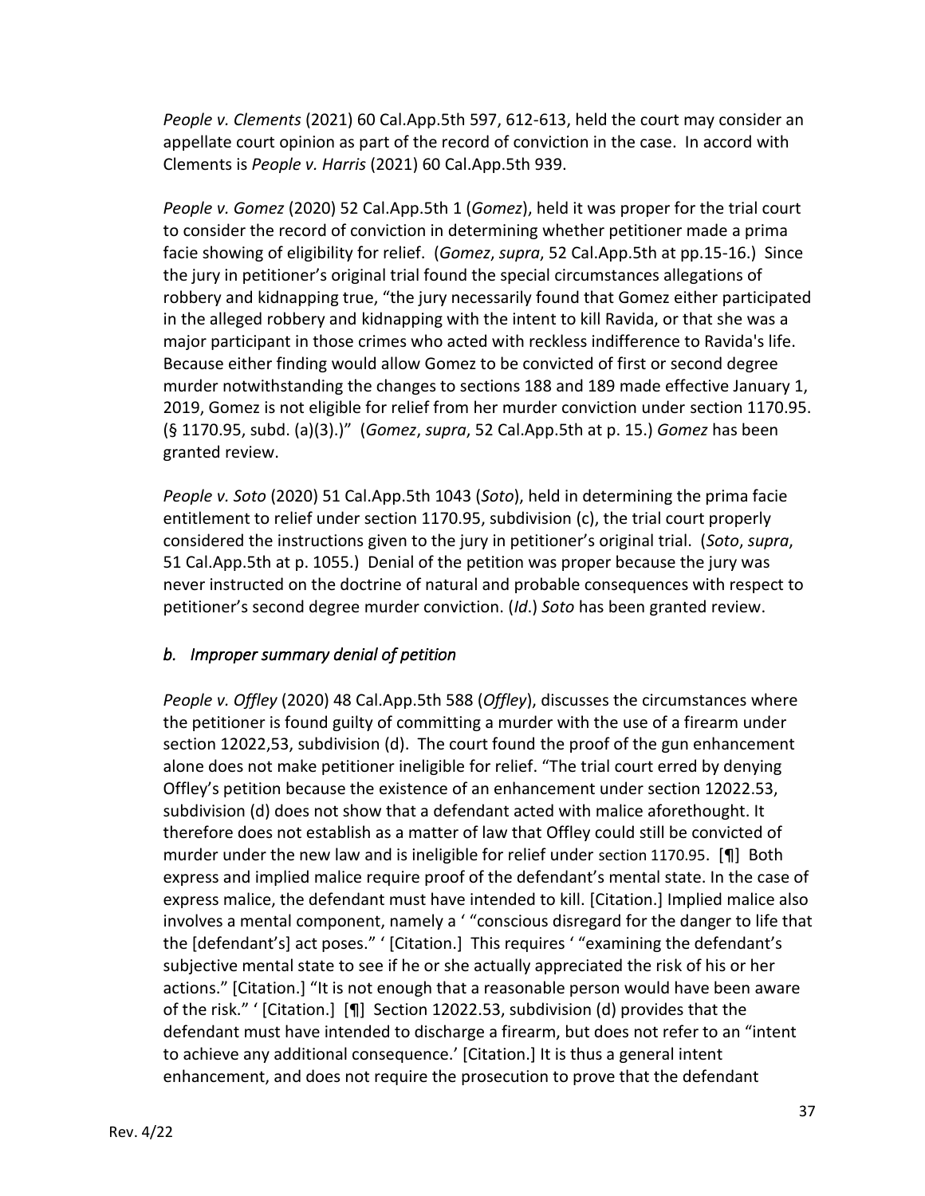*People v. Clements* (2021) 60 Cal.App.5th 597, 612-613, held the court may consider an appellate court opinion as part of the record of conviction in the case. In accord with Clements is *People v. Harris* (2021) 60 Cal.App.5th 939.

*People v. Gomez* (2020) 52 Cal.App.5th 1 (*Gomez*), held it was proper for the trial court to consider the record of conviction in determining whether petitioner made a prima facie showing of eligibility for relief. (*Gomez*, *supra*, 52 Cal.App.5th at pp.15-16.) Since the jury in petitioner's original trial found the special circumstances allegations of robbery and kidnapping true, "the jury necessarily found that Gomez either participated in the alleged robbery and kidnapping with the intent to kill Ravida, or that she was a major participant in those crimes who acted with reckless indifference to Ravida's life. Because either finding would allow Gomez to be convicted of first or second degree murder notwithstanding the changes to sections 188 and 189 made effective January 1, 2019, Gomez is not eligible for relief from her murder conviction under section 1170.95. (§ 1170.95, subd. (a)(3).)" (*Gomez*, *supra*, 52 Cal.App.5th at p. 15.) *Gomez* has been granted review.

*People v. Soto* (2020) 51 Cal.App.5th 1043 (*Soto*), held in determining the prima facie entitlement to relief under section 1170.95, subdivision (c), the trial court properly considered the instructions given to the jury in petitioner's original trial. (*Soto*, *supra*, 51 Cal.App.5th at p. 1055.) Denial of the petition was proper because the jury was never instructed on the doctrine of natural and probable consequences with respect to petitioner's second degree murder conviction. (*Id*.) *Soto* has been granted review.

### *b. Improper summary denial of petition*

*People v. Offley* (2020) 48 Cal.App.5th 588 (*Offley*), discusses the circumstances where the petitioner is found guilty of committing a murder with the use of a firearm under section 12022,53, subdivision (d). The court found the proof of the gun enhancement alone does not make petitioner ineligible for relief. "The trial court erred by denying Offley's petition because the existence of an enhancement under section 12022.53, subdivision (d) does not show that a defendant acted with malice aforethought. It therefore does not establish as a matter of law that Offley could still be convicted of murder under the new law and is ineligible for relief under section 1170.95. [¶] Both express and implied malice require proof of the defendant's mental state. In the case of express malice, the defendant must have intended to kill. [Citation.] Implied malice also involves a mental component, namely a ' "conscious disregard for the danger to life that the [defendant's] act poses." ' [Citation.] This requires ' "examining the defendant's subjective mental state to see if he or she actually appreciated the risk of his or her actions." [Citation.] "It is not enough that a reasonable person would have been aware of the risk." ' [Citation.] [¶] Section 12022.53, subdivision (d) provides that the defendant must have intended to discharge a firearm, but does not refer to an "intent to achieve any additional consequence.' [Citation.] It is thus a general intent enhancement, and does not require the prosecution to prove that the defendant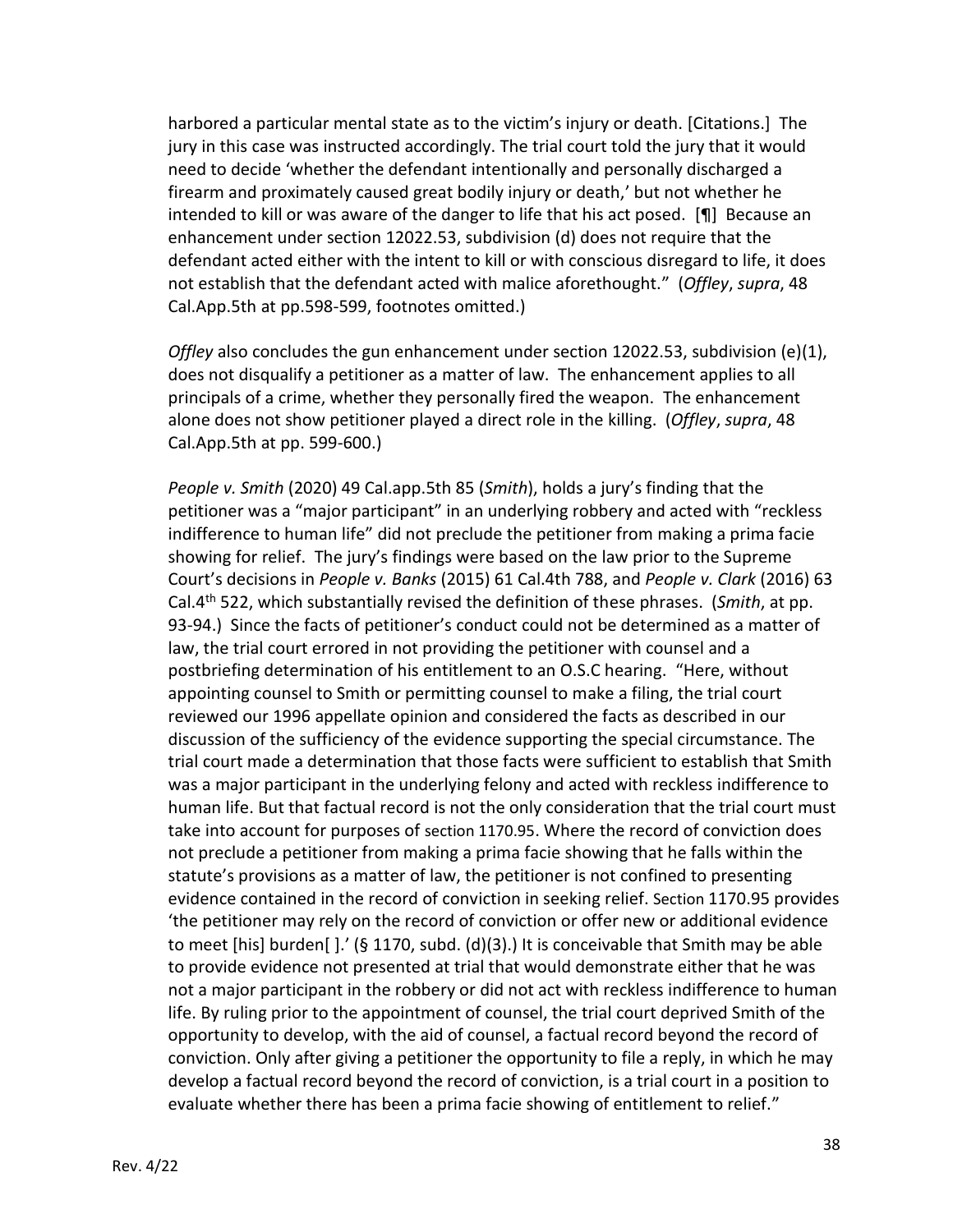harbored a particular mental state as to the victim's injury or death. [Citations.] The jury in this case was instructed accordingly. The trial court told the jury that it would need to decide 'whether the defendant intentionally and personally discharged a firearm and proximately caused great bodily injury or death,' but not whether he intended to kill or was aware of the danger to life that his act posed. [¶] Because an enhancement under section 12022.53, subdivision (d) does not require that the defendant acted either with the intent to kill or with conscious disregard to life, it does not establish that the defendant acted with malice aforethought." (*Offley*, *supra*, 48 Cal.App.5th at pp.598-599, footnotes omitted.)

*Offley* also concludes the gun enhancement under section 12022.53, subdivision (e)(1), does not disqualify a petitioner as a matter of law. The enhancement applies to all principals of a crime, whether they personally fired the weapon. The enhancement alone does not show petitioner played a direct role in the killing. (*Offley*, *supra*, 48 Cal.App.5th at pp. 599-600.)

*People v. Smith* (2020) 49 Cal.app.5th 85 (*Smith*), holds a jury's finding that the petitioner was a "major participant" in an underlying robbery and acted with "reckless indifference to human life" did not preclude the petitioner from making a prima facie showing for relief. The jury's findings were based on the law prior to the Supreme Court's decisions in *People v. Banks* (2015) 61 Cal.4th 788, and *People v. Clark* (2016) 63 Cal.4th 522, which substantially revised the definition of these phrases. (*Smith*, at pp. 93-94.) Since the facts of petitioner's conduct could not be determined as a matter of law, the trial court errored in not providing the petitioner with counsel and a postbriefing determination of his entitlement to an O.S.C hearing. "Here, without appointing counsel to Smith or permitting counsel to make a filing, the trial court reviewed our 1996 appellate opinion and considered the facts as described in our discussion of the sufficiency of the evidence supporting the special circumstance. The trial court made a determination that those facts were sufficient to establish that Smith was a major participant in the underlying felony and acted with reckless indifference to human life. But that factual record is not the only consideration that the trial court must take into account for purposes of section 1170.95. Where the record of conviction does not preclude a petitioner from making a prima facie showing that he falls within the statute's provisions as a matter of law, the petitioner is not confined to presenting evidence contained in the record of conviction in seeking relief. Section 1170.95 provides 'the petitioner may rely on the record of conviction or offer new or additional evidence to meet [his] burden[ ].' (§ 1170, subd. (d)(3).) It is conceivable that Smith may be able to provide evidence not presented at trial that would demonstrate either that he was not a major participant in the robbery or did not act with reckless indifference to human life. By ruling prior to the appointment of counsel, the trial court deprived Smith of the opportunity to develop, with the aid of counsel, a factual record beyond the record of conviction. Only after giving a petitioner the opportunity to file a reply, in which he may develop a factual record beyond the record of conviction, is a trial court in a position to evaluate whether there has been a prima facie showing of entitlement to relief."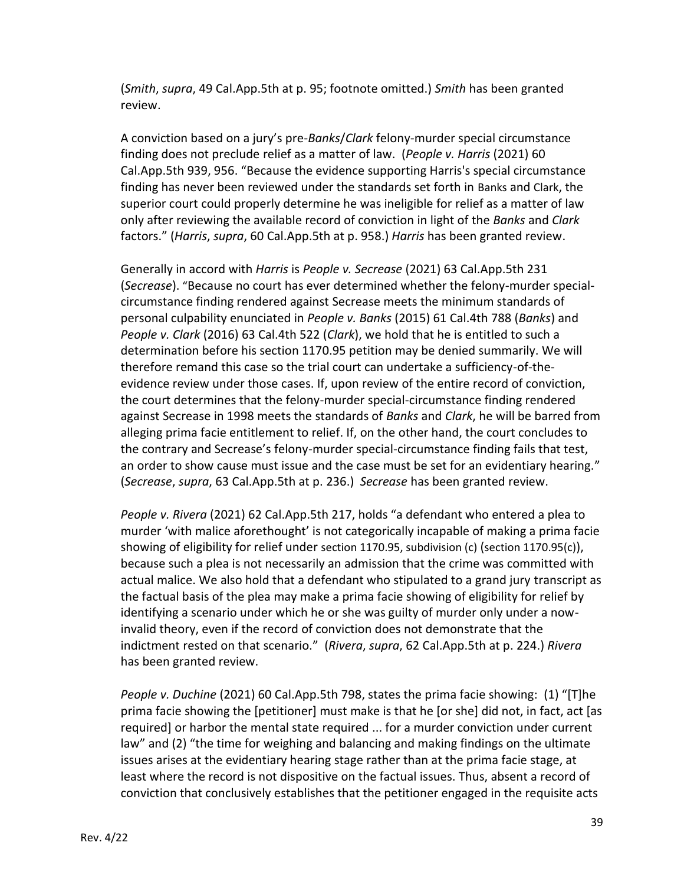(*Smith*, *supra*, 49 Cal.App.5th at p. 95; footnote omitted.) *Smith* has been granted review.

A conviction based on a jury's pre-*Banks*/*Clark* felony-murder special circumstance finding does not preclude relief as a matter of law. (*People v. Harris* (2021) 60 Cal.App.5th 939, 956. "Because the evidence supporting Harris's special circumstance finding has never been reviewed under the standards set forth in Banks and Clark, the superior court could properly determine he was ineligible for relief as a matter of law only after reviewing the available record of conviction in light of the *Banks* and *Clark* factors." (*Harris*, *supra*, 60 Cal.App.5th at p. 958.) *Harris* has been granted review.

Generally in accord with *Harris* is *People v. Secrease* (2021) 63 Cal.App.5th 231 (*Secrease*). "Because no court has ever determined whether the felony-murder special-circumstance finding rendered against Secrease meets the minimum standards of personal culpability enunciated in *People v. Banks* (2015) 61 Cal.4th 788 (*Banks*) and *People v. Clark* (2016) 63 Cal.4th 522 (*Clark*), we hold that he is entitled to such a determination before his section 1170.95 petition may be denied summarily. We will therefore remand this case so the trial court can undertake a sufficiency-of-the-evidence review under those cases. If, upon review of the entire record of conviction, the court determines that the felony-murder special-circumstance finding rendered against Secrease in 1998 meets the standards of *Banks* and *Clark*, he will be barred from alleging prima facie entitlement to relief. If, on the other hand, the court concludes to the contrary and Secrease's felony-murder special-circumstance finding fails that test, an order to show cause must issue and the case must be set for an evidentiary hearing." (*Secrease*, *supra*, 63 Cal.App.5th at p. 236.) *Secrease* has been granted review.

*People v. Rivera* (2021) 62 Cal.App.5th 217, holds "a defendant who entered a plea to murder 'with malice aforethought' is not categorically incapable of making a prima facie showing of eligibility for relief under section 1170.95, subdivision (c) (section 1170.95(c)), because such a plea is not necessarily an admission that the crime was committed with actual malice. We also hold that a defendant who stipulated to a grand jury transcript as the factual basis of the plea may make a prima facie showing of eligibility for relief by identifying a scenario under which he or she was guilty of murder only under a now-invalid theory, even if the record of conviction does not demonstrate that the indictment rested on that scenario." (*Rivera*, *supra*, 62 Cal.App.5th at p. 224.) *Rivera* has been granted review.

*People v. Duchine* (2021) 60 Cal.App.5th 798, states the prima facie showing: (1) "[T]he prima facie showing the [petitioner] must make is that he [or she] did not, in fact, act [as required] or harbor the mental state required ... for a murder conviction under current law" and (2) "the time for weighing and balancing and making findings on the ultimate issues arises at the evidentiary hearing stage rather than at the prima facie stage, at least where the record is not dispositive on the factual issues. Thus, absent a record of conviction that conclusively establishes that the petitioner engaged in the requisite acts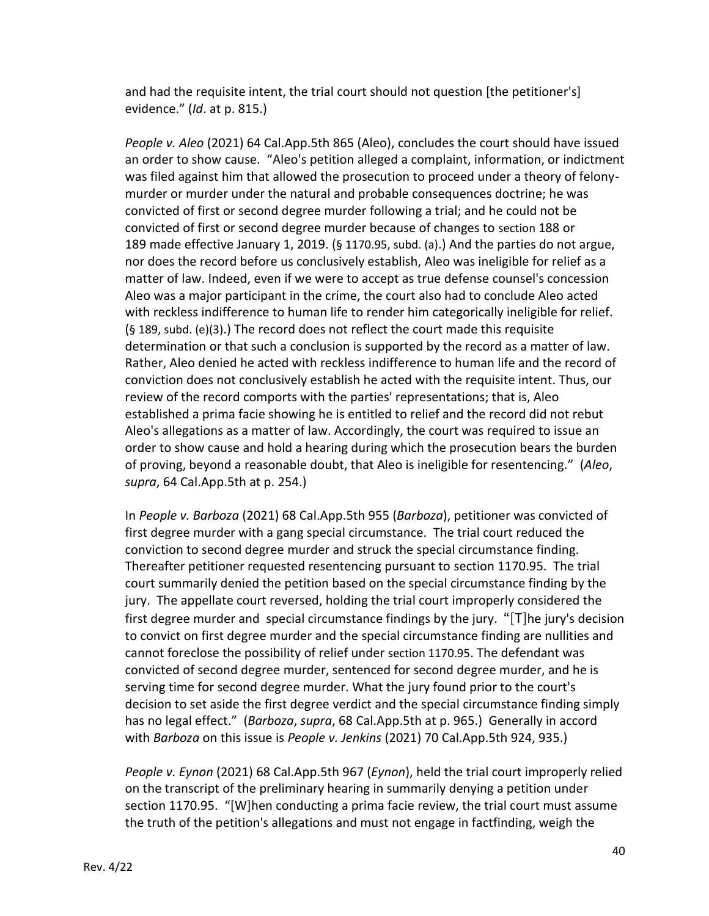and had the requisite intent, the trial court should not question [the petitioner's] evidence." (*Id*. at p. 815.)

*People v. Aleo* (2021) 64 Cal.App.5th 865 (Aleo), concludes the court should have issued an order to show cause. "Aleo's petition alleged a complaint, information, or indictment was filed against him that allowed the prosecution to proceed under a theory of felony-murder or murder under the natural and probable consequences doctrine; he was convicted of first or second degree murder following a trial; and he could not be convicted of first or second degree murder because of changes to section 188 or 189 made effective January 1, 2019. (§ 1170.95, subd. (a).) And the parties do not argue, nor does the record before us conclusively establish, Aleo was ineligible for relief as a matter of law. Indeed, even if we were to accept as true defense counsel's concession Aleo was a major participant in the crime, the court also had to conclude Aleo acted with reckless indifference to human life to render him categorically ineligible for relief. (§ 189, subd. (e)(3).) The record does not reflect the court made this requisite determination or that such a conclusion is supported by the record as a matter of law. Rather, Aleo denied he acted with reckless indifference to human life and the record of conviction does not conclusively establish he acted with the requisite intent. Thus, our review of the record comports with the parties' representations; that is, Aleo established a prima facie showing he is entitled to relief and the record did not rebut Aleo's allegations as a matter of law. Accordingly, the court was required to issue an order to show cause and hold a hearing during which the prosecution bears the burden of proving, beyond a reasonable doubt, that Aleo is ineligible for resentencing." (*Aleo*, *supra*, 64 Cal.App.5th at p. 254.)

In *People v. Barboza* (2021) 68 Cal.App.5th 955 (*Barboza*), petitioner was convicted of first degree murder with a gang special circumstance. The trial court reduced the conviction to second degree murder and struck the special circumstance finding. Thereafter petitioner requested resentencing pursuant to section 1170.95. The trial court summarily denied the petition based on the special circumstance finding by the jury. The appellate court reversed, holding the trial court improperly considered the first degree murder and special circumstance findings by the jury. "[T]he jury's decision to convict on first degree murder and the special circumstance finding are nullities and cannot foreclose the possibility of relief under section 1170.95. The defendant was convicted of second degree murder, sentenced for second degree murder, and he is serving time for second degree murder. What the jury found prior to the court's decision to set aside the first degree verdict and the special circumstance finding simply has no legal effect." (*Barboza*, *supra*, 68 Cal.App.5th at p. 965.) Generally in accord with *Barboza* on this issue is *People v. Jenkins* (2021) 70 Cal.App.5th 924, 935.)

*People v. Eynon* (2021) 68 Cal.App.5th 967 (*Eynon*), held the trial court improperly relied on the transcript of the preliminary hearing in summarily denying a petition under section 1170.95. "[W]hen conducting a prima facie review, the trial court must assume the truth of the petition's allegations and must not engage in factfinding, weigh the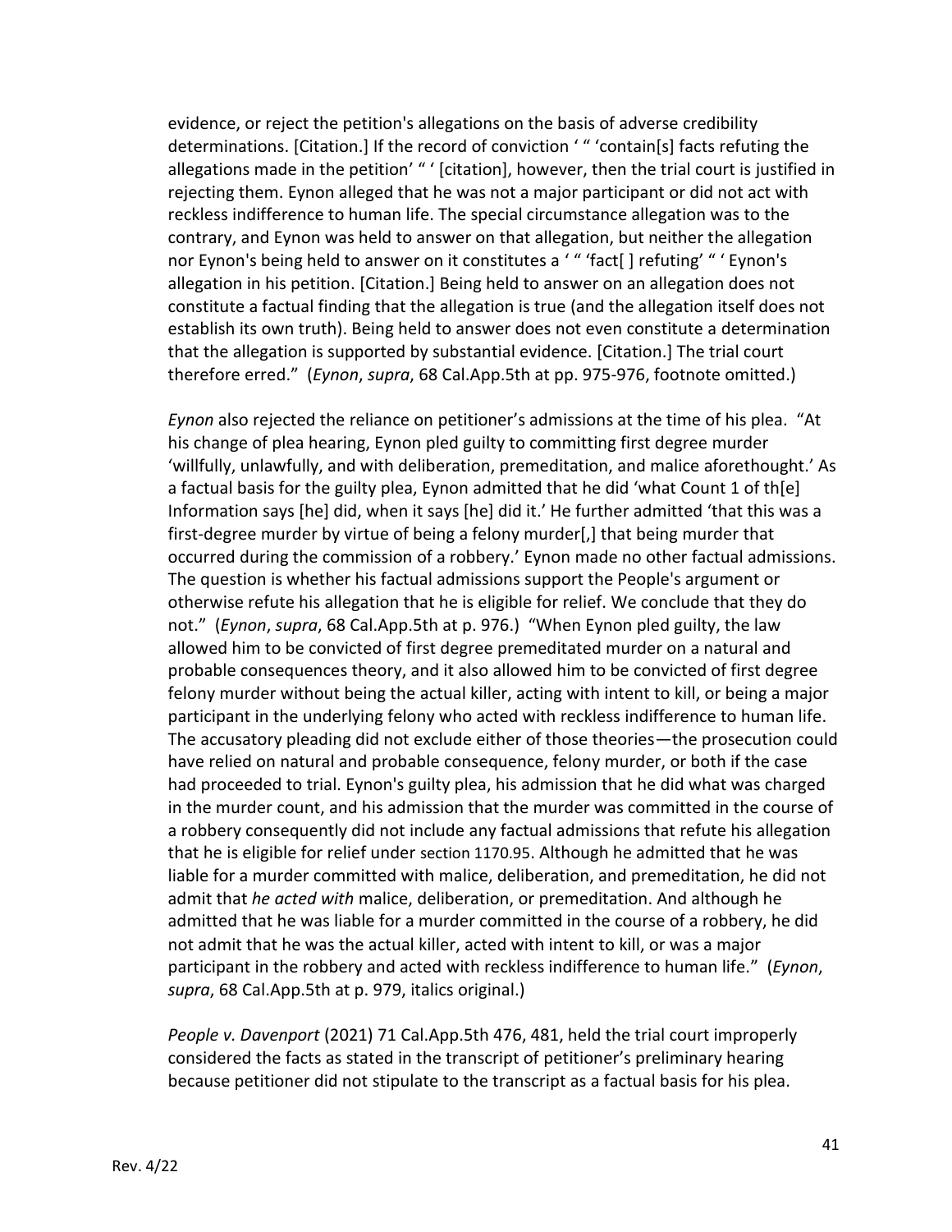evidence, or reject the petition's allegations on the basis of adverse credibility determinations. [Citation.] If the record of conviction ' " 'contain[s] facts refuting the allegations made in the petition' " ' [citation], however, then the trial court is justified in rejecting them. Eynon alleged that he was not a major participant or did not act with reckless indifference to human life. The special circumstance allegation was to the contrary, and Eynon was held to answer on that allegation, but neither the allegation nor Eynon's being held to answer on it constitutes a ' " 'fact[ ] refuting' " ' Eynon's allegation in his petition. [Citation.] Being held to answer on an allegation does not constitute a factual finding that the allegation is true (and the allegation itself does not establish its own truth). Being held to answer does not even constitute a determination that the allegation is supported by substantial evidence. [Citation.] The trial court therefore erred." (*Eynon*, *supra*, 68 Cal.App.5th at pp. 975-976, footnote omitted.)

*Eynon* also rejected the reliance on petitioner's admissions at the time of his plea. "At his change of plea hearing, Eynon pled guilty to committing first degree murder 'willfully, unlawfully, and with deliberation, premeditation, and malice aforethought.' As a factual basis for the guilty plea, Eynon admitted that he did 'what Count 1 of th[e] Information says [he] did, when it says [he] did it.' He further admitted 'that this was a first-degree murder by virtue of being a felony murder[,] that being murder that occurred during the commission of a robbery.' Eynon made no other factual admissions. The question is whether his factual admissions support the People's argument or otherwise refute his allegation that he is eligible for relief. We conclude that they do not." (*Eynon*, *supra*, 68 Cal.App.5th at p. 976.) "When Eynon pled guilty, the law allowed him to be convicted of first degree premeditated murder on a natural and probable consequences theory, and it also allowed him to be convicted of first degree felony murder without being the actual killer, acting with intent to kill, or being a major participant in the underlying felony who acted with reckless indifference to human life. The accusatory pleading did not exclude either of those theories—the prosecution could have relied on natural and probable consequence, felony murder, or both if the case had proceeded to trial. Eynon's guilty plea, his admission that he did what was charged in the murder count, and his admission that the murder was committed in the course of a robbery consequently did not include any factual admissions that refute his allegation that he is eligible for relief under section 1170.95. Although he admitted that he was liable for a murder committed with malice, deliberation, and premeditation, he did not admit that *he acted with* malice, deliberation, or premeditation. And although he admitted that he was liable for a murder committed in the course of a robbery, he did not admit that he was the actual killer, acted with intent to kill, or was a major participant in the robbery and acted with reckless indifference to human life." (*Eynon*, *supra*, 68 Cal.App.5th at p. 979, italics original.)

*People v. Davenport* (2021) 71 Cal.App.5th 476, 481, held the trial court improperly considered the facts as stated in the transcript of petitioner's preliminary hearing because petitioner did not stipulate to the transcript as a factual basis for his plea.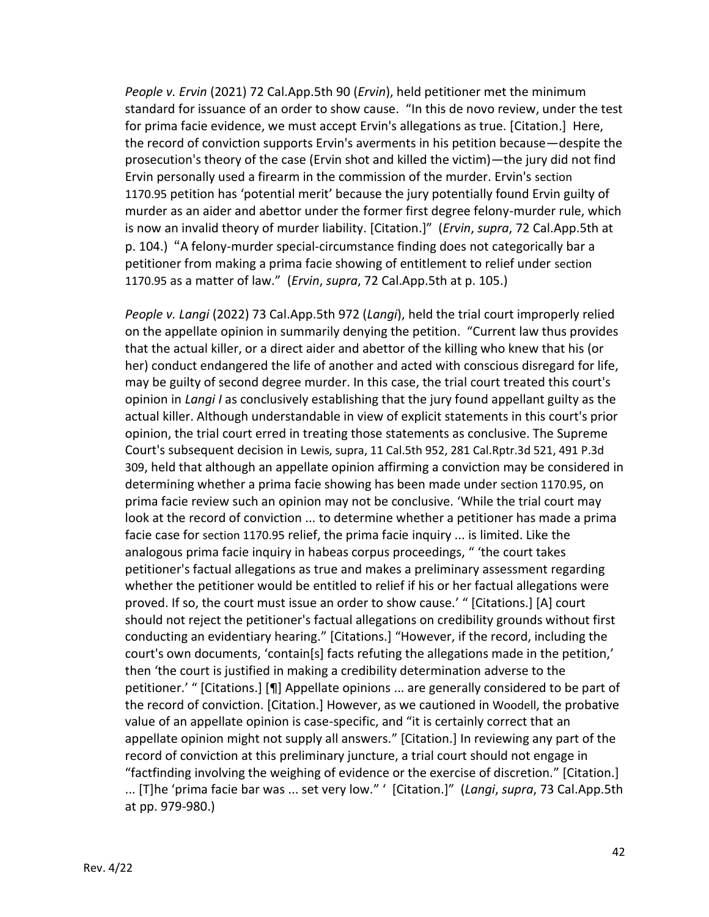*People v. Ervin* (2021) 72 Cal.App.5th 90 (*Ervin*), held petitioner met the minimum standard for issuance of an order to show cause. "In this de novo review, under the test for prima facie evidence, we must accept Ervin's allegations as true. [Citation.] Here, the record of conviction supports Ervin's averments in his petition because—despite the prosecution's theory of the case (Ervin shot and killed the victim)—the jury did not find Ervin personally used a firearm in the commission of the murder. Ervin's section 1170.95 petition has 'potential merit' because the jury potentially found Ervin guilty of murder as an aider and abettor under the former first degree felony-murder rule, which is now an invalid theory of murder liability. [Citation.]" (*Ervin*, *supra*, 72 Cal.App.5th at p. 104.) "A felony-murder special-circumstance finding does not categorically bar a petitioner from making a prima facie showing of entitlement to relief under section 1170.95 as a matter of law." (*Ervin*, *supra*, 72 Cal.App.5th at p. 105.)

*People v. Langi* (2022) 73 Cal.App.5th 972 (*Langi*), held the trial court improperly relied on the appellate opinion in summarily denying the petition. "Current law thus provides that the actual killer, or a direct aider and abettor of the killing who knew that his (or her) conduct endangered the life of another and acted with conscious disregard for life, may be guilty of second degree murder. In this case, the trial court treated this court's opinion in *Langi I* as conclusively establishing that the jury found appellant guilty as the actual killer. Although understandable in view of explicit statements in this court's prior opinion, the trial court erred in treating those statements as conclusive. The Supreme Court's subsequent decision in Lewis, supra, 11 Cal.5th 952, 281 Cal.Rptr.3d 521, 491 P.3d 309, held that although an appellate opinion affirming a conviction may be considered in determining whether a prima facie showing has been made under section 1170.95, on prima facie review such an opinion may not be conclusive. 'While the trial court may look at the record of conviction ... to determine whether a petitioner has made a prima facie case for section 1170.95 relief, the prima facie inquiry ... is limited. Like the analogous prima facie inquiry in habeas corpus proceedings, " 'the court takes petitioner's factual allegations as true and makes a preliminary assessment regarding whether the petitioner would be entitled to relief if his or her factual allegations were proved. If so, the court must issue an order to show cause.' " [Citations.] [A] court should not reject the petitioner's factual allegations on credibility grounds without first conducting an evidentiary hearing." [Citations.] "However, if the record, including the court's own documents, 'contain[s] facts refuting the allegations made in the petition,' then 'the court is justified in making a credibility determination adverse to the petitioner.' " [Citations.] [¶] Appellate opinions ... are generally considered to be part of the record of conviction. [Citation.] However, as we cautioned in Woodell, the probative value of an appellate opinion is case-specific, and "it is certainly correct that an appellate opinion might not supply all answers." [Citation.] In reviewing any part of the record of conviction at this preliminary juncture, a trial court should not engage in "factfinding involving the weighing of evidence or the exercise of discretion." [Citation.] ... [T]he 'prima facie bar was ... set very low." ' [Citation.]" (*Langi*, *supra*, 73 Cal.App.5th at pp. 979-980.)

Rev. 4/22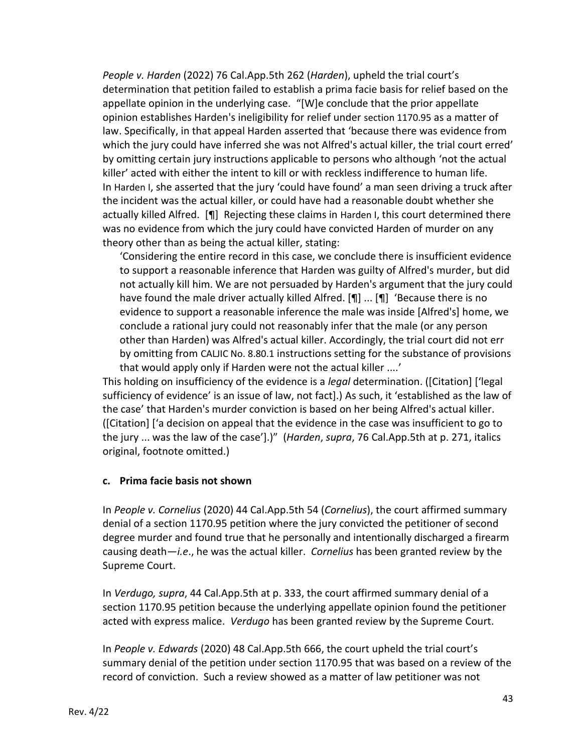*People v. Harden* (2022) 76 Cal.App.5th 262 (*Harden*), upheld the trial court's determination that petition failed to establish a prima facie basis for relief based on the appellate opinion in the underlying case. "[W]e conclude that the prior appellate opinion establishes Harden's ineligibility for relief under section 1170.95 as a matter of law. Specifically, in that appeal Harden asserted that 'because there was evidence from which the jury could have inferred she was not Alfred's actual killer, the trial court erred' by omitting certain jury instructions applicable to persons who although 'not the actual killer' acted with either the intent to kill or with reckless indifference to human life. In Harden I, she asserted that the jury 'could have found' a man seen driving a truck after the incident was the actual killer, or could have had a reasonable doubt whether she actually killed Alfred. [¶] Rejecting these claims in Harden I, this court determined there was no evidence from which the jury could have convicted Harden of murder on any theory other than as being the actual killer, stating:

> 'Considering the entire record in this case, we conclude there is insufficient evidence to support a reasonable inference that Harden was guilty of Alfred's murder, but did not actually kill him. We are not persuaded by Harden's argument that the jury could have found the male driver actually killed Alfred. [¶] ... [¶] 'Because there is no evidence to support a reasonable inference the male was inside [Alfred's] home, we conclude a rational jury could not reasonably infer that the male (or any person other than Harden) was Alfred's actual killer. Accordingly, the trial court did not err by omitting from CALJIC No. 8.80.1 instructions setting for the substance of provisions that would apply only if Harden were not the actual killer ....'

This holding on insufficiency of the evidence is a *legal* determination. ([Citation] ['legal sufficiency of evidence' is an issue of law, not fact].) As such, it 'established as the law of the case' that Harden's murder conviction is based on her being Alfred's actual killer. ([Citation] ['a decision on appeal that the evidence in the case was insufficient to go to the jury ... was the law of the case'].)" (*Harden*, *supra*, 76 Cal.App.5th at p. 271, italics original, footnote omitted.)

#### c. Prima facie basis not shown

In *People v. Cornelius* (2020) 44 Cal.App.5th 54 (*Cornelius*), the court affirmed summary denial of a section 1170.95 petition where the jury convicted the petitioner of second degree murder and found true that he personally and intentionally discharged a firearm causing death—*i.e*., he was the actual killer. *Cornelius* has been granted review by the Supreme Court.

In *Verdugo, supra*, 44 Cal.App.5th at p. 333, the court affirmed summary denial of a section 1170.95 petition because the underlying appellate opinion found the petitioner acted with express malice. *Verdugo* has been granted review by the Supreme Court.

In *People v. Edwards* (2020) 48 Cal.App.5th 666, the court upheld the trial court's summary denial of the petition under section 1170.95 that was based on a review of the record of conviction. Such a review showed as a matter of law petitioner was not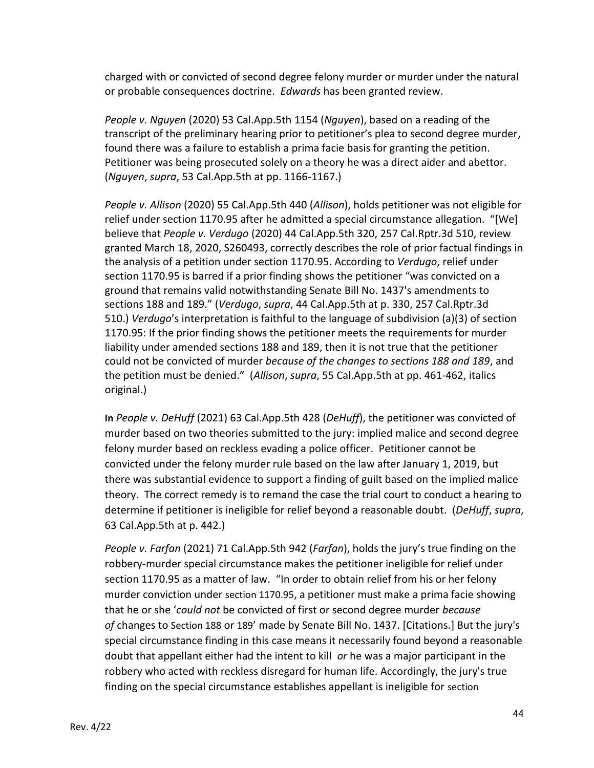charged with or convicted of second degree felony murder or murder under the natural or probable consequences doctrine. *Edwards* has been granted review.

*People v. Nguyen* (2020) 53 Cal.App.5th 1154 (*Nguyen*), based on a reading of the transcript of the preliminary hearing prior to petitioner's plea to second degree murder, found there was a failure to establish a prima facie basis for granting the petition. Petitioner was being prosecuted solely on a theory he was a direct aider and abettor. (*Nguyen*, *supra*, 53 Cal.App.5th at pp. 1166-1167.)

*People v. Allison* (2020) 55 Cal.App.5th 440 (*Allison*), holds petitioner was not eligible for relief under section 1170.95 after he admitted a special circumstance allegation. "[We] believe that *People v. Verdugo* (2020) 44 Cal.App.5th 320, 257 Cal.Rptr.3d 510, review granted March 18, 2020, S260493, correctly describes the role of prior factual findings in the analysis of a petition under section 1170.95. According to *Verdugo*, relief under section 1170.95 is barred if a prior finding shows the petitioner "was convicted on a ground that remains valid notwithstanding Senate Bill No. 1437's amendments to sections 188 and 189." (*Verdugo*, *supra*, 44 Cal.App.5th at p. 330, 257 Cal.Rptr.3d 510.) *Verdugo*'s interpretation is faithful to the language of subdivision (a)(3) of section 1170.95: If the prior finding shows the petitioner meets the requirements for murder liability under amended sections 188 and 189, then it is not true that the petitioner could not be convicted of murder *because of the changes to sections 188 and 189*, and the petition must be denied." (*Allison*, *supra*, 55 Cal.App.5th at pp. 461-462, italics original.)

**In** *People v. DeHuff* (2021) 63 Cal.App.5th 428 (*DeHuff*), the petitioner was convicted of murder based on two theories submitted to the jury: implied malice and second degree felony murder based on reckless evading a police officer. Petitioner cannot be convicted under the felony murder rule based on the law after January 1, 2019, but there was substantial evidence to support a finding of guilt based on the implied malice theory. The correct remedy is to remand the case the trial court to conduct a hearing to determine if petitioner is ineligible for relief beyond a reasonable doubt. (*DeHuff*, *supra*, 63 Cal.App.5th at p. 442.)

*People v. Farfan* (2021) 71 Cal.App.5th 942 (*Farfan*), holds the jury's true finding on the robbery-murder special circumstance makes the petitioner ineligible for relief under section 1170.95 as a matter of law. "In order to obtain relief from his or her felony murder conviction under section 1170.95, a petitioner must make a prima facie showing that he or she '*could not* be convicted of first or second degree murder *because of* changes to Section 188 or 189' made by Senate Bill No. 1437. [Citations.] But the jury's special circumstance finding in this case means it necessarily found beyond a reasonable doubt that appellant either had the intent to kill *or* he was a major participant in the robbery who acted with reckless disregard for human life. Accordingly, the jury's true finding on the special circumstance establishes appellant is ineligible for section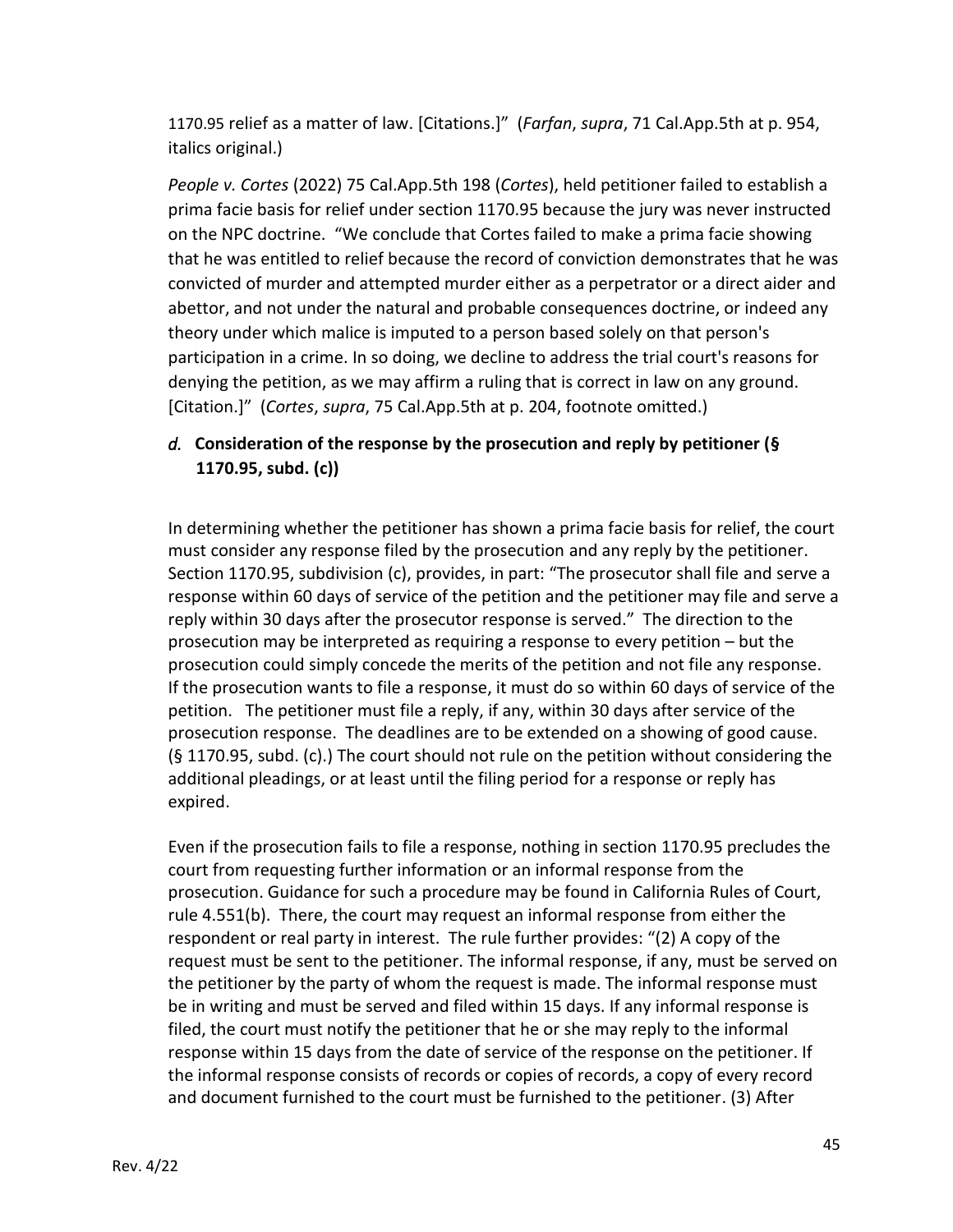1170.95 relief as a matter of law. [Citations.]" (*Farfan*, *supra*, 71 Cal.App.5th at p. 954, italics original.)

*People v. Cortes* (2022) 75 Cal.App.5th 198 (*Cortes*), held petitioner failed to establish a prima facie basis for relief under section 1170.95 because the jury was never instructed on the NPC doctrine. "We conclude that Cortes failed to make a prima facie showing that he was entitled to relief because the record of conviction demonstrates that he was convicted of murder and attempted murder either as a perpetrator or a direct aider and abettor, and not under the natural and probable consequences doctrine, or indeed any theory under which malice is imputed to a person based solely on that person's participation in a crime. In so doing, we decline to address the trial court's reasons for denying the petition, as we may affirm a ruling that is correct in law on any ground. [Citation.]" (*Cortes*, *supra*, 75 Cal.App.5th at p. 204, footnote omitted.)

#### *d.* **Consideration of the response by the prosecution and reply by petitioner (§ 1170.95, subd. (c))**

In determining whether the petitioner has shown a prima facie basis for relief, the court must consider any response filed by the prosecution and any reply by the petitioner. Section 1170.95, subdivision (c), provides, in part: "The prosecutor shall file and serve a response within 60 days of service of the petition and the petitioner may file and serve a reply within 30 days after the prosecutor response is served." The direction to the prosecution may be interpreted as requiring a response to every petition – but the prosecution could simply concede the merits of the petition and not file any response. If the prosecution wants to file a response, it must do so within 60 days of service of the petition. The petitioner must file a reply, if any, within 30 days after service of the prosecution response. The deadlines are to be extended on a showing of good cause. (§ 1170.95, subd. (c).) The court should not rule on the petition without considering the additional pleadings, or at least until the filing period for a response or reply has expired.

Even if the prosecution fails to file a response, nothing in section 1170.95 precludes the court from requesting further information or an informal response from the prosecution. Guidance for such a procedure may be found in California Rules of Court, rule 4.551(b). There, the court may request an informal response from either the respondent or real party in interest. The rule further provides: "(2) A copy of the request must be sent to the petitioner. The informal response, if any, must be served on the petitioner by the party of whom the request is made. The informal response must be in writing and must be served and filed within 15 days. If any informal response is filed, the court must notify the petitioner that he or she may reply to the informal response within 15 days from the date of service of the response on the petitioner. If the informal response consists of records or copies of records, a copy of every record and document furnished to the court must be furnished to the petitioner. (3) After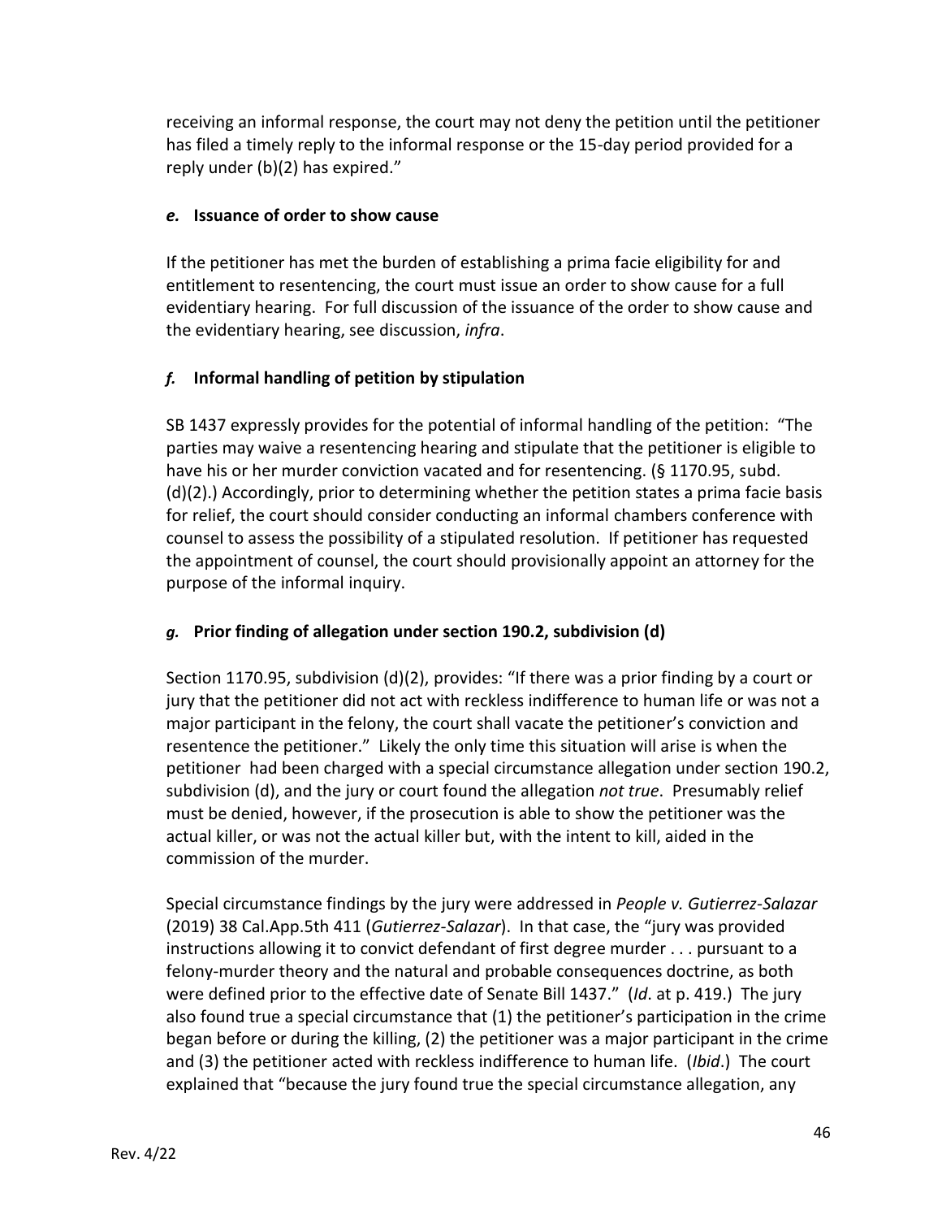receiving an informal response, the court may not deny the petition until the petitioner has filed a timely reply to the informal response or the 15-day period provided for a reply under (b)(2) has expired."

### ***e.*** **Issuance of order to show cause**

If the petitioner has met the burden of establishing a prima facie eligibility for and entitlement to resentencing, the court must issue an order to show cause for a full evidentiary hearing. For full discussion of the issuance of the order to show cause and the evidentiary hearing, see discussion, *infra*.

### ***f.*** **Informal handling of petition by stipulation**

SB 1437 expressly provides for the potential of informal handling of the petition: "The parties may waive a resentencing hearing and stipulate that the petitioner is eligible to have his or her murder conviction vacated and for resentencing. (§ 1170.95, subd. (d)(2).) Accordingly, prior to determining whether the petition states a prima facie basis for relief, the court should consider conducting an informal chambers conference with counsel to assess the possibility of a stipulated resolution. If petitioner has requested the appointment of counsel, the court should provisionally appoint an attorney for the purpose of the informal inquiry.

### ***g.*** **Prior finding of allegation under section 190.2, subdivision (d)**

Section 1170.95, subdivision (d)(2), provides: "If there was a prior finding by a court or jury that the petitioner did not act with reckless indifference to human life or was not a major participant in the felony, the court shall vacate the petitioner's conviction and resentence the petitioner." Likely the only time this situation will arise is when the petitioner had been charged with a special circumstance allegation under section 190.2, subdivision (d), and the jury or court found the allegation *not true*. Presumably relief must be denied, however, if the prosecution is able to show the petitioner was the actual killer, or was not the actual killer but, with the intent to kill, aided in the commission of the murder.

Special circumstance findings by the jury were addressed in *People v. Gutierrez-Salazar* (2019) 38 Cal.App.5th 411 (*Gutierrez-Salazar*). In that case, the "jury was provided instructions allowing it to convict defendant of first degree murder . . . pursuant to a felony-murder theory and the natural and probable consequences doctrine, as both were defined prior to the effective date of Senate Bill 1437." (*Id*. at p. 419.) The jury also found true a special circumstance that (1) the petitioner's participation in the crime began before or during the killing, (2) the petitioner was a major participant in the crime and (3) the petitioner acted with reckless indifference to human life. (*Ibid*.) The court explained that "because the jury found true the special circumstance allegation, any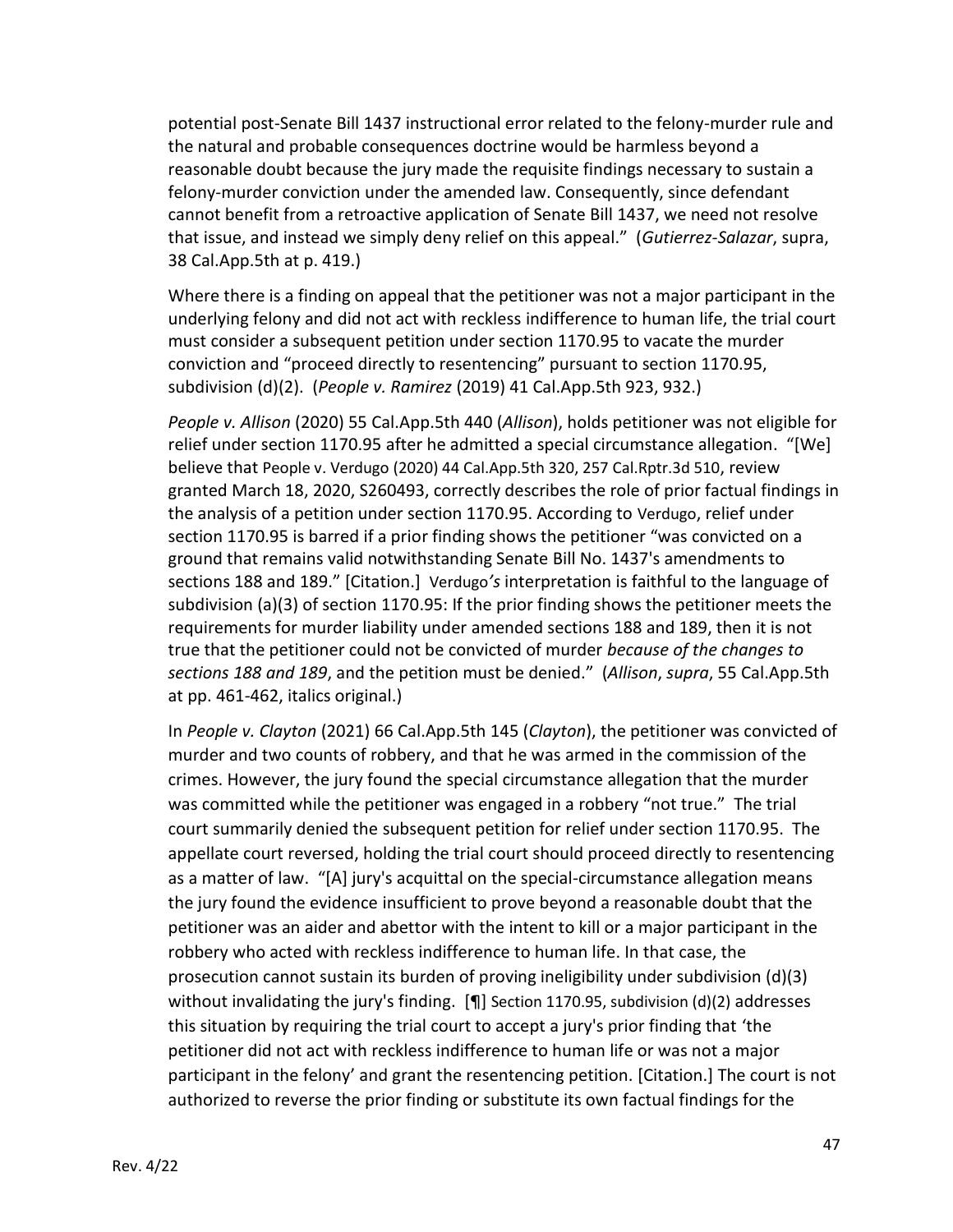potential post-Senate Bill 1437 instructional error related to the felony-murder rule and the natural and probable consequences doctrine would be harmless beyond a reasonable doubt because the jury made the requisite findings necessary to sustain a felony-murder conviction under the amended law. Consequently, since defendant cannot benefit from a retroactive application of Senate Bill 1437, we need not resolve that issue, and instead we simply deny relief on this appeal." (*Gutierrez-Salazar*, supra, 38 Cal.App.5th at p. 419.)

Where there is a finding on appeal that the petitioner was not a major participant in the underlying felony and did not act with reckless indifference to human life, the trial court must consider a subsequent petition under section 1170.95 to vacate the murder conviction and "proceed directly to resentencing" pursuant to section 1170.95, subdivision (d)(2). (*People v. Ramirez* (2019) 41 Cal.App.5th 923, 932.)

*People v. Allison* (2020) 55 Cal.App.5th 440 (*Allison*), holds petitioner was not eligible for relief under section 1170.95 after he admitted a special circumstance allegation. "[We] believe that People v. Verdugo (2020) 44 Cal.App.5th 320, 257 Cal.Rptr.3d 510, review granted March 18, 2020, S260493, correctly describes the role of prior factual findings in the analysis of a petition under section 1170.95. According to Verdugo, relief under section 1170.95 is barred if a prior finding shows the petitioner "was convicted on a ground that remains valid notwithstanding Senate Bill No. 1437's amendments to sections 188 and 189." [Citation.] Verdugo*'s* interpretation is faithful to the language of subdivision (a)(3) of section 1170.95: If the prior finding shows the petitioner meets the requirements for murder liability under amended sections 188 and 189, then it is not true that the petitioner could not be convicted of murder *because of the changes to sections 188 and 189*, and the petition must be denied." (*Allison*, *supra*, 55 Cal.App.5th at pp. 461-462, italics original.)

In *People v. Clayton* (2021) 66 Cal.App.5th 145 (*Clayton*), the petitioner was convicted of murder and two counts of robbery, and that he was armed in the commission of the crimes. However, the jury found the special circumstance allegation that the murder was committed while the petitioner was engaged in a robbery "not true." The trial court summarily denied the subsequent petition for relief under section 1170.95. The appellate court reversed, holding the trial court should proceed directly to resentencing as a matter of law. "[A] jury's acquittal on the special-circumstance allegation means the jury found the evidence insufficient to prove beyond a reasonable doubt that the petitioner was an aider and abettor with the intent to kill or a major participant in the robbery who acted with reckless indifference to human life. In that case, the prosecution cannot sustain its burden of proving ineligibility under subdivision (d)(3) without invalidating the jury's finding. [¶] Section 1170.95, subdivision (d)(2) addresses this situation by requiring the trial court to accept a jury's prior finding that 'the petitioner did not act with reckless indifference to human life or was not a major participant in the felony' and grant the resentencing petition. [Citation.] The court is not authorized to reverse the prior finding or substitute its own factual findings for the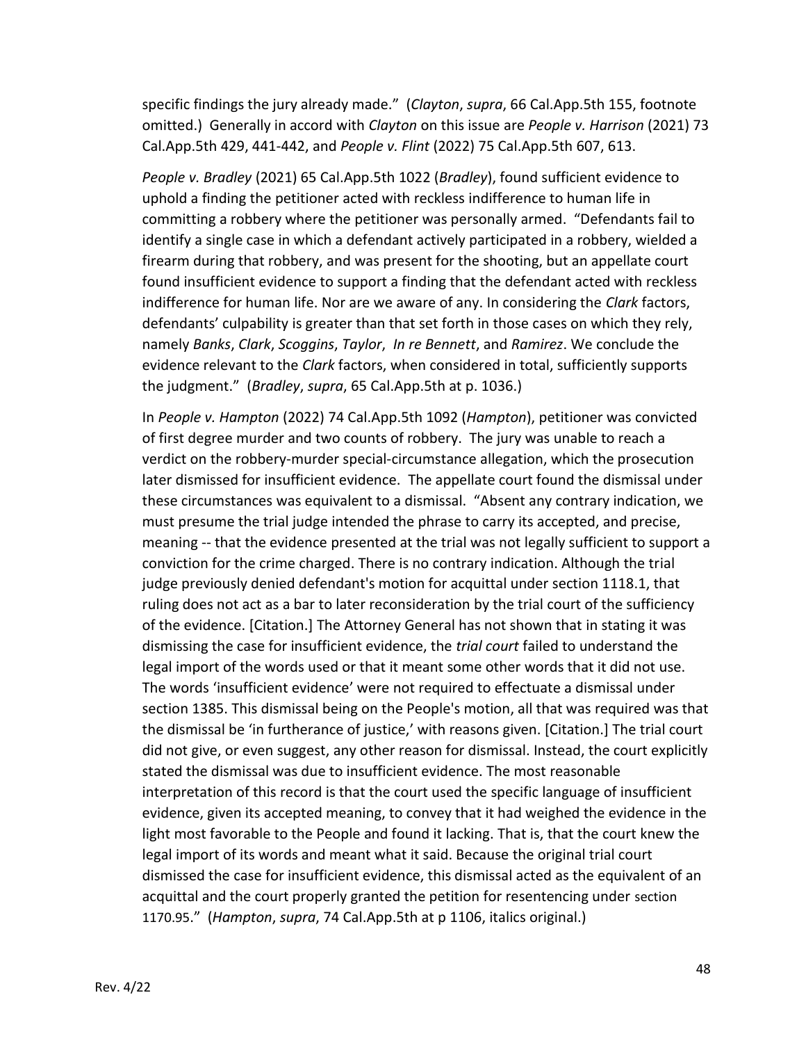specific findings the jury already made." (*Clayton*, *supra*, 66 Cal.App.5th 155, footnote omitted.) Generally in accord with *Clayton* on this issue are *People v. Harrison* (2021) 73 Cal.App.5th 429, 441-442, and *People v. Flint* (2022) 75 Cal.App.5th 607, 613.

*People v. Bradley* (2021) 65 Cal.App.5th 1022 (*Bradley*), found sufficient evidence to uphold a finding the petitioner acted with reckless indifference to human life in committing a robbery where the petitioner was personally armed. "Defendants fail to identify a single case in which a defendant actively participated in a robbery, wielded a firearm during that robbery, and was present for the shooting, but an appellate court found insufficient evidence to support a finding that the defendant acted with reckless indifference for human life. Nor are we aware of any. In considering the *Clark* factors, defendants' culpability is greater than that set forth in those cases on which they rely, namely *Banks*, *Clark*, *Scoggins*, *Taylor*, *In re Bennett*, and *Ramirez*. We conclude the evidence relevant to the *Clark* factors, when considered in total, sufficiently supports the judgment." (*Bradley*, *supra*, 65 Cal.App.5th at p. 1036.)

In *People v. Hampton* (2022) 74 Cal.App.5th 1092 (*Hampton*), petitioner was convicted of first degree murder and two counts of robbery. The jury was unable to reach a verdict on the robbery-murder special-circumstance allegation, which the prosecution later dismissed for insufficient evidence. The appellate court found the dismissal under these circumstances was equivalent to a dismissal. "Absent any contrary indication, we must presume the trial judge intended the phrase to carry its accepted, and precise, meaning -- that the evidence presented at the trial was not legally sufficient to support a conviction for the crime charged. There is no contrary indication. Although the trial judge previously denied defendant's motion for acquittal under section 1118.1, that ruling does not act as a bar to later reconsideration by the trial court of the sufficiency of the evidence. [Citation.] The Attorney General has not shown that in stating it was dismissing the case for insufficient evidence, the *trial court* failed to understand the legal import of the words used or that it meant some other words that it did not use. The words 'insufficient evidence' were not required to effectuate a dismissal under section 1385. This dismissal being on the People's motion, all that was required was that the dismissal be 'in furtherance of justice,' with reasons given. [Citation.] The trial court did not give, or even suggest, any other reason for dismissal. Instead, the court explicitly stated the dismissal was due to insufficient evidence. The most reasonable interpretation of this record is that the court used the specific language of insufficient evidence, given its accepted meaning, to convey that it had weighed the evidence in the light most favorable to the People and found it lacking. That is, that the court knew the legal import of its words and meant what it said. Because the original trial court dismissed the case for insufficient evidence, this dismissal acted as the equivalent of an acquittal and the court properly granted the petition for resentencing under section 1170.95." (*Hampton*, *supra*, 74 Cal.App.5th at p 1106, italics original.)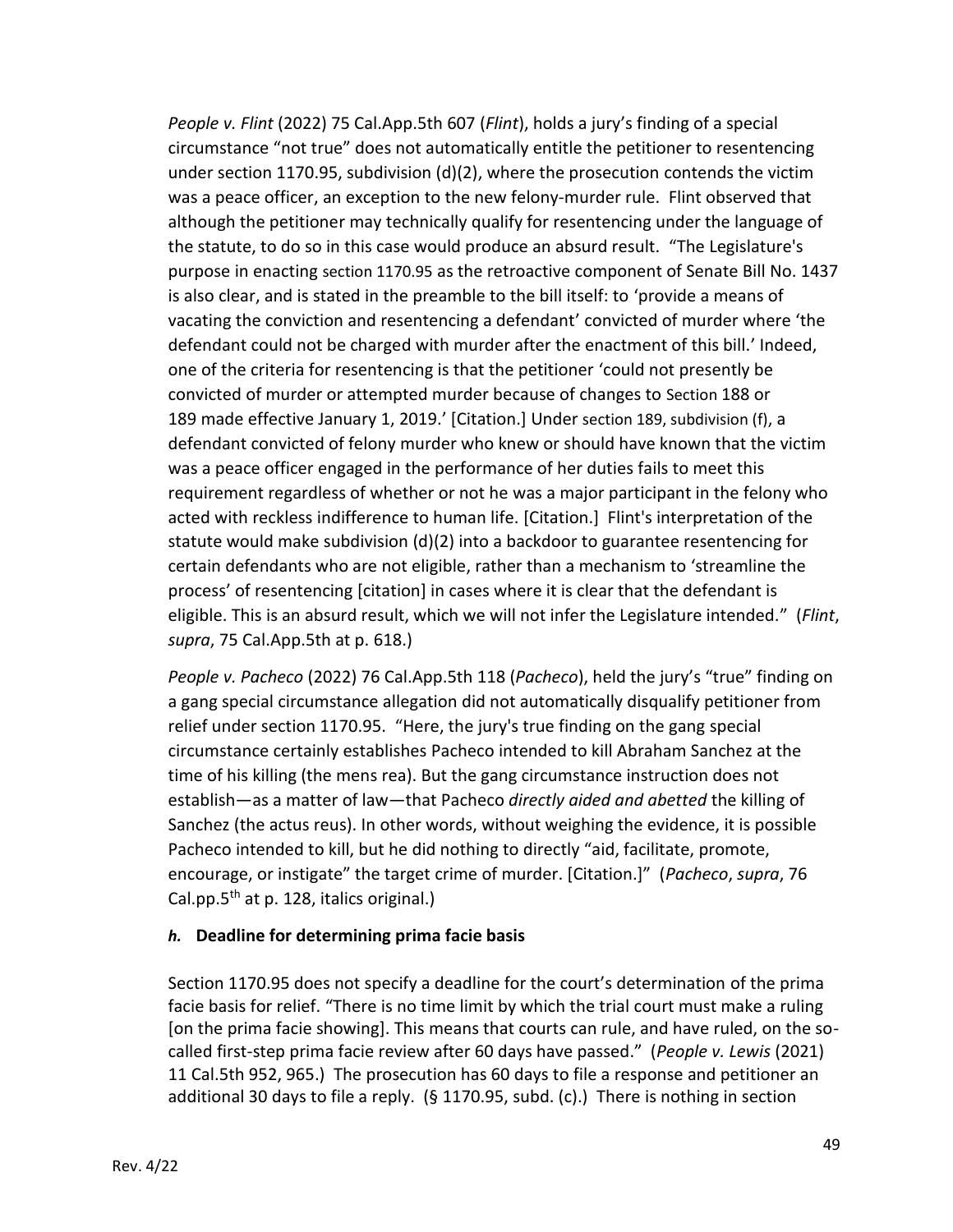*People v. Flint* (2022) 75 Cal.App.5th 607 (*Flint*), holds a jury's finding of a special circumstance "not true" does not automatically entitle the petitioner to resentencing under section 1170.95, subdivision (d)(2), where the prosecution contends the victim was a peace officer, an exception to the new felony-murder rule. Flint observed that although the petitioner may technically qualify for resentencing under the language of the statute, to do so in this case would produce an absurd result. "The Legislature's purpose in enacting section 1170.95 as the retroactive component of Senate Bill No. 1437 is also clear, and is stated in the preamble to the bill itself: to 'provide a means of vacating the conviction and resentencing a defendant' convicted of murder where 'the defendant could not be charged with murder after the enactment of this bill.' Indeed, one of the criteria for resentencing is that the petitioner 'could not presently be convicted of murder or attempted murder because of changes to Section 188 or 189 made effective January 1, 2019.' [Citation.] Under section 189, subdivision (f), a defendant convicted of felony murder who knew or should have known that the victim was a peace officer engaged in the performance of her duties fails to meet this requirement regardless of whether or not he was a major participant in the felony who acted with reckless indifference to human life. [Citation.] Flint's interpretation of the statute would make subdivision (d)(2) into a backdoor to guarantee resentencing for certain defendants who are not eligible, rather than a mechanism to 'streamline the process' of resentencing [citation] in cases where it is clear that the defendant is eligible. This is an absurd result, which we will not infer the Legislature intended." (*Flint*, *supra*, 75 Cal.App.5th at p. 618.)

*People v. Pacheco* (2022) 76 Cal.App.5th 118 (*Pacheco*), held the jury's "true" finding on a gang special circumstance allegation did not automatically disqualify petitioner from relief under section 1170.95. "Here, the jury's true finding on the gang special circumstance certainly establishes Pacheco intended to kill Abraham Sanchez at the time of his killing (the mens rea). But the gang circumstance instruction does not establish—as a matter of law—that Pacheco *directly aided and abetted* the killing of Sanchez (the actus reus). In other words, without weighing the evidence, it is possible Pacheco intended to kill, but he did nothing to directly "aid, facilitate, promote, encourage, or instigate" the target crime of murder. [Citation.]" (*Pacheco*, *supra*, 76 Cal.pp.5th at p. 128, italics original.)

#### *h.* **Deadline for determining prima facie basis**

Section 1170.95 does not specify a deadline for the court's determination of the prima facie basis for relief. "There is no time limit by which the trial court must make a ruling [on the prima facie showing]. This means that courts can rule, and have ruled, on the so-called first-step prima facie review after 60 days have passed." (*People v. Lewis* (2021) 11 Cal.5th 952, 965.) The prosecution has 60 days to file a response and petitioner an additional 30 days to file a reply. (§ 1170.95, subd. (c).) There is nothing in section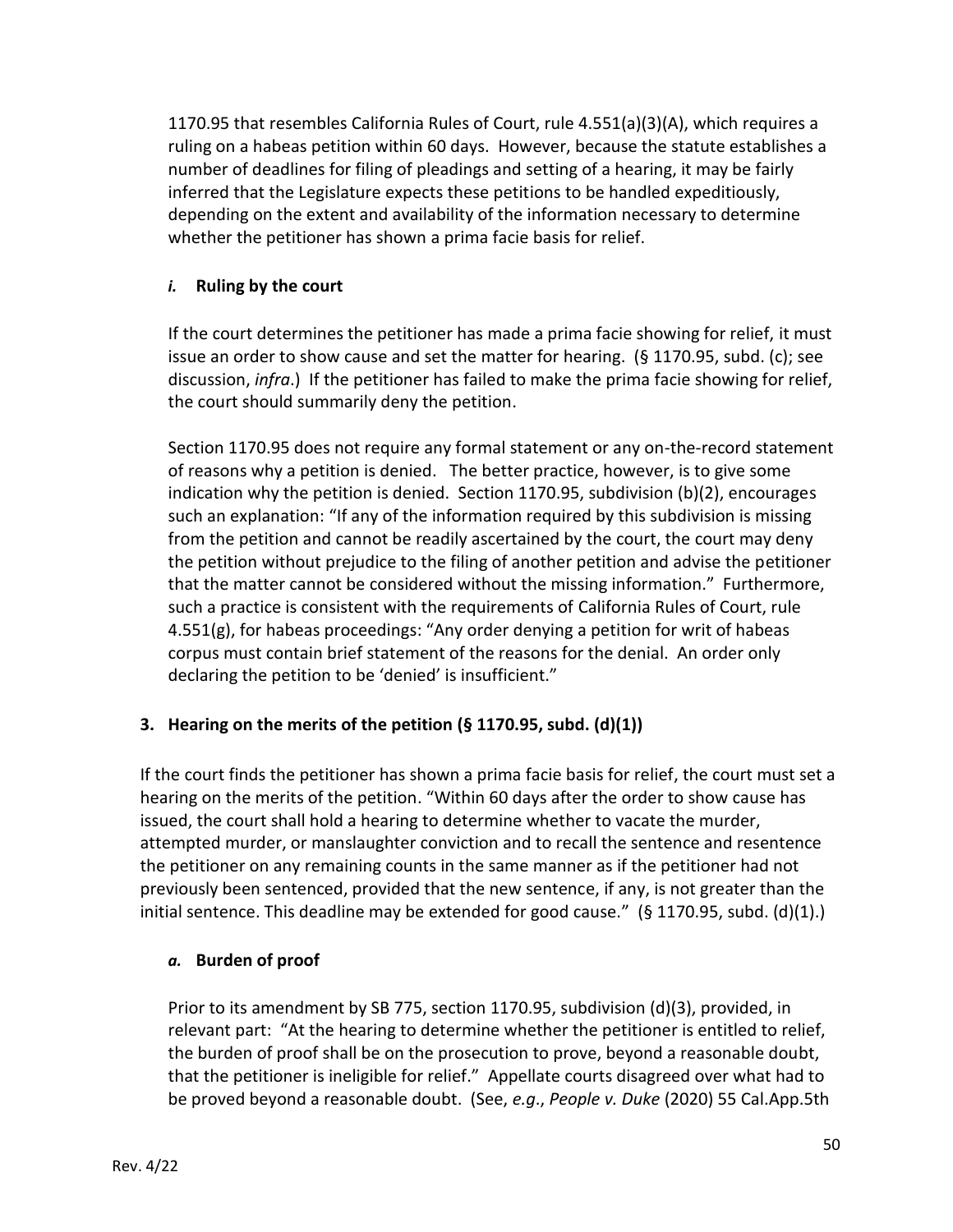1170.95 that resembles California Rules of Court, rule 4.551(a)(3)(A), which requires a ruling on a habeas petition within 60 days. However, because the statute establishes a number of deadlines for filing of pleadings and setting of a hearing, it may be fairly inferred that the Legislature expects these petitions to be handled expeditiously, depending on the extent and availability of the information necessary to determine whether the petitioner has shown a prima facie basis for relief.

#### *i.* Ruling by the court

If the court determines the petitioner has made a prima facie showing for relief, it must issue an order to show cause and set the matter for hearing. (§ 1170.95, subd. (c); see discussion, *infra*.) If the petitioner has failed to make the prima facie showing for relief, the court should summarily deny the petition.

Section 1170.95 does not require any formal statement or any on-the-record statement of reasons why a petition is denied. The better practice, however, is to give some indication why the petition is denied. Section 1170.95, subdivision (b)(2), encourages such an explanation: "If any of the information required by this subdivision is missing from the petition and cannot be readily ascertained by the court, the court may deny the petition without prejudice to the filing of another petition and advise the petitioner that the matter cannot be considered without the missing information." Furthermore, such a practice is consistent with the requirements of California Rules of Court, rule 4.551(g), for habeas proceedings: "Any order denying a petition for writ of habeas corpus must contain brief statement of the reasons for the denial. An order only declaring the petition to be 'denied' is insufficient."

### 3. Hearing on the merits of the petition (§ 1170.95, subd. (d)(1))

If the court finds the petitioner has shown a prima facie basis for relief, the court must set a hearing on the merits of the petition. "Within 60 days after the order to show cause has issued, the court shall hold a hearing to determine whether to vacate the murder, attempted murder, or manslaughter conviction and to recall the sentence and resentence the petitioner on any remaining counts in the same manner as if the petitioner had not previously been sentenced, provided that the new sentence, if any, is not greater than the initial sentence. This deadline may be extended for good cause." (§ 1170.95, subd. (d)(1).)

#### *a.* Burden of proof

Prior to its amendment by SB 775, section 1170.95, subdivision (d)(3), provided, in relevant part: "At the hearing to determine whether the petitioner is entitled to relief, the burden of proof shall be on the prosecution to prove, beyond a reasonable doubt, that the petitioner is ineligible for relief." Appellate courts disagreed over what had to be proved beyond a reasonable doubt. (See, *e.g.*, *People v. Duke* (2020) 55 Cal.App.5th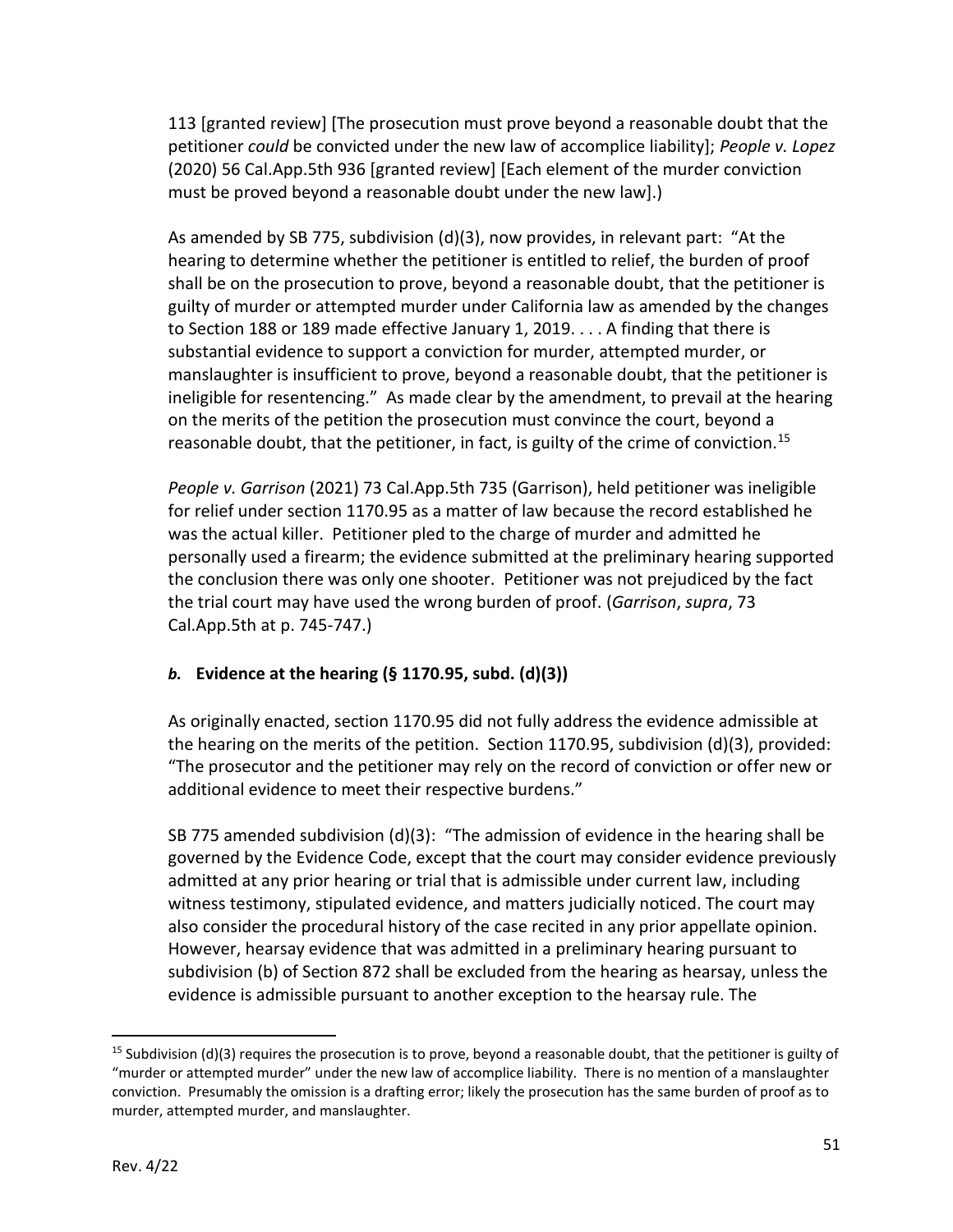113 [granted review] [The prosecution must prove beyond a reasonable doubt that the petitioner *could* be convicted under the new law of accomplice liability]; *People v. Lopez* (2020) 56 Cal.App.5th 936 [granted review] [Each element of the murder conviction must be proved beyond a reasonable doubt under the new law].)

As amended by SB 775, subdivision (d)(3), now provides, in relevant part: "At the hearing to determine whether the petitioner is entitled to relief, the burden of proof shall be on the prosecution to prove, beyond a reasonable doubt, that the petitioner is guilty of murder or attempted murder under California law as amended by the changes to Section 188 or 189 made effective January 1, 2019. . . . A finding that there is substantial evidence to support a conviction for murder, attempted murder, or manslaughter is insufficient to prove, beyond a reasonable doubt, that the petitioner is ineligible for resentencing." As made clear by the amendment, to prevail at the hearing on the merits of the petition the prosecution must convince the court, beyond a reasonable doubt, that the petitioner, in fact, is guilty of the crime of conviction.[15]

*People v. Garrison* (2021) 73 Cal.App.5th 735 (Garrison), held petitioner was ineligible for relief under section 1170.95 as a matter of law because the record established he was the actual killer. Petitioner pled to the charge of murder and admitted he personally used a firearm; the evidence submitted at the preliminary hearing supported the conclusion there was only one shooter. Petitioner was not prejudiced by the fact the trial court may have used the wrong burden of proof. (*Garrison*, *supra*, 73 Cal.App.5th at p. 745-747.)

### ***b.*** **Evidence at the hearing (§ 1170.95, subd. (d)(3))**

As originally enacted, section 1170.95 did not fully address the evidence admissible at the hearing on the merits of the petition. Section 1170.95, subdivision (d)(3), provided: "The prosecutor and the petitioner may rely on the record of conviction or offer new or additional evidence to meet their respective burdens."

SB 775 amended subdivision (d)(3): "The admission of evidence in the hearing shall be governed by the Evidence Code, except that the court may consider evidence previously admitted at any prior hearing or trial that is admissible under current law, including witness testimony, stipulated evidence, and matters judicially noticed. The court may also consider the procedural history of the case recited in any prior appellate opinion. However, hearsay evidence that was admitted in a preliminary hearing pursuant to subdivision (b) of Section 872 shall be excluded from the hearing as hearsay, unless the evidence is admissible pursuant to another exception to the hearsay rule. The

---

[15] Subdivision (d)(3) requires the prosecution is to prove, beyond a reasonable doubt, that the petitioner is guilty of "murder or attempted murder" under the new law of accomplice liability. There is no mention of a manslaughter conviction. Presumably the omission is a drafting error; likely the prosecution has the same burden of proof as to murder, attempted murder, and manslaughter.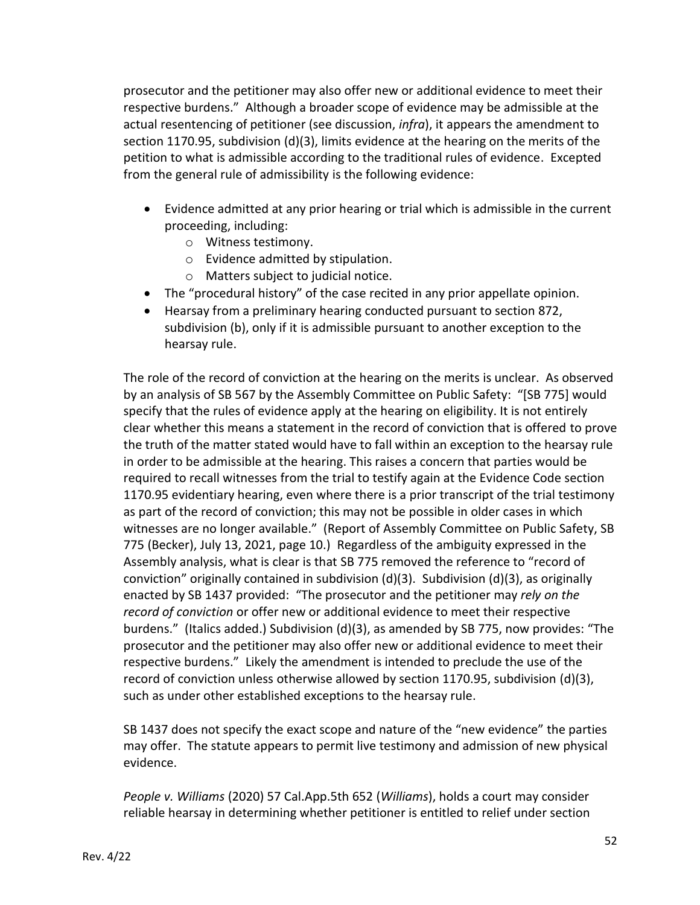prosecutor and the petitioner may also offer new or additional evidence to meet their respective burdens." Although a broader scope of evidence may be admissible at the actual resentencing of petitioner (see discussion, *infra*), it appears the amendment to section 1170.95, subdivision (d)(3), limits evidence at the hearing on the merits of the petition to what is admissible according to the traditional rules of evidence. Excepted from the general rule of admissibility is the following evidence:

- Evidence admitted at any prior hearing or trial which is admissible in the current proceeding, including:
  - Witness testimony.
  - Evidence admitted by stipulation.
  - Matters subject to judicial notice.
- The "procedural history" of the case recited in any prior appellate opinion.
- Hearsay from a preliminary hearing conducted pursuant to section 872, subdivision (b), only if it is admissible pursuant to another exception to the hearsay rule.

The role of the record of conviction at the hearing on the merits is unclear. As observed by an analysis of SB 567 by the Assembly Committee on Public Safety: "[SB 775] would specify that the rules of evidence apply at the hearing on eligibility. It is not entirely clear whether this means a statement in the record of conviction that is offered to prove the truth of the matter stated would have to fall within an exception to the hearsay rule in order to be admissible at the hearing. This raises a concern that parties would be required to recall witnesses from the trial to testify again at the Evidence Code section 1170.95 evidentiary hearing, even where there is a prior transcript of the trial testimony as part of the record of conviction; this may not be possible in older cases in which witnesses are no longer available." (Report of Assembly Committee on Public Safety, SB 775 (Becker), July 13, 2021, page 10.) Regardless of the ambiguity expressed in the Assembly analysis, what is clear is that SB 775 removed the reference to "record of conviction" originally contained in subdivision (d)(3). Subdivision (d)(3), as originally enacted by SB 1437 provided: "The prosecutor and the petitioner may *rely on the record of conviction* or offer new or additional evidence to meet their respective burdens." (Italics added.) Subdivision (d)(3), as amended by SB 775, now provides: "The prosecutor and the petitioner may also offer new or additional evidence to meet their respective burdens." Likely the amendment is intended to preclude the use of the record of conviction unless otherwise allowed by section 1170.95, subdivision (d)(3), such as under other established exceptions to the hearsay rule.

SB 1437 does not specify the exact scope and nature of the "new evidence" the parties may offer. The statute appears to permit live testimony and admission of new physical evidence.

*People v. Williams* (2020) 57 Cal.App.5th 652 (*Williams*), holds a court may consider reliable hearsay in determining whether petitioner is entitled to relief under section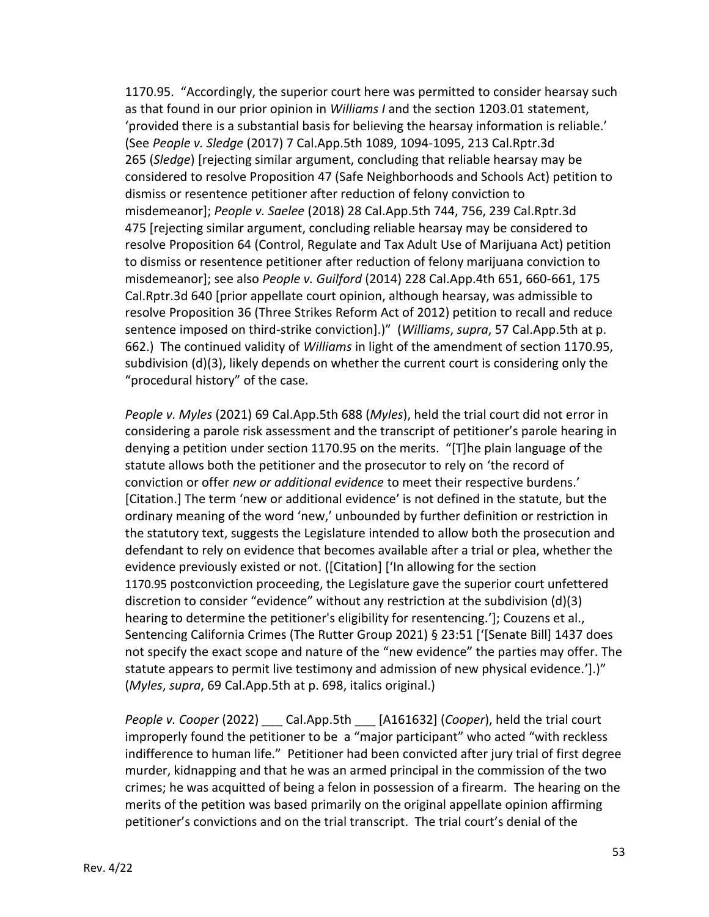1170.95. "Accordingly, the superior court here was permitted to consider hearsay such as that found in our prior opinion in *Williams I* and the section 1203.01 statement, 'provided there is a substantial basis for believing the hearsay information is reliable.' (See *People v. Sledge* (2017) 7 Cal.App.5th 1089, 1094-1095, 213 Cal.Rptr.3d 265 (*Sledge*) [rejecting similar argument, concluding that reliable hearsay may be considered to resolve Proposition 47 (Safe Neighborhoods and Schools Act) petition to dismiss or resentence petitioner after reduction of felony conviction to misdemeanor]; *People v. Saelee* (2018) 28 Cal.App.5th 744, 756, 239 Cal.Rptr.3d 475 [rejecting similar argument, concluding reliable hearsay may be considered to resolve Proposition 64 (Control, Regulate and Tax Adult Use of Marijuana Act) petition to dismiss or resentence petitioner after reduction of felony marijuana conviction to misdemeanor]; see also *People v. Guilford* (2014) 228 Cal.App.4th 651, 660-661, 175 Cal.Rptr.3d 640 [prior appellate court opinion, although hearsay, was admissible to resolve Proposition 36 (Three Strikes Reform Act of 2012) petition to recall and reduce sentence imposed on third-strike conviction].)" (*Williams*, *supra*, 57 Cal.App.5th at p. 662.) The continued validity of *Williams* in light of the amendment of section 1170.95, subdivision (d)(3), likely depends on whether the current court is considering only the "procedural history" of the case.

*People v. Myles* (2021) 69 Cal.App.5th 688 (*Myles*), held the trial court did not error in considering a parole risk assessment and the transcript of petitioner's parole hearing in denying a petition under section 1170.95 on the merits. "[T]he plain language of the statute allows both the petitioner and the prosecutor to rely on 'the record of conviction or offer *new or additional evidence* to meet their respective burdens.' [Citation.] The term 'new or additional evidence' is not defined in the statute, but the ordinary meaning of the word 'new,' unbounded by further definition or restriction in the statutory text, suggests the Legislature intended to allow both the prosecution and defendant to rely on evidence that becomes available after a trial or plea, whether the evidence previously existed or not. ([Citation] ['In allowing for the section 1170.95 postconviction proceeding, the Legislature gave the superior court unfettered discretion to consider "evidence" without any restriction at the subdivision (d)(3) hearing to determine the petitioner's eligibility for resentencing.']; Couzens et al., Sentencing California Crimes (The Rutter Group 2021) § 23:51 ['[Senate Bill] 1437 does not specify the exact scope and nature of the "new evidence" the parties may offer. The statute appears to permit live testimony and admission of new physical evidence.'].)" (*Myles*, *supra*, 69 Cal.App.5th at p. 698, italics original.)

*People v. Cooper* (2022) ___ Cal.App.5th ___ [A161632] (*Cooper*), held the trial court improperly found the petitioner to be a "major participant" who acted "with reckless indifference to human life." Petitioner had been convicted after jury trial of first degree murder, kidnapping and that he was an armed principal in the commission of the two crimes; he was acquitted of being a felon in possession of a firearm. The hearing on the merits of the petition was based primarily on the original appellate opinion affirming petitioner's convictions and on the trial transcript. The trial court's denial of the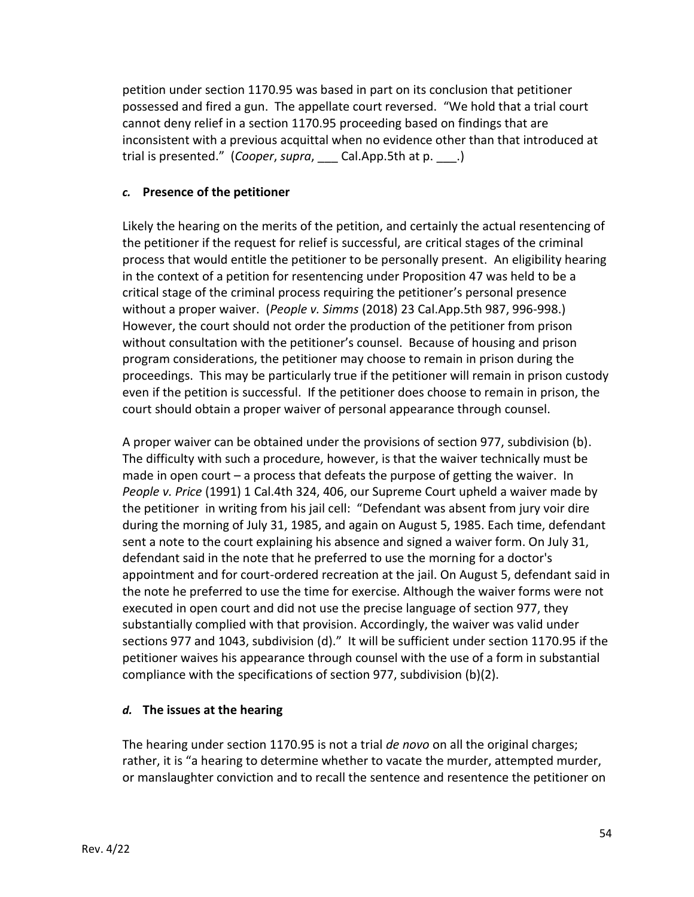petition under section 1170.95 was based in part on its conclusion that petitioner possessed and fired a gun. The appellate court reversed. "We hold that a trial court cannot deny relief in a section 1170.95 proceeding based on findings that are inconsistent with a previous acquittal when no evidence other than that introduced at trial is presented." (*Cooper*, *supra*, ___ Cal.App.5th at p. ___.)

### *c.* Presence of the petitioner

Likely the hearing on the merits of the petition, and certainly the actual resentencing of the petitioner if the request for relief is successful, are critical stages of the criminal process that would entitle the petitioner to be personally present. An eligibility hearing in the context of a petition for resentencing under Proposition 47 was held to be a critical stage of the criminal process requiring the petitioner's personal presence without a proper waiver. (*People v. Simms* (2018) 23 Cal.App.5th 987, 996-998.) However, the court should not order the production of the petitioner from prison without consultation with the petitioner's counsel. Because of housing and prison program considerations, the petitioner may choose to remain in prison during the proceedings. This may be particularly true if the petitioner will remain in prison custody even if the petition is successful. If the petitioner does choose to remain in prison, the court should obtain a proper waiver of personal appearance through counsel.

A proper waiver can be obtained under the provisions of section 977, subdivision (b). The difficulty with such a procedure, however, is that the waiver technically must be made in open court – a process that defeats the purpose of getting the waiver. In *People v. Price* (1991) 1 Cal.4th 324, 406, our Supreme Court upheld a waiver made by the petitioner in writing from his jail cell: "Defendant was absent from jury voir dire during the morning of July 31, 1985, and again on August 5, 1985. Each time, defendant sent a note to the court explaining his absence and signed a waiver form. On July 31, defendant said in the note that he preferred to use the morning for a doctor's appointment and for court-ordered recreation at the jail. On August 5, defendant said in the note he preferred to use the time for exercise. Although the waiver forms were not executed in open court and did not use the precise language of section 977, they substantially complied with that provision. Accordingly, the waiver was valid under sections 977 and 1043, subdivision (d)." It will be sufficient under section 1170.95 if the petitioner waives his appearance through counsel with the use of a form in substantial compliance with the specifications of section 977, subdivision (b)(2).

### *d.* The issues at the hearing

The hearing under section 1170.95 is not a trial *de novo* on all the original charges; rather, it is "a hearing to determine whether to vacate the murder, attempted murder, or manslaughter conviction and to recall the sentence and resentence the petitioner on

Rev. 4/22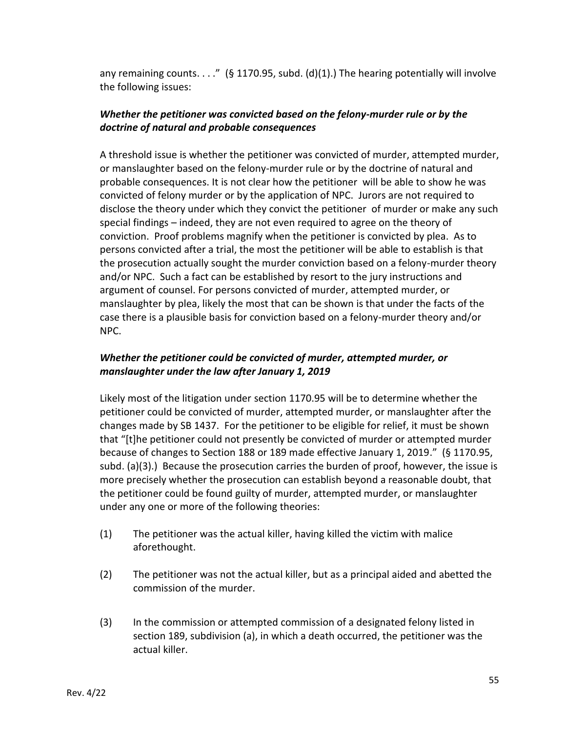any remaining counts. . . ." (§ 1170.95, subd. (d)(1).) The hearing potentially will involve the following issues:

***Whether the petitioner was convicted based on the felony-murder rule or by the doctrine of natural and probable consequences***

A threshold issue is whether the petitioner was convicted of murder, attempted murder, or manslaughter based on the felony-murder rule or by the doctrine of natural and probable consequences. It is not clear how the petitioner will be able to show he was convicted of felony murder or by the application of NPC. Jurors are not required to disclose the theory under which they convict the petitioner of murder or make any such special findings – indeed, they are not even required to agree on the theory of conviction. Proof problems magnify when the petitioner is convicted by plea. As to persons convicted after a trial, the most the petitioner will be able to establish is that the prosecution actually sought the murder conviction based on a felony-murder theory and/or NPC. Such a fact can be established by resort to the jury instructions and argument of counsel. For persons convicted of murder, attempted murder, or manslaughter by plea, likely the most that can be shown is that under the facts of the case there is a plausible basis for conviction based on a felony-murder theory and/or NPC.

***Whether the petitioner could be convicted of murder, attempted murder, or manslaughter under the law after January 1, 2019***

Likely most of the litigation under section 1170.95 will be to determine whether the petitioner could be convicted of murder, attempted murder, or manslaughter after the changes made by SB 1437. For the petitioner to be eligible for relief, it must be shown that "[t]he petitioner could not presently be convicted of murder or attempted murder because of changes to Section 188 or 189 made effective January 1, 2019." (§ 1170.95, subd. (a)(3).) Because the prosecution carries the burden of proof, however, the issue is more precisely whether the prosecution can establish beyond a reasonable doubt, that the petitioner could be found guilty of murder, attempted murder, or manslaughter under any one or more of the following theories:

(1) The petitioner was the actual killer, having killed the victim with malice aforethought.

(2) The petitioner was not the actual killer, but as a principal aided and abetted the commission of the murder.

(3) In the commission or attempted commission of a designated felony listed in section 189, subdivision (a), in which a death occurred, the petitioner was the actual killer.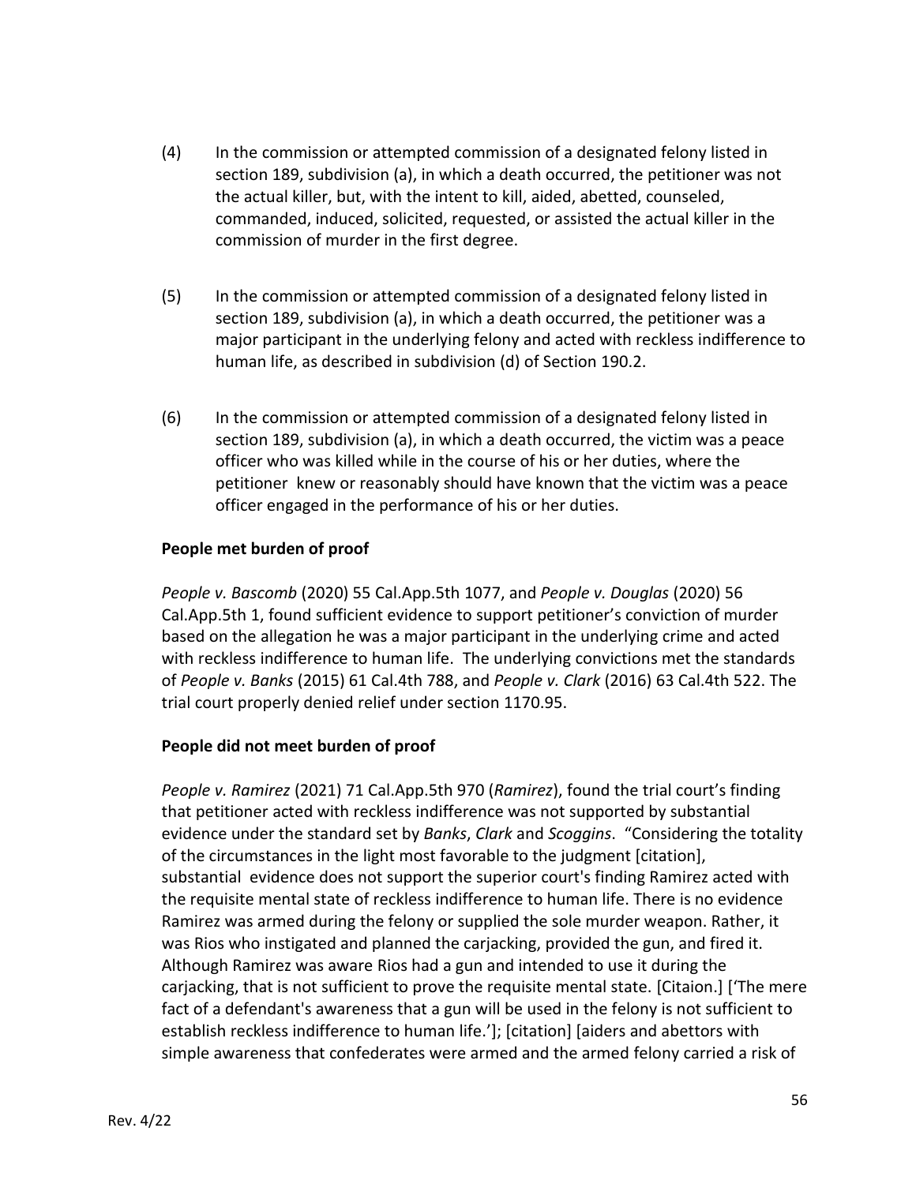(4) In the commission or attempted commission of a designated felony listed in section 189, subdivision (a), in which a death occurred, the petitioner was not the actual killer, but, with the intent to kill, aided, abetted, counseled, commanded, induced, solicited, requested, or assisted the actual killer in the commission of murder in the first degree.

(5) In the commission or attempted commission of a designated felony listed in section 189, subdivision (a), in which a death occurred, the petitioner was a major participant in the underlying felony and acted with reckless indifference to human life, as described in subdivision (d) of Section 190.2.

(6) In the commission or attempted commission of a designated felony listed in section 189, subdivision (a), in which a death occurred, the victim was a peace officer who was killed while in the course of his or her duties, where the petitioner knew or reasonably should have known that the victim was a peace officer engaged in the performance of his or her duties.

**People met burden of proof**

*People v. Bascomb* (2020) 55 Cal.App.5th 1077, and *People v. Douglas* (2020) 56 Cal.App.5th 1, found sufficient evidence to support petitioner's conviction of murder based on the allegation he was a major participant in the underlying crime and acted with reckless indifference to human life. The underlying convictions met the standards of *People v. Banks* (2015) 61 Cal.4th 788, and *People v. Clark* (2016) 63 Cal.4th 522. The trial court properly denied relief under section 1170.95.

**People did not meet burden of proof**

*People v. Ramirez* (2021) 71 Cal.App.5th 970 (*Ramirez*), found the trial court's finding that petitioner acted with reckless indifference was not supported by substantial evidence under the standard set by *Banks*, *Clark* and *Scoggins*. "Considering the totality of the circumstances in the light most favorable to the judgment [citation], substantial evidence does not support the superior court's finding Ramirez acted with the requisite mental state of reckless indifference to human life. There is no evidence Ramirez was armed during the felony or supplied the sole murder weapon. Rather, it was Rios who instigated and planned the carjacking, provided the gun, and fired it. Although Ramirez was aware Rios had a gun and intended to use it during the carjacking, that is not sufficient to prove the requisite mental state. [Citaion.] ['The mere fact of a defendant's awareness that a gun will be used in the felony is not sufficient to establish reckless indifference to human life.']; [citation] [aiders and abettors with simple awareness that confederates were armed and the armed felony carried a risk of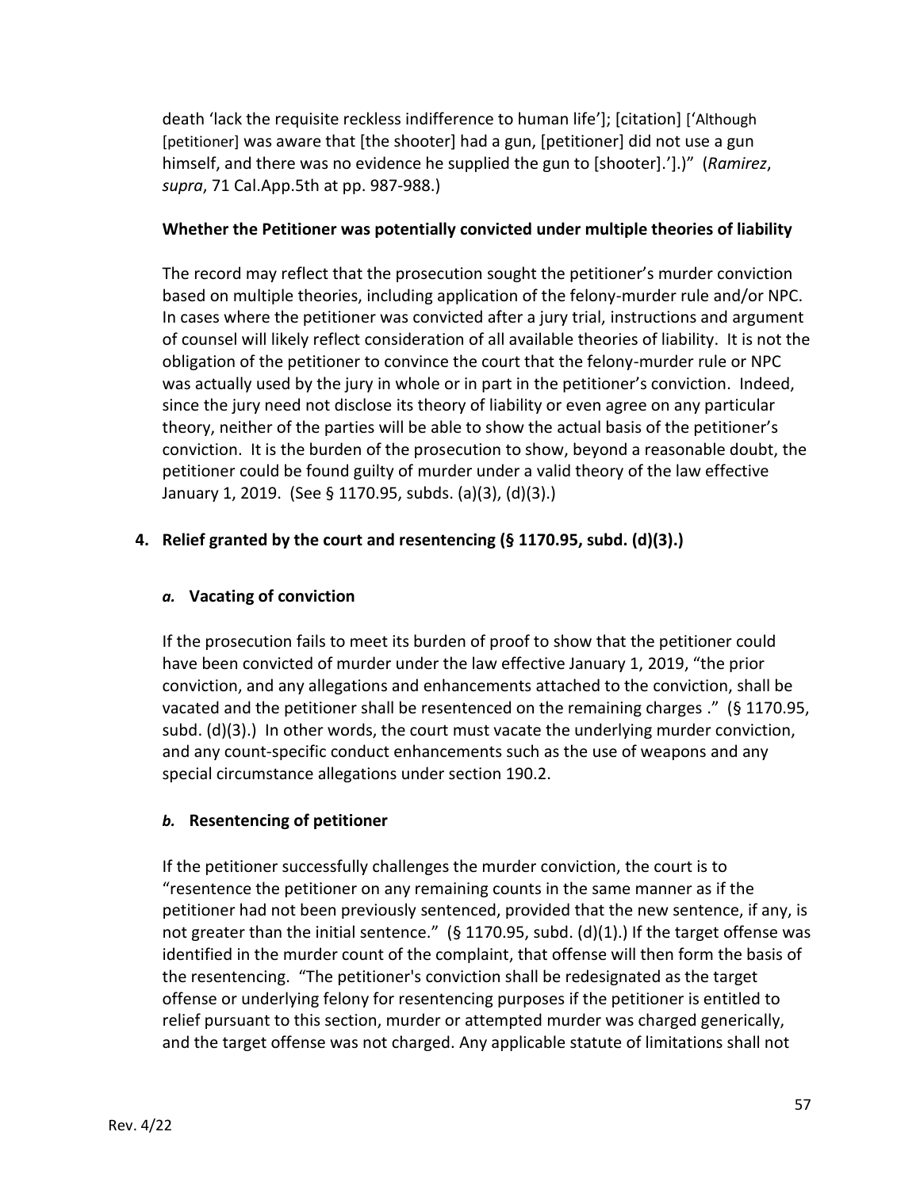death 'lack the requisite reckless indifference to human life']; [citation] ['Although [petitioner] was aware that [the shooter] had a gun, [petitioner] did not use a gun himself, and there was no evidence he supplied the gun to [shooter].'].)" (*Ramirez*, *supra*, 71 Cal.App.5th at pp. 987-988.)

**Whether the Petitioner was potentially convicted under multiple theories of liability**

The record may reflect that the prosecution sought the petitioner's murder conviction based on multiple theories, including application of the felony-murder rule and/or NPC. In cases where the petitioner was convicted after a jury trial, instructions and argument of counsel will likely reflect consideration of all available theories of liability. It is not the obligation of the petitioner to convince the court that the felony-murder rule or NPC was actually used by the jury in whole or in part in the petitioner's conviction. Indeed, since the jury need not disclose its theory of liability or even agree on any particular theory, neither of the parties will be able to show the actual basis of the petitioner's conviction. It is the burden of the prosecution to show, beyond a reasonable doubt, the petitioner could be found guilty of murder under a valid theory of the law effective January 1, 2019. (See § 1170.95, subds. (a)(3), (d)(3).)

## 4. Relief granted by the court and resentencing (§ 1170.95, subd. (d)(3).)

### *a.* Vacating of conviction

If the prosecution fails to meet its burden of proof to show that the petitioner could have been convicted of murder under the law effective January 1, 2019, "the prior conviction, and any allegations and enhancements attached to the conviction, shall be vacated and the petitioner shall be resentenced on the remaining charges ." (§ 1170.95, subd. (d)(3).) In other words, the court must vacate the underlying murder conviction, and any count-specific conduct enhancements such as the use of weapons and any special circumstance allegations under section 190.2.

### *b.* Resentencing of petitioner

If the petitioner successfully challenges the murder conviction, the court is to "resentence the petitioner on any remaining counts in the same manner as if the petitioner had not been previously sentenced, provided that the new sentence, if any, is not greater than the initial sentence." (§ 1170.95, subd. (d)(1).) If the target offense was identified in the murder count of the complaint, that offense will then form the basis of the resentencing. "The petitioner's conviction shall be redesignated as the target offense or underlying felony for resentencing purposes if the petitioner is entitled to relief pursuant to this section, murder or attempted murder was charged generically, and the target offense was not charged. Any applicable statute of limitations shall not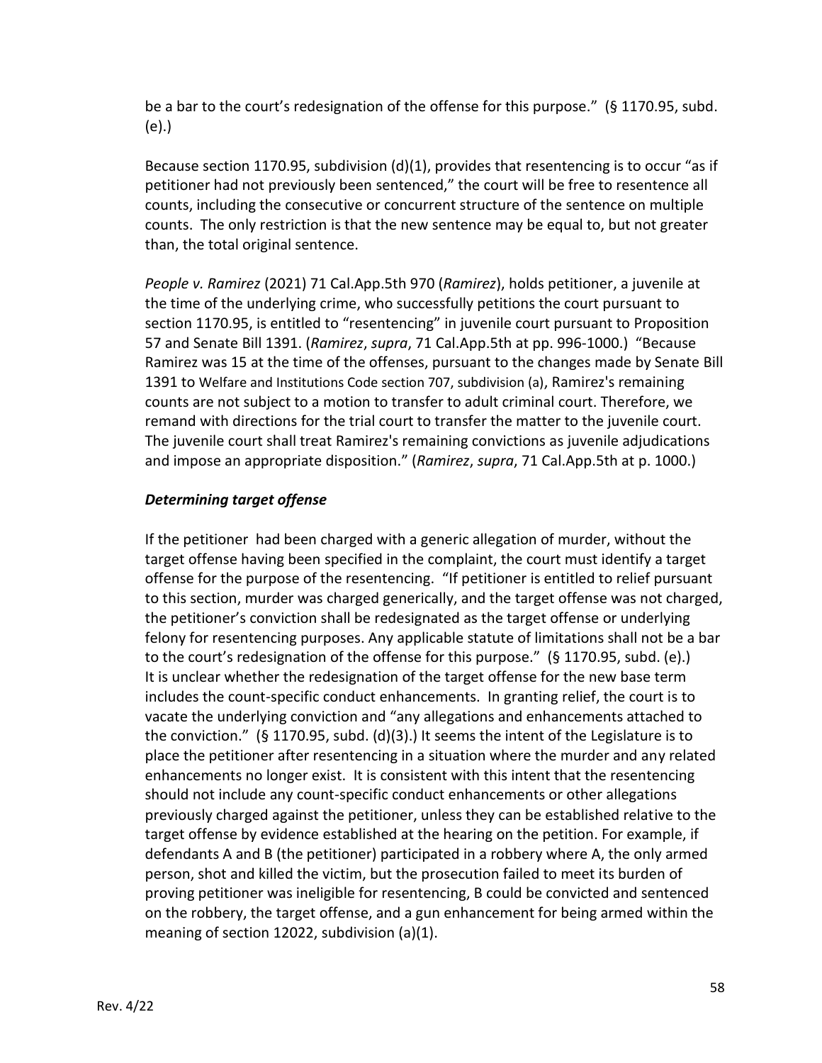be a bar to the court's redesignation of the offense for this purpose." (§ 1170.95, subd. (e).)

Because section 1170.95, subdivision (d)(1), provides that resentencing is to occur "as if petitioner had not previously been sentenced," the court will be free to resentence all counts, including the consecutive or concurrent structure of the sentence on multiple counts. The only restriction is that the new sentence may be equal to, but not greater than, the total original sentence.

*People v. Ramirez* (2021) 71 Cal.App.5th 970 (*Ramirez*), holds petitioner, a juvenile at the time of the underlying crime, who successfully petitions the court pursuant to section 1170.95, is entitled to "resentencing" in juvenile court pursuant to Proposition 57 and Senate Bill 1391. (*Ramirez*, *supra*, 71 Cal.App.5th at pp. 996-1000.) "Because Ramirez was 15 at the time of the offenses, pursuant to the changes made by Senate Bill 1391 to Welfare and Institutions Code section 707, subdivision (a), Ramirez's remaining counts are not subject to a motion to transfer to adult criminal court. Therefore, we remand with directions for the trial court to transfer the matter to the juvenile court. The juvenile court shall treat Ramirez's remaining convictions as juvenile adjudications and impose an appropriate disposition." (*Ramirez*, *supra*, 71 Cal.App.5th at p. 1000.)

### *Determining target offense*

If the petitioner had been charged with a generic allegation of murder, without the target offense having been specified in the complaint, the court must identify a target offense for the purpose of the resentencing. "If petitioner is entitled to relief pursuant to this section, murder was charged generically, and the target offense was not charged, the petitioner's conviction shall be redesignated as the target offense or underlying felony for resentencing purposes. Any applicable statute of limitations shall not be a bar to the court's redesignation of the offense for this purpose." (§ 1170.95, subd. (e).) It is unclear whether the redesignation of the target offense for the new base term includes the count-specific conduct enhancements. In granting relief, the court is to vacate the underlying conviction and "any allegations and enhancements attached to the conviction." (§ 1170.95, subd. (d)(3).) It seems the intent of the Legislature is to place the petitioner after resentencing in a situation where the murder and any related enhancements no longer exist. It is consistent with this intent that the resentencing should not include any count-specific conduct enhancements or other allegations previously charged against the petitioner, unless they can be established relative to the target offense by evidence established at the hearing on the petition. For example, if defendants A and B (the petitioner) participated in a robbery where A, the only armed person, shot and killed the victim, but the prosecution failed to meet its burden of proving petitioner was ineligible for resentencing, B could be convicted and sentenced on the robbery, the target offense, and a gun enhancement for being armed within the meaning of section 12022, subdivision (a)(1).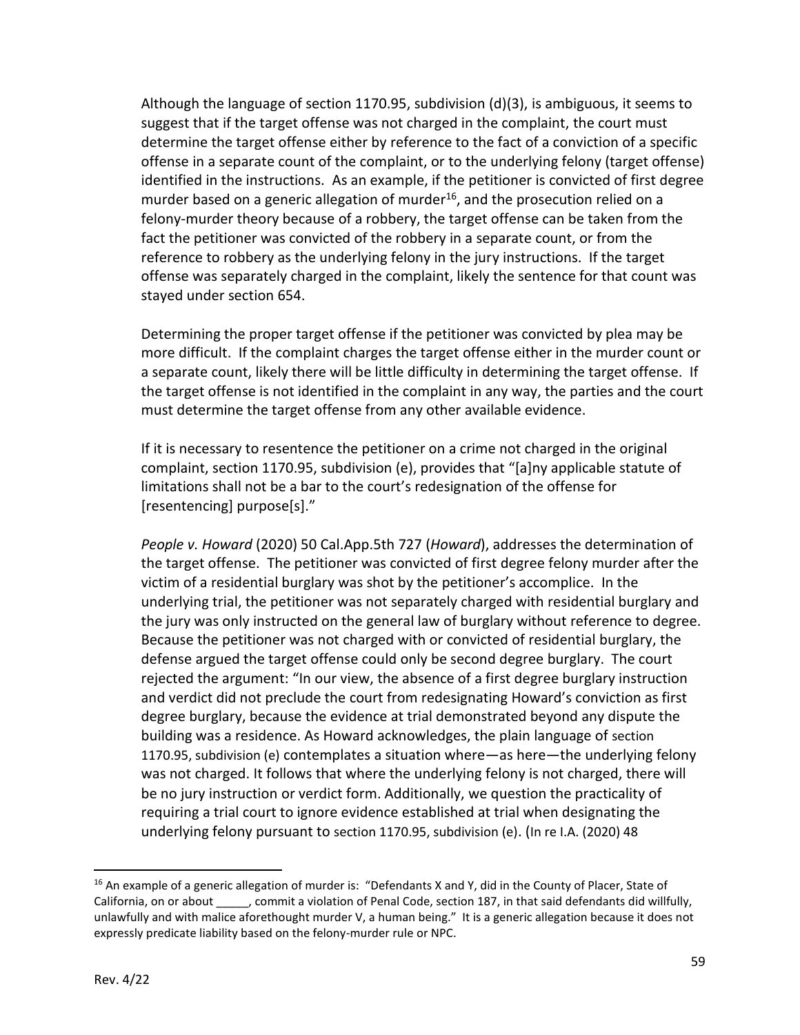Although the language of section 1170.95, subdivision (d)(3), is ambiguous, it seems to suggest that if the target offense was not charged in the complaint, the court must determine the target offense either by reference to the fact of a conviction of a specific offense in a separate count of the complaint, or to the underlying felony (target offense) identified in the instructions. As an example, if the petitioner is convicted of first degree murder based on a generic allegation of murder[16], and the prosecution relied on a felony-murder theory because of a robbery, the target offense can be taken from the fact the petitioner was convicted of the robbery in a separate count, or from the reference to robbery as the underlying felony in the jury instructions. If the target offense was separately charged in the complaint, likely the sentence for that count was stayed under section 654.

Determining the proper target offense if the petitioner was convicted by plea may be more difficult. If the complaint charges the target offense either in the murder count or a separate count, likely there will be little difficulty in determining the target offense. If the target offense is not identified in the complaint in any way, the parties and the court must determine the target offense from any other available evidence.

If it is necessary to resentence the petitioner on a crime not charged in the original complaint, section 1170.95, subdivision (e), provides that "[a]ny applicable statute of limitations shall not be a bar to the court's redesignation of the offense for [resentencing] purpose[s]."

*People v. Howard* (2020) 50 Cal.App.5th 727 (*Howard*), addresses the determination of the target offense. The petitioner was convicted of first degree felony murder after the victim of a residential burglary was shot by the petitioner's accomplice. In the underlying trial, the petitioner was not separately charged with residential burglary and the jury was only instructed on the general law of burglary without reference to degree. Because the petitioner was not charged with or convicted of residential burglary, the defense argued the target offense could only be second degree burglary. The court rejected the argument: "In our view, the absence of a first degree burglary instruction and verdict did not preclude the court from redesignating Howard's conviction as first degree burglary, because the evidence at trial demonstrated beyond any dispute the building was a residence. As Howard acknowledges, the plain language of section 1170.95, subdivision (e) contemplates a situation where—as here—the underlying felony was not charged. It follows that where the underlying felony is not charged, there will be no jury instruction or verdict form. Additionally, we question the practicality of requiring a trial court to ignore evidence established at trial when designating the underlying felony pursuant to section 1170.95, subdivision (e). (In re I.A. (2020) 48

[16] An example of a generic allegation of murder is: "Defendants X and Y, did in the County of Placer, State of California, on or about _____, commit a violation of Penal Code, section 187, in that said defendants did willfully, unlawfully and with malice aforethought murder V, a human being." It is a generic allegation because it does not expressly predicate liability based on the felony-murder rule or NPC.

Rev. 4/22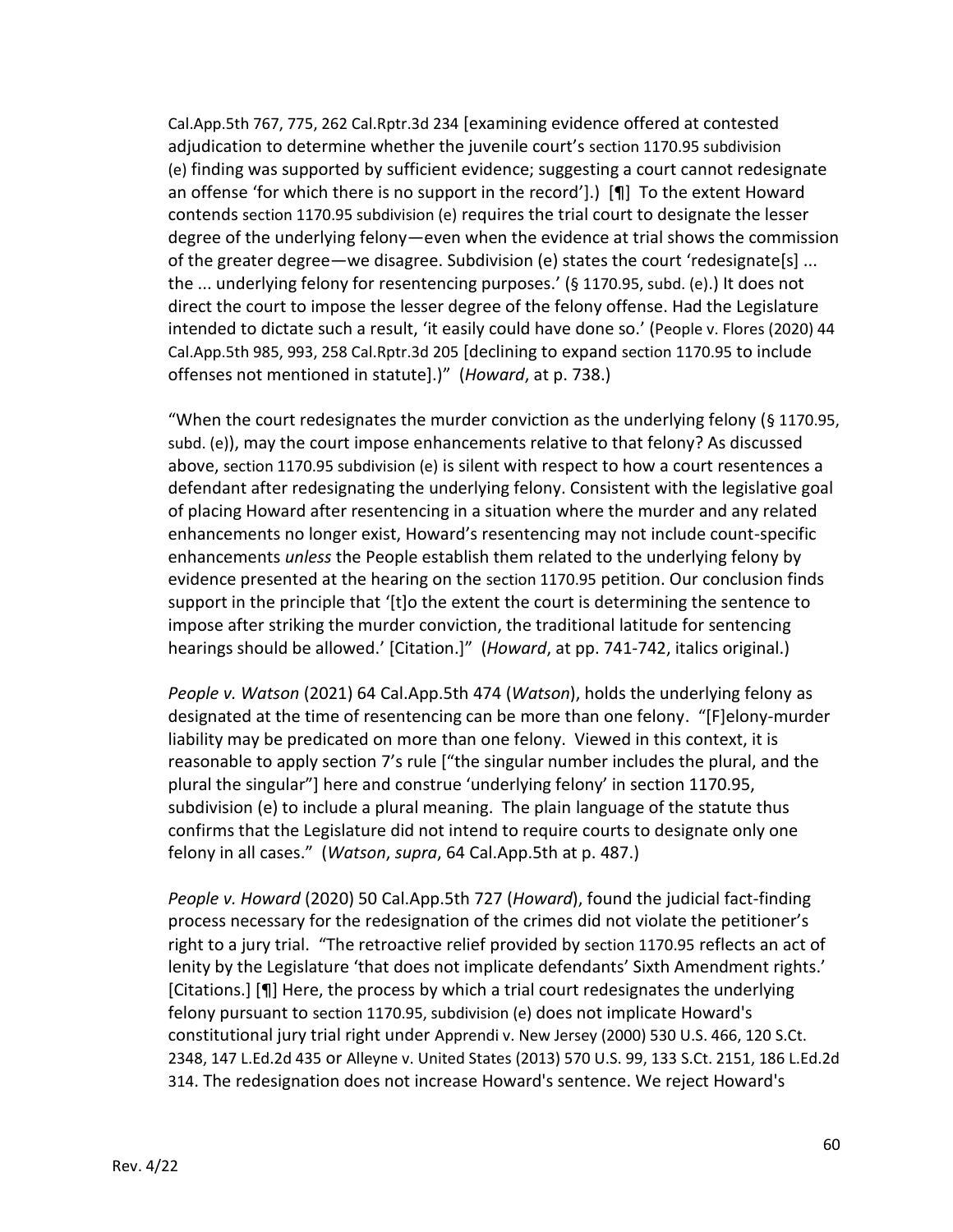Cal.App.5th 767, 775, 262 Cal.Rptr.3d 234 [examining evidence offered at contested adjudication to determine whether the juvenile court's section 1170.95 subdivision (e) finding was supported by sufficient evidence; suggesting a court cannot redesignate an offense 'for which there is no support in the record'].) [¶] To the extent Howard contends section 1170.95 subdivision (e) requires the trial court to designate the lesser degree of the underlying felony—even when the evidence at trial shows the commission of the greater degree—we disagree. Subdivision (e) states the court 'redesignate[s] ... the ... underlying felony for resentencing purposes.' (§ 1170.95, subd. (e).) It does not direct the court to impose the lesser degree of the felony offense. Had the Legislature intended to dictate such a result, 'it easily could have done so.' (People v. Flores (2020) 44 Cal.App.5th 985, 993, 258 Cal.Rptr.3d 205 [declining to expand section 1170.95 to include offenses not mentioned in statute].)" (*Howard*, at p. 738.)

"When the court redesignates the murder conviction as the underlying felony (§ 1170.95, subd. (e)), may the court impose enhancements relative to that felony? As discussed above, section 1170.95 subdivision (e) is silent with respect to how a court resentences a defendant after redesignating the underlying felony. Consistent with the legislative goal of placing Howard after resentencing in a situation where the murder and any related enhancements no longer exist, Howard's resentencing may not include count-specific enhancements *unless* the People establish them related to the underlying felony by evidence presented at the hearing on the section 1170.95 petition. Our conclusion finds support in the principle that '[t]o the extent the court is determining the sentence to impose after striking the murder conviction, the traditional latitude for sentencing hearings should be allowed.' [Citation.]" (*Howard*, at pp. 741-742, italics original.)

*People v. Watson* (2021) 64 Cal.App.5th 474 (*Watson*), holds the underlying felony as designated at the time of resentencing can be more than one felony. "[F]elony-murder liability may be predicated on more than one felony. Viewed in this context, it is reasonable to apply section 7's rule ["the singular number includes the plural, and the plural the singular"] here and construe 'underlying felony' in section 1170.95, subdivision (e) to include a plural meaning. The plain language of the statute thus confirms that the Legislature did not intend to require courts to designate only one felony in all cases." (*Watson*, *supra*, 64 Cal.App.5th at p. 487.)

*People v. Howard* (2020) 50 Cal.App.5th 727 (*Howard*), found the judicial fact-finding process necessary for the redesignation of the crimes did not violate the petitioner's right to a jury trial. "The retroactive relief provided by section 1170.95 reflects an act of lenity by the Legislature 'that does not implicate defendants' Sixth Amendment rights.' [Citations.] [¶] Here, the process by which a trial court redesignates the underlying felony pursuant to section 1170.95, subdivision (e) does not implicate Howard's constitutional jury trial right under Apprendi v. New Jersey (2000) 530 U.S. 466, 120 S.Ct. 2348, 147 L.Ed.2d 435 or Alleyne v. United States (2013) 570 U.S. 99, 133 S.Ct. 2151, 186 L.Ed.2d 314. The redesignation does not increase Howard's sentence. We reject Howard's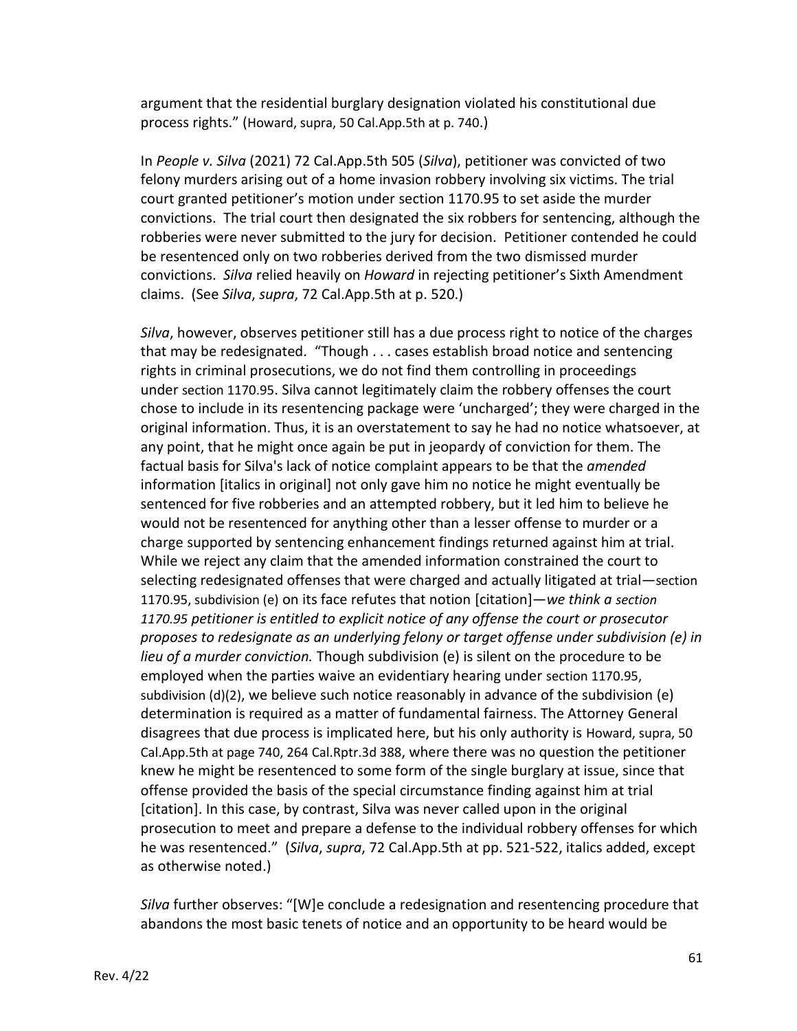argument that the residential burglary designation violated his constitutional due process rights." (Howard, supra, 50 Cal.App.5th at p. 740.)

In *People v. Silva* (2021) 72 Cal.App.5th 505 (*Silva*), petitioner was convicted of two felony murders arising out of a home invasion robbery involving six victims. The trial court granted petitioner's motion under section 1170.95 to set aside the murder convictions. The trial court then designated the six robbers for sentencing, although the robberies were never submitted to the jury for decision. Petitioner contended he could be resentenced only on two robberies derived from the two dismissed murder convictions. *Silva* relied heavily on *Howard* in rejecting petitioner's Sixth Amendment claims. (See *Silva*, *supra*, 72 Cal.App.5th at p. 520.)

*Silva*, however, observes petitioner still has a due process right to notice of the charges that may be redesignated. "Though . . . cases establish broad notice and sentencing rights in criminal prosecutions, we do not find them controlling in proceedings under section 1170.95. Silva cannot legitimately claim the robbery offenses the court chose to include in its resentencing package were 'uncharged'; they were charged in the original information. Thus, it is an overstatement to say he had no notice whatsoever, at any point, that he might once again be put in jeopardy of conviction for them. The factual basis for Silva's lack of notice complaint appears to be that the *amended* information [italics in original] not only gave him no notice he might eventually be sentenced for five robberies and an attempted robbery, but it led him to believe he would not be resentenced for anything other than a lesser offense to murder or a charge supported by sentencing enhancement findings returned against him at trial. While we reject any claim that the amended information constrained the court to selecting redesignated offenses that were charged and actually litigated at trial—section 1170.95, subdivision (e) on its face refutes that notion [citation]—*we think a section 1170.95 petitioner is entitled to explicit notice of any offense the court or prosecutor proposes to redesignate as an underlying felony or target offense under subdivision (e) in lieu of a murder conviction.* Though subdivision (e) is silent on the procedure to be employed when the parties waive an evidentiary hearing under section 1170.95, subdivision (d)(2), we believe such notice reasonably in advance of the subdivision (e) determination is required as a matter of fundamental fairness. The Attorney General disagrees that due process is implicated here, but his only authority is Howard, supra, 50 Cal.App.5th at page 740, 264 Cal.Rptr.3d 388, where there was no question the petitioner knew he might be resentenced to some form of the single burglary at issue, since that offense provided the basis of the special circumstance finding against him at trial [citation]. In this case, by contrast, Silva was never called upon in the original prosecution to meet and prepare a defense to the individual robbery offenses for which he was resentenced." (*Silva*, *supra*, 72 Cal.App.5th at pp. 521-522, italics added, except as otherwise noted.)

*Silva* further observes: "[W]e conclude a redesignation and resentencing procedure that abandons the most basic tenets of notice and an opportunity to be heard would be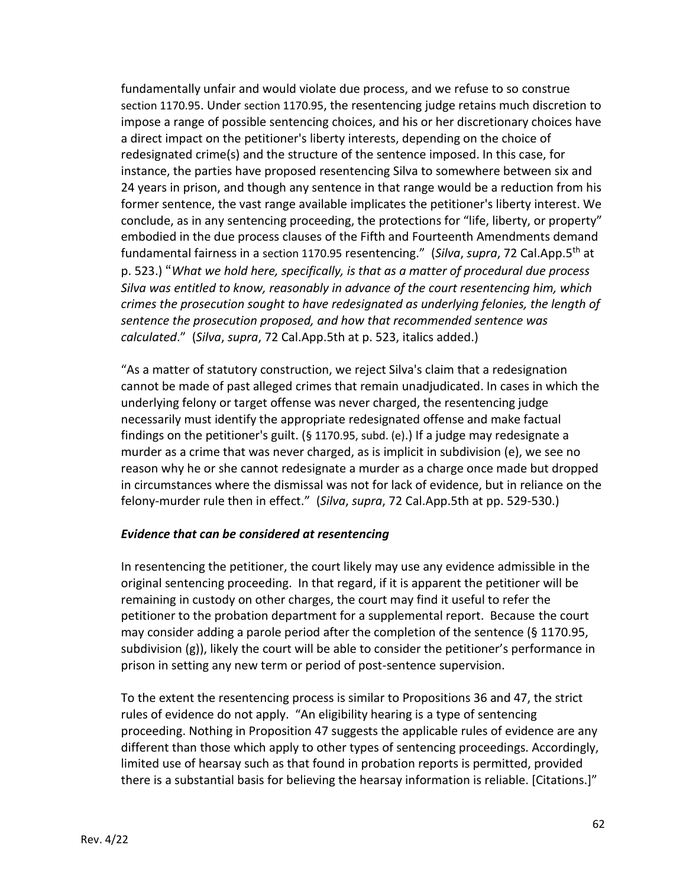fundamentally unfair and would violate due process, and we refuse to so construe section 1170.95. Under section 1170.95, the resentencing judge retains much discretion to impose a range of possible sentencing choices, and his or her discretionary choices have a direct impact on the petitioner's liberty interests, depending on the choice of redesignated crime(s) and the structure of the sentence imposed. In this case, for instance, the parties have proposed resentencing Silva to somewhere between six and 24 years in prison, and though any sentence in that range would be a reduction from his former sentence, the vast range available implicates the petitioner's liberty interest. We conclude, as in any sentencing proceeding, the protections for "life, liberty, or property" embodied in the due process clauses of the Fifth and Fourteenth Amendments demand fundamental fairness in a section 1170.95 resentencing." (*Silva*, *supra*, 72 Cal.App.5th at p. 523.) "*What we hold here, specifically, is that as a matter of procedural due process Silva was entitled to know, reasonably in advance of the court resentencing him, which crimes the prosecution sought to have redesignated as underlying felonies, the length of sentence the prosecution proposed, and how that recommended sentence was calculated*." (*Silva*, *supra*, 72 Cal.App.5th at p. 523, italics added.)

"As a matter of statutory construction, we reject Silva's claim that a redesignation cannot be made of past alleged crimes that remain unadjudicated. In cases in which the underlying felony or target offense was never charged, the resentencing judge necessarily must identify the appropriate redesignated offense and make factual findings on the petitioner's guilt. (§ 1170.95, subd. (e).) If a judge may redesignate a murder as a crime that was never charged, as is implicit in subdivision (e), we see no reason why he or she cannot redesignate a murder as a charge once made but dropped in circumstances where the dismissal was not for lack of evidence, but in reliance on the felony-murder rule then in effect." (*Silva*, *supra*, 72 Cal.App.5th at pp. 529-530.)

***Evidence that can be considered at resentencing***

In resentencing the petitioner, the court likely may use any evidence admissible in the original sentencing proceeding. In that regard, if it is apparent the petitioner will be remaining in custody on other charges, the court may find it useful to refer the petitioner to the probation department for a supplemental report. Because the court may consider adding a parole period after the completion of the sentence (§ 1170.95, subdivision (g)), likely the court will be able to consider the petitioner's performance in prison in setting any new term or period of post-sentence supervision.

To the extent the resentencing process is similar to Propositions 36 and 47, the strict rules of evidence do not apply. "An eligibility hearing is a type of sentencing proceeding. Nothing in Proposition 47 suggests the applicable rules of evidence are any different than those which apply to other types of sentencing proceedings. Accordingly, limited use of hearsay such as that found in probation reports is permitted, provided there is a substantial basis for believing the hearsay information is reliable. [Citations.]"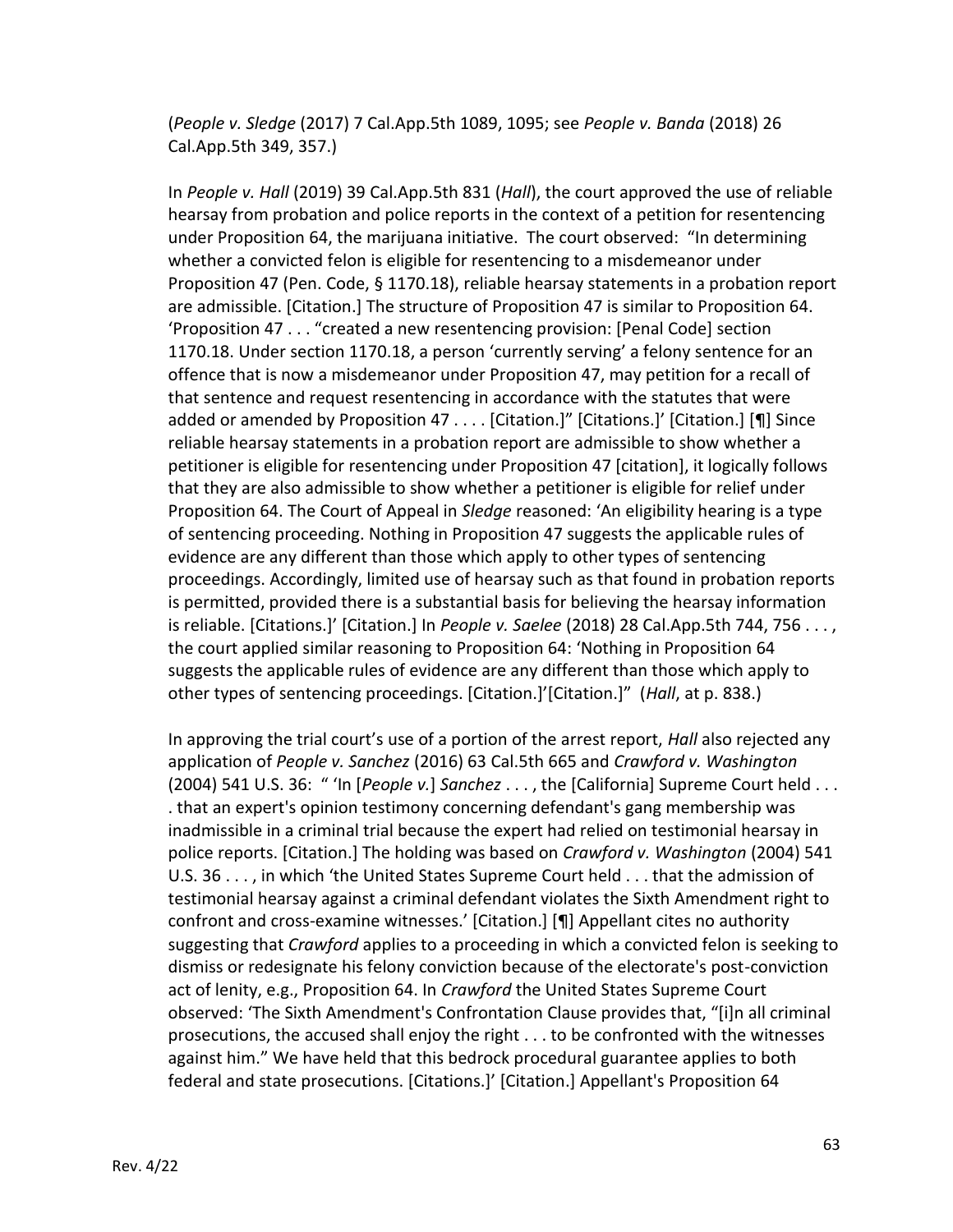(*People v. Sledge* (2017) 7 Cal.App.5th 1089, 1095; see *People v. Banda* (2018) 26 Cal.App.5th 349, 357.)

In *People v. Hall* (2019) 39 Cal.App.5th 831 (*Hall*), the court approved the use of reliable hearsay from probation and police reports in the context of a petition for resentencing under Proposition 64, the marijuana initiative. The court observed: "In determining whether a convicted felon is eligible for resentencing to a misdemeanor under Proposition 47 (Pen. Code, § 1170.18), reliable hearsay statements in a probation report are admissible. [Citation.] The structure of Proposition 47 is similar to Proposition 64. 'Proposition 47 . . . "created a new resentencing provision: [Penal Code] section 1170.18. Under section 1170.18, a person 'currently serving' a felony sentence for an offence that is now a misdemeanor under Proposition 47, may petition for a recall of that sentence and request resentencing in accordance with the statutes that were added or amended by Proposition 47 . . . . [Citation.]" [Citations.]' [Citation.] [¶] Since reliable hearsay statements in a probation report are admissible to show whether a petitioner is eligible for resentencing under Proposition 47 [citation], it logically follows that they are also admissible to show whether a petitioner is eligible for relief under Proposition 64. The Court of Appeal in *Sledge* reasoned: 'An eligibility hearing is a type of sentencing proceeding. Nothing in Proposition 47 suggests the applicable rules of evidence are any different than those which apply to other types of sentencing proceedings. Accordingly, limited use of hearsay such as that found in probation reports is permitted, provided there is a substantial basis for believing the hearsay information is reliable. [Citations.]' [Citation.] In *People v. Saelee* (2018) 28 Cal.App.5th 744, 756 . . . , the court applied similar reasoning to Proposition 64: 'Nothing in Proposition 64 suggests the applicable rules of evidence are any different than those which apply to other types of sentencing proceedings. [Citation.]'[Citation.]" (*Hall*, at p. 838.)

In approving the trial court's use of a portion of the arrest report, *Hall* also rejected any application of *People v. Sanchez* (2016) 63 Cal.5th 665 and *Crawford v. Washington* (2004) 541 U.S. 36: " 'In [*People v.*] *Sanchez* . . . , the [California] Supreme Court held . . . . that an expert's opinion testimony concerning defendant's gang membership was inadmissible in a criminal trial because the expert had relied on testimonial hearsay in police reports. [Citation.] The holding was based on *Crawford v. Washington* (2004) 541 U.S. 36 . . . , in which 'the United States Supreme Court held . . . that the admission of testimonial hearsay against a criminal defendant violates the Sixth Amendment right to confront and cross-examine witnesses.' [Citation.] [¶] Appellant cites no authority suggesting that *Crawford* applies to a proceeding in which a convicted felon is seeking to dismiss or redesignate his felony conviction because of the electorate's post-conviction act of lenity, e.g., Proposition 64. In *Crawford* the United States Supreme Court observed: 'The Sixth Amendment's Confrontation Clause provides that, "[i]n all criminal prosecutions, the accused shall enjoy the right . . . to be confronted with the witnesses against him." We have held that this bedrock procedural guarantee applies to both federal and state prosecutions. [Citations.]' [Citation.] Appellant's Proposition 64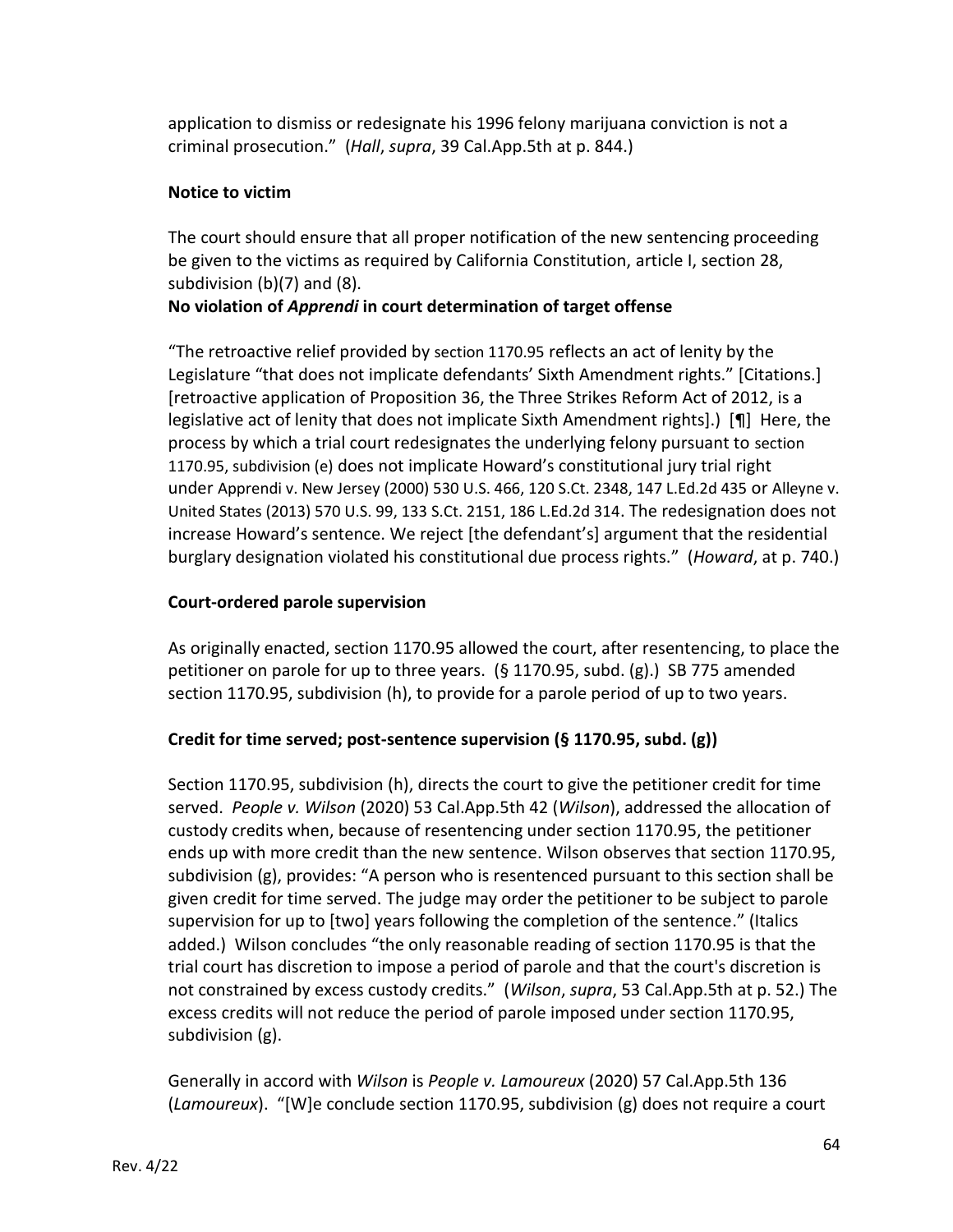application to dismiss or redesignate his 1996 felony marijuana conviction is not a criminal prosecution." (*Hall*, *supra*, 39 Cal.App.5th at p. 844.)

**Notice to victim**

The court should ensure that all proper notification of the new sentencing proceeding be given to the victims as required by California Constitution, article I, section 28, subdivision (b)(7) and (8).

**No violation of *Apprendi* in court determination of target offense**

"The retroactive relief provided by section 1170.95 reflects an act of lenity by the Legislature "that does not implicate defendants' Sixth Amendment rights." [Citations.] [retroactive application of Proposition 36, the Three Strikes Reform Act of 2012, is a legislative act of lenity that does not implicate Sixth Amendment rights].) [¶] Here, the process by which a trial court redesignates the underlying felony pursuant to section 1170.95, subdivision (e) does not implicate Howard's constitutional jury trial right under Apprendi v. New Jersey (2000) 530 U.S. 466, 120 S.Ct. 2348, 147 L.Ed.2d 435 or Alleyne v. United States (2013) 570 U.S. 99, 133 S.Ct. 2151, 186 L.Ed.2d 314. The redesignation does not increase Howard's sentence. We reject [the defendant's] argument that the residential burglary designation violated his constitutional due process rights." (*Howard*, at p. 740.)

**Court-ordered parole supervision**

As originally enacted, section 1170.95 allowed the court, after resentencing, to place the petitioner on parole for up to three years. (§ 1170.95, subd. (g).) SB 775 amended section 1170.95, subdivision (h), to provide for a parole period of up to two years.

**Credit for time served; post-sentence supervision (§ 1170.95, subd. (g))**

Section 1170.95, subdivision (h), directs the court to give the petitioner credit for time served. *People v. Wilson* (2020) 53 Cal.App.5th 42 (*Wilson*), addressed the allocation of custody credits when, because of resentencing under section 1170.95, the petitioner ends up with more credit than the new sentence. Wilson observes that section 1170.95, subdivision (g), provides: "A person who is resentenced pursuant to this section shall be given credit for time served. The judge may order the petitioner to be subject to parole supervision for up to [two] years following the completion of the sentence." (Italics added.) Wilson concludes "the only reasonable reading of section 1170.95 is that the trial court has discretion to impose a period of parole and that the court's discretion is not constrained by excess custody credits." (*Wilson*, *supra*, 53 Cal.App.5th at p. 52.) The excess credits will not reduce the period of parole imposed under section 1170.95, subdivision (g).

Generally in accord with *Wilson* is *People v. Lamoureux* (2020) 57 Cal.App.5th 136 (*Lamoureux*). "[W]e conclude section 1170.95, subdivision (g) does not require a court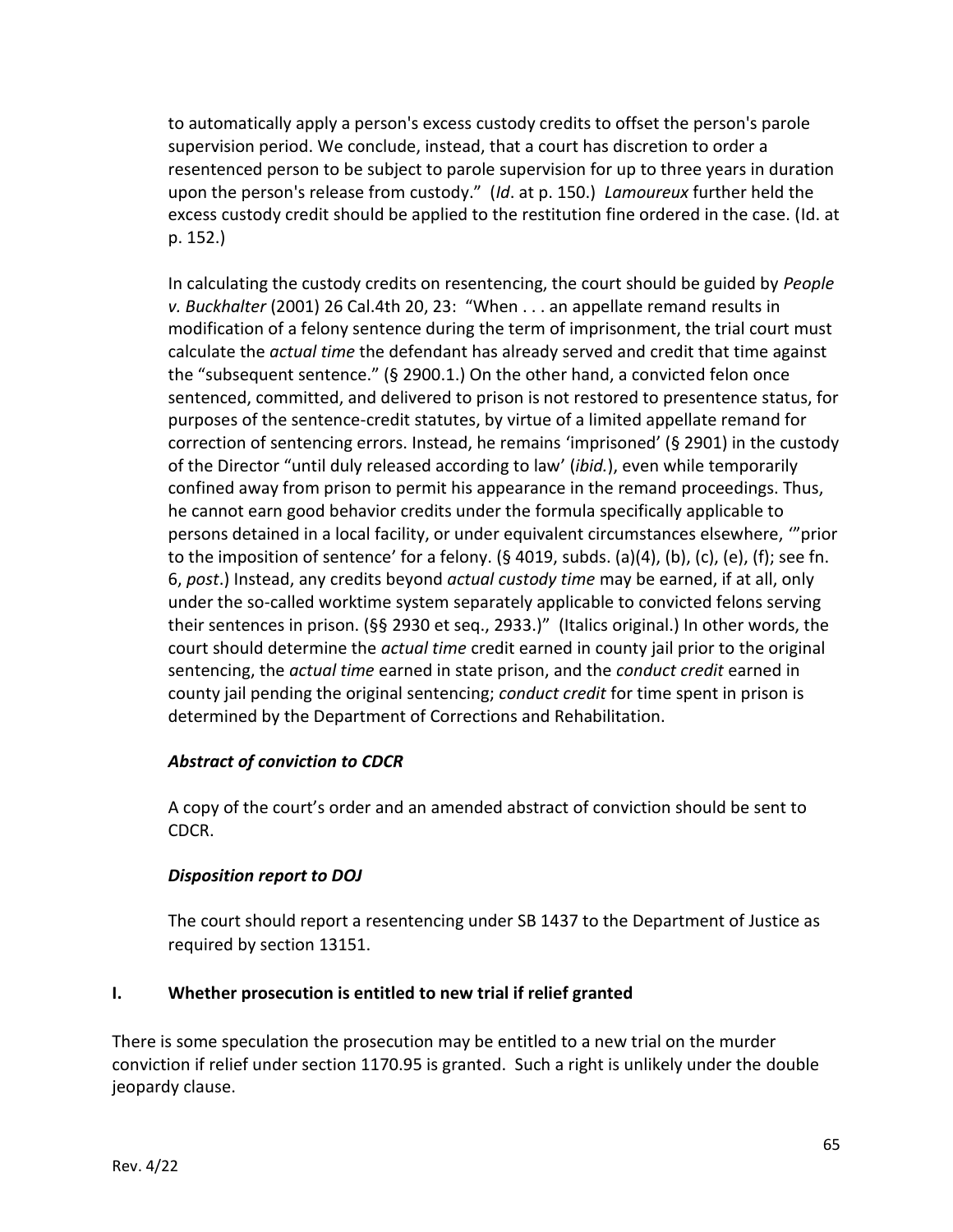to automatically apply a person's excess custody credits to offset the person's parole supervision period. We conclude, instead, that a court has discretion to order a resentenced person to be subject to parole supervision for up to three years in duration upon the person's release from custody." (*Id*. at p. 150.) *Lamoureux* further held the excess custody credit should be applied to the restitution fine ordered in the case. (Id. at p. 152.)

In calculating the custody credits on resentencing, the court should be guided by *People v. Buckhalter* (2001) 26 Cal.4th 20, 23: "When . . . an appellate remand results in modification of a felony sentence during the term of imprisonment, the trial court must calculate the *actual time* the defendant has already served and credit that time against the "subsequent sentence." (§ 2900.1.) On the other hand, a convicted felon once sentenced, committed, and delivered to prison is not restored to presentence status, for purposes of the sentence-credit statutes, by virtue of a limited appellate remand for correction of sentencing errors. Instead, he remains 'imprisoned' (§ 2901) in the custody of the Director "until duly released according to law' (*ibid.*), even while temporarily confined away from prison to permit his appearance in the remand proceedings. Thus, he cannot earn good behavior credits under the formula specifically applicable to persons detained in a local facility, or under equivalent circumstances elsewhere, '"prior to the imposition of sentence' for a felony. (§ 4019, subds. (a)(4), (b), (c), (e), (f); see fn. 6, *post*.) Instead, any credits beyond *actual custody time* may be earned, if at all, only under the so-called worktime system separately applicable to convicted felons serving their sentences in prison. (§§ 2930 et seq., 2933.)" (Italics original.) In other words, the court should determine the *actual time* credit earned in county jail prior to the original sentencing, the *actual time* earned in state prison, and the *conduct credit* earned in county jail pending the original sentencing; *conduct credit* for time spent in prison is determined by the Department of Corrections and Rehabilitation.

***Abstract of conviction to CDCR***

A copy of the court's order and an amended abstract of conviction should be sent to CDCR.

***Disposition report to DOJ***

The court should report a resentencing under SB 1437 to the Department of Justice as required by section 13151.

## I. Whether prosecution is entitled to new trial if relief granted

There is some speculation the prosecution may be entitled to a new trial on the murder conviction if relief under section 1170.95 is granted. Such a right is unlikely under the double jeopardy clause.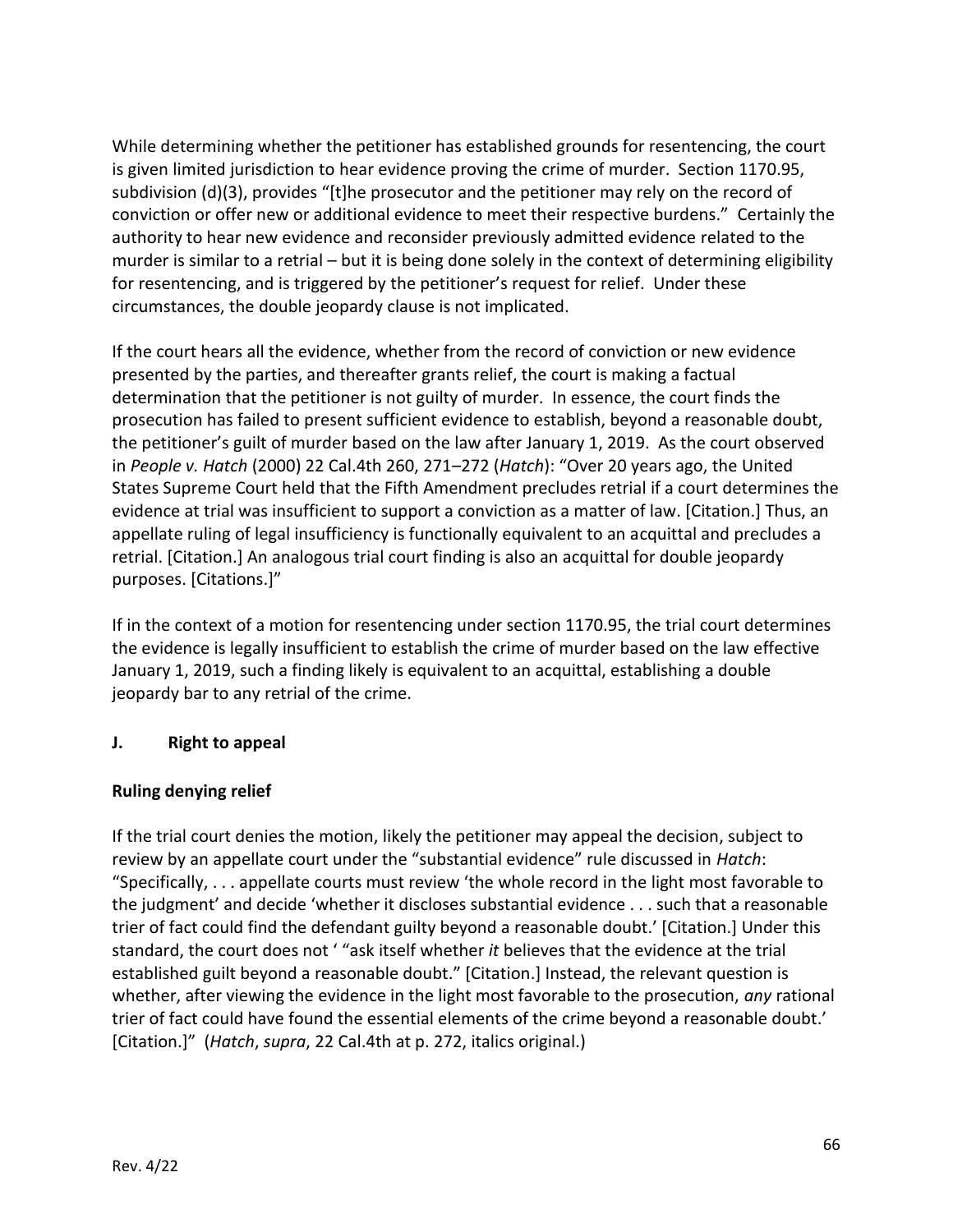While determining whether the petitioner has established grounds for resentencing, the court is given limited jurisdiction to hear evidence proving the crime of murder. Section 1170.95, subdivision (d)(3), provides "[t]he prosecutor and the petitioner may rely on the record of conviction or offer new or additional evidence to meet their respective burdens." Certainly the authority to hear new evidence and reconsider previously admitted evidence related to the murder is similar to a retrial – but it is being done solely in the context of determining eligibility for resentencing, and is triggered by the petitioner's request for relief. Under these circumstances, the double jeopardy clause is not implicated.

If the court hears all the evidence, whether from the record of conviction or new evidence presented by the parties, and thereafter grants relief, the court is making a factual determination that the petitioner is not guilty of murder. In essence, the court finds the prosecution has failed to present sufficient evidence to establish, beyond a reasonable doubt, the petitioner's guilt of murder based on the law after January 1, 2019. As the court observed in *People v. Hatch* (2000) 22 Cal.4th 260, 271–272 (*Hatch*): "Over 20 years ago, the United States Supreme Court held that the Fifth Amendment precludes retrial if a court determines the evidence at trial was insufficient to support a conviction as a matter of law. [Citation.] Thus, an appellate ruling of legal insufficiency is functionally equivalent to an acquittal and precludes a retrial. [Citation.] An analogous trial court finding is also an acquittal for double jeopardy purposes. [Citations.]"

If in the context of a motion for resentencing under section 1170.95, the trial court determines the evidence is legally insufficient to establish the crime of murder based on the law effective January 1, 2019, such a finding likely is equivalent to an acquittal, establishing a double jeopardy bar to any retrial of the crime.

### J. Right to appeal

**Ruling denying relief**

If the trial court denies the motion, likely the petitioner may appeal the decision, subject to review by an appellate court under the "substantial evidence" rule discussed in *Hatch*: "Specifically, . . . appellate courts must review 'the whole record in the light most favorable to the judgment' and decide 'whether it discloses substantial evidence . . . such that a reasonable trier of fact could find the defendant guilty beyond a reasonable doubt.' [Citation.] Under this standard, the court does not ' "ask itself whether *it* believes that the evidence at the trial established guilt beyond a reasonable doubt." [Citation.] Instead, the relevant question is whether, after viewing the evidence in the light most favorable to the prosecution, *any* rational trier of fact could have found the essential elements of the crime beyond a reasonable doubt.' [Citation.]" (*Hatch*, *supra*, 22 Cal.4th at p. 272, italics original.)

Rev. 4/22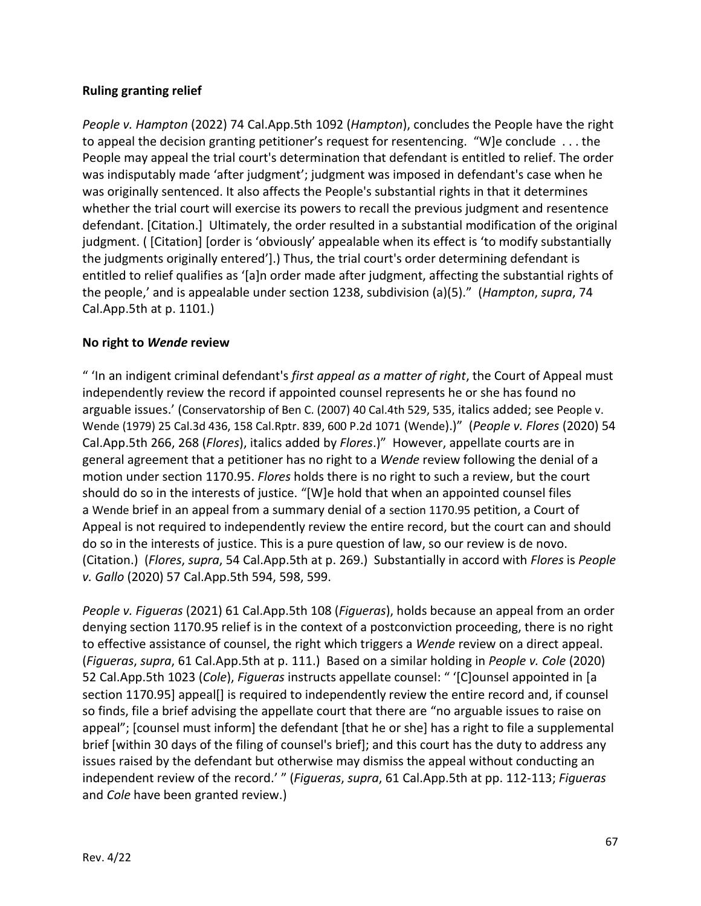**Ruling granting relief**

*People v. Hampton* (2022) 74 Cal.App.5th 1092 (*Hampton*), concludes the People have the right to appeal the decision granting petitioner's request for resentencing. "W]e conclude . . . the People may appeal the trial court's determination that defendant is entitled to relief. The order was indisputably made 'after judgment'; judgment was imposed in defendant's case when he was originally sentenced. It also affects the People's substantial rights in that it determines whether the trial court will exercise its powers to recall the previous judgment and resentence defendant. [Citation.] Ultimately, the order resulted in a substantial modification of the original judgment. ( [Citation] [order is 'obviously' appealable when its effect is 'to modify substantially the judgments originally entered'].) Thus, the trial court's order determining defendant is entitled to relief qualifies as '[a]n order made after judgment, affecting the substantial rights of the people,' and is appealable under section 1238, subdivision (a)(5)." (*Hampton*, *supra*, 74 Cal.App.5th at p. 1101.)

**No right to *Wende* review**

" 'In an indigent criminal defendant's *first appeal as a matter of right*, the Court of Appeal must independently review the record if appointed counsel represents he or she has found no arguable issues.' (Conservatorship of Ben C. (2007) 40 Cal.4th 529, 535, italics added; see People v. Wende (1979) 25 Cal.3d 436, 158 Cal.Rptr. 839, 600 P.2d 1071 (Wende).)" (*People v. Flores* (2020) 54 Cal.App.5th 266, 268 (*Flores*), italics added by *Flores*.)" However, appellate courts are in general agreement that a petitioner has no right to a *Wende* review following the denial of a motion under section 1170.95. *Flores* holds there is no right to such a review, but the court should do so in the interests of justice. "[W]e hold that when an appointed counsel files a Wende brief in an appeal from a summary denial of a section 1170.95 petition, a Court of Appeal is not required to independently review the entire record, but the court can and should do so in the interests of justice. This is a pure question of law, so our review is de novo. (Citation.) (*Flores*, *supra*, 54 Cal.App.5th at p. 269.) Substantially in accord with *Flores* is *People v. Gallo* (2020) 57 Cal.App.5th 594, 598, 599.

*People v. Figueras* (2021) 61 Cal.App.5th 108 (*Figueras*), holds because an appeal from an order denying section 1170.95 relief is in the context of a postconviction proceeding, there is no right to effective assistance of counsel, the right which triggers a *Wende* review on a direct appeal. (*Figueras*, *supra*, 61 Cal.App.5th at p. 111.) Based on a similar holding in *People v. Cole* (2020) 52 Cal.App.5th 1023 (*Cole*), *Figueras* instructs appellate counsel: " '[C]ounsel appointed in [a section 1170.95] appeal[] is required to independently review the entire record and, if counsel so finds, file a brief advising the appellate court that there are "no arguable issues to raise on appeal"; [counsel must inform] the defendant [that he or she] has a right to file a supplemental brief [within 30 days of the filing of counsel's brief]; and this court has the duty to address any issues raised by the defendant but otherwise may dismiss the appeal without conducting an independent review of the record.' " (*Figueras*, *supra*, 61 Cal.App.5th at pp. 112-113; *Figueras* and *Cole* have been granted review.)

Rev. 4/22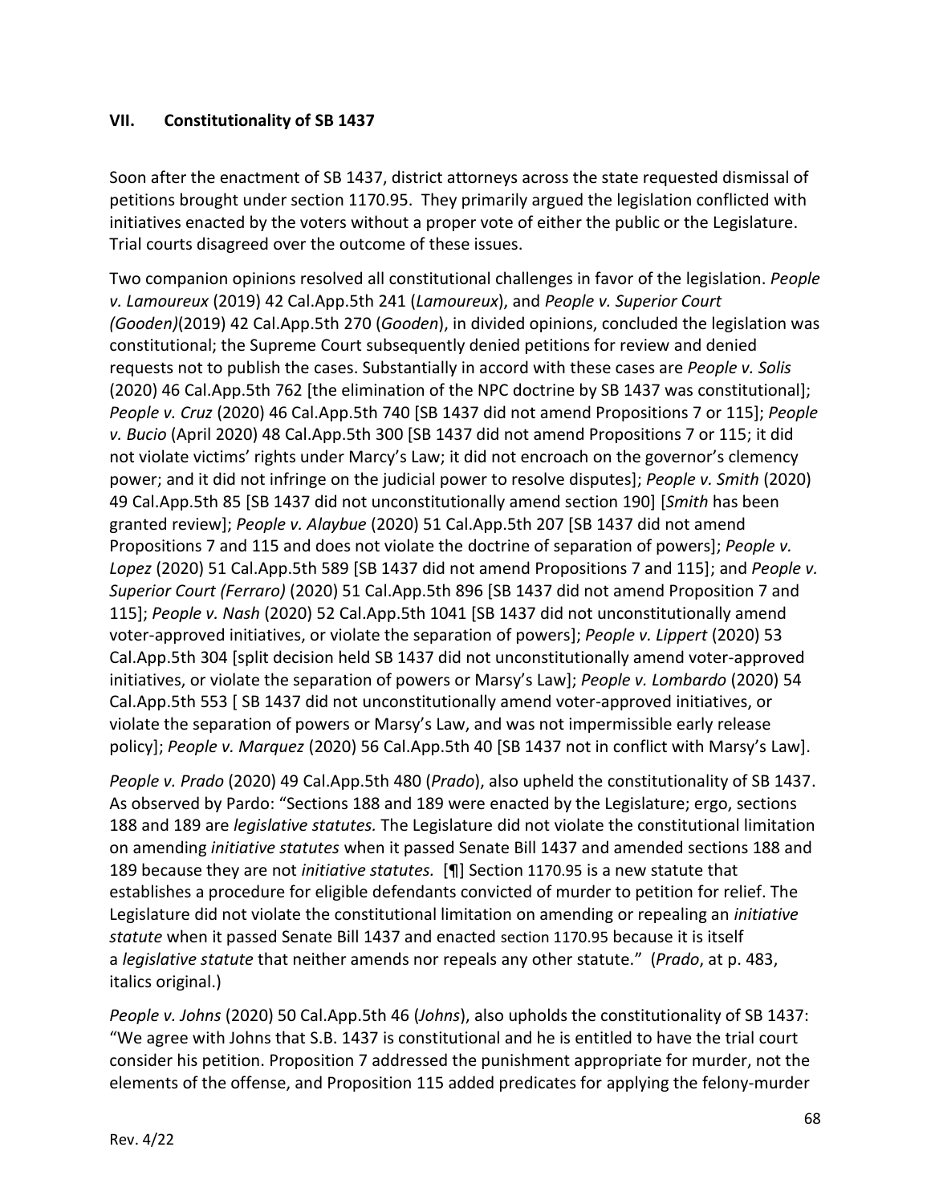## VII. Constitutionality of SB 1437

Soon after the enactment of SB 1437, district attorneys across the state requested dismissal of petitions brought under section 1170.95. They primarily argued the legislation conflicted with initiatives enacted by the voters without a proper vote of either the public or the Legislature. Trial courts disagreed over the outcome of these issues.

Two companion opinions resolved all constitutional challenges in favor of the legislation. *People v. Lamoureux* (2019) 42 Cal.App.5th 241 (*Lamoureux*), and *People v. Superior Court (Gooden)*(2019) 42 Cal.App.5th 270 (*Gooden*), in divided opinions, concluded the legislation was constitutional; the Supreme Court subsequently denied petitions for review and denied requests not to publish the cases. Substantially in accord with these cases are *People v. Solis* (2020) 46 Cal.App.5th 762 [the elimination of the NPC doctrine by SB 1437 was constitutional]; *People v. Cruz* (2020) 46 Cal.App.5th 740 [SB 1437 did not amend Propositions 7 or 115]; *People v. Bucio* (April 2020) 48 Cal.App.5th 300 [SB 1437 did not amend Propositions 7 or 115; it did not violate victims' rights under Marcy's Law; it did not encroach on the governor's clemency power; and it did not infringe on the judicial power to resolve disputes]; *People v. Smith* (2020) 49 Cal.App.5th 85 [SB 1437 did not unconstitutionally amend section 190] [*Smith* has been granted review]; *People v. Alaybue* (2020) 51 Cal.App.5th 207 [SB 1437 did not amend Propositions 7 and 115 and does not violate the doctrine of separation of powers]; *People v. Lopez* (2020) 51 Cal.App.5th 589 [SB 1437 did not amend Propositions 7 and 115]; and *People v. Superior Court (Ferraro)* (2020) 51 Cal.App.5th 896 [SB 1437 did not amend Proposition 7 and 115]; *People v. Nash* (2020) 52 Cal.App.5th 1041 [SB 1437 did not unconstitutionally amend voter-approved initiatives, or violate the separation of powers]; *People v. Lippert* (2020) 53 Cal.App.5th 304 [split decision held SB 1437 did not unconstitutionally amend voter-approved initiatives, or violate the separation of powers or Marsy's Law]; *People v. Lombardo* (2020) 54 Cal.App.5th 553 [ SB 1437 did not unconstitutionally amend voter-approved initiatives, or violate the separation of powers or Marsy's Law, and was not impermissible early release policy]; *People v. Marquez* (2020) 56 Cal.App.5th 40 [SB 1437 not in conflict with Marsy's Law].

*People v. Prado* (2020) 49 Cal.App.5th 480 (*Prado*), also upheld the constitutionality of SB 1437. As observed by Pardo: "Sections 188 and 189 were enacted by the Legislature; ergo, sections 188 and 189 are *legislative statutes.* The Legislature did not violate the constitutional limitation on amending *initiative statutes* when it passed Senate Bill 1437 and amended sections 188 and 189 because they are not *initiative statutes.* [¶] Section 1170.95 is a new statute that establishes a procedure for eligible defendants convicted of murder to petition for relief. The Legislature did not violate the constitutional limitation on amending or repealing an *initiative statute* when it passed Senate Bill 1437 and enacted section 1170.95 because it is itself a *legislative statute* that neither amends nor repeals any other statute." (*Prado*, at p. 483, italics original.)

*People v. Johns* (2020) 50 Cal.App.5th 46 (*Johns*), also upholds the constitutionality of SB 1437: "We agree with Johns that S.B. 1437 is constitutional and he is entitled to have the trial court consider his petition. Proposition 7 addressed the punishment appropriate for murder, not the elements of the offense, and Proposition 115 added predicates for applying the felony-murder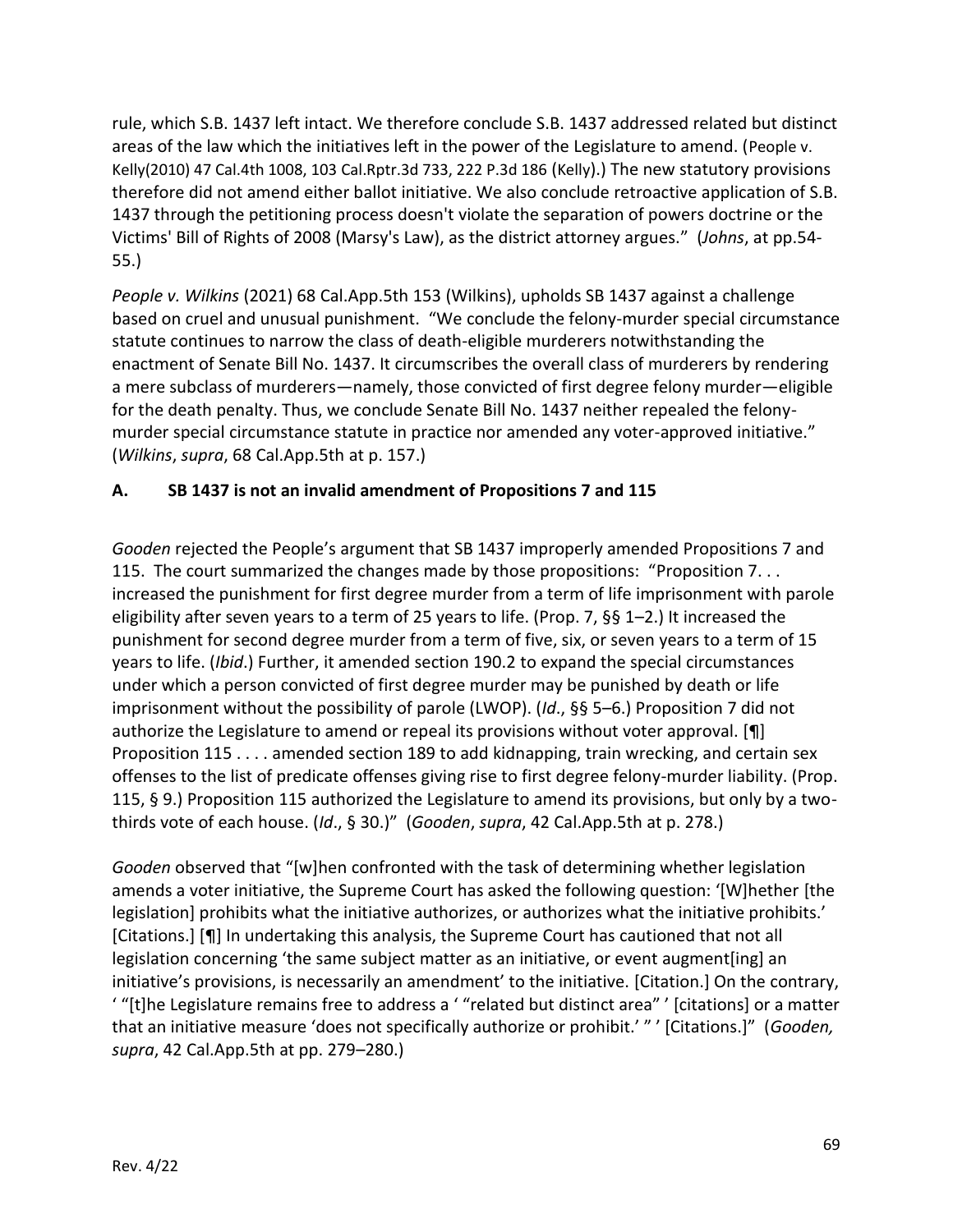rule, which S.B. 1437 left intact. We therefore conclude S.B. 1437 addressed related but distinct areas of the law which the initiatives left in the power of the Legislature to amend. (People v. Kelly(2010) 47 Cal.4th 1008, 103 Cal.Rptr.3d 733, 222 P.3d 186 (Kelly).) The new statutory provisions therefore did not amend either ballot initiative. We also conclude retroactive application of S.B. 1437 through the petitioning process doesn't violate the separation of powers doctrine or the Victims' Bill of Rights of 2008 (Marsy's Law), as the district attorney argues." (*Johns*, at pp.54-55.)

*People v. Wilkins* (2021) 68 Cal.App.5th 153 (Wilkins), upholds SB 1437 against a challenge based on cruel and unusual punishment. "We conclude the felony-murder special circumstance statute continues to narrow the class of death-eligible murderers notwithstanding the enactment of Senate Bill No. 1437. It circumscribes the overall class of murderers by rendering a mere subclass of murderers—namely, those convicted of first degree felony murder—eligible for the death penalty. Thus, we conclude Senate Bill No. 1437 neither repealed the felony-murder special circumstance statute in practice nor amended any voter-approved initiative." (*Wilkins*, *supra*, 68 Cal.App.5th at p. 157.)

## A. SB 1437 is not an invalid amendment of Propositions 7 and 115

*Gooden* rejected the People's argument that SB 1437 improperly amended Propositions 7 and 115. The court summarized the changes made by those propositions: "Proposition 7. . . increased the punishment for first degree murder from a term of life imprisonment with parole eligibility after seven years to a term of 25 years to life. (Prop. 7, §§ 1–2.) It increased the punishment for second degree murder from a term of five, six, or seven years to a term of 15 years to life. (*Ibid*.) Further, it amended section 190.2 to expand the special circumstances under which a person convicted of first degree murder may be punished by death or life imprisonment without the possibility of parole (LWOP). (*Id*., §§ 5–6.) Proposition 7 did not authorize the Legislature to amend or repeal its provisions without voter approval. [¶] Proposition 115 . . . . amended section 189 to add kidnapping, train wrecking, and certain sex offenses to the list of predicate offenses giving rise to first degree felony-murder liability. (Prop. 115, § 9.) Proposition 115 authorized the Legislature to amend its provisions, but only by a two-thirds vote of each house. (*Id*., § 30.)" (*Gooden*, *supra*, 42 Cal.App.5th at p. 278.)

*Gooden* observed that "[w]hen confronted with the task of determining whether legislation amends a voter initiative, the Supreme Court has asked the following question: '[W]hether [the legislation] prohibits what the initiative authorizes, or authorizes what the initiative prohibits.' [Citations.] [¶] In undertaking this analysis, the Supreme Court has cautioned that not all legislation concerning 'the same subject matter as an initiative, or event augment[ing] an initiative's provisions, is necessarily an amendment' to the initiative. [Citation.] On the contrary, ' "[t]he Legislature remains free to address a ' "related but distinct area" ' [citations] or a matter that an initiative measure 'does not specifically authorize or prohibit.' " ' [Citations.]" (*Gooden, supra*, 42 Cal.App.5th at pp. 279–280.)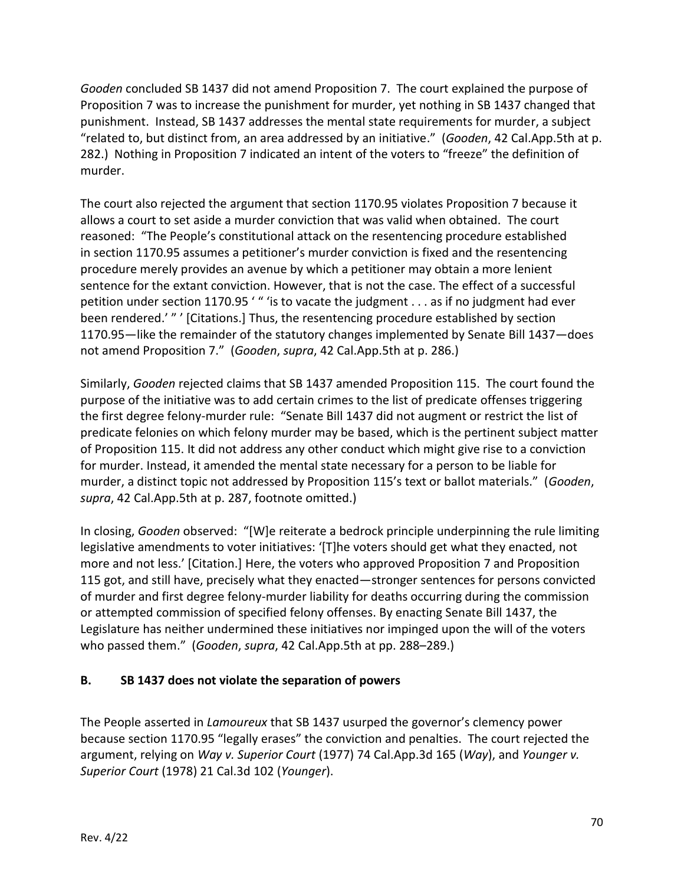*Gooden* concluded SB 1437 did not amend Proposition 7. The court explained the purpose of Proposition 7 was to increase the punishment for murder, yet nothing in SB 1437 changed that punishment. Instead, SB 1437 addresses the mental state requirements for murder, a subject "related to, but distinct from, an area addressed by an initiative." (*Gooden*, 42 Cal.App.5th at p. 282.) Nothing in Proposition 7 indicated an intent of the voters to "freeze" the definition of murder.

The court also rejected the argument that section 1170.95 violates Proposition 7 because it allows a court to set aside a murder conviction that was valid when obtained. The court reasoned: "The People's constitutional attack on the resentencing procedure established in section 1170.95 assumes a petitioner's murder conviction is fixed and the resentencing procedure merely provides an avenue by which a petitioner may obtain a more lenient sentence for the extant conviction. However, that is not the case. The effect of a successful petition under section 1170.95 ' " 'is to vacate the judgment . . . as if no judgment had ever been rendered.' " ' [Citations.] Thus, the resentencing procedure established by section 1170.95—like the remainder of the statutory changes implemented by Senate Bill 1437—does not amend Proposition 7." (*Gooden*, *supra*, 42 Cal.App.5th at p. 286.)

Similarly, *Gooden* rejected claims that SB 1437 amended Proposition 115. The court found the purpose of the initiative was to add certain crimes to the list of predicate offenses triggering the first degree felony-murder rule: "Senate Bill 1437 did not augment or restrict the list of predicate felonies on which felony murder may be based, which is the pertinent subject matter of Proposition 115. It did not address any other conduct which might give rise to a conviction for murder. Instead, it amended the mental state necessary for a person to be liable for murder, a distinct topic not addressed by Proposition 115's text or ballot materials." (*Gooden*, *supra*, 42 Cal.App.5th at p. 287, footnote omitted.)

In closing, *Gooden* observed: "[W]e reiterate a bedrock principle underpinning the rule limiting legislative amendments to voter initiatives: '[T]he voters should get what they enacted, not more and not less.' [Citation.] Here, the voters who approved Proposition 7 and Proposition 115 got, and still have, precisely what they enacted—stronger sentences for persons convicted of murder and first degree felony-murder liability for deaths occurring during the commission or attempted commission of specified felony offenses. By enacting Senate Bill 1437, the Legislature has neither undermined these initiatives nor impinged upon the will of the voters who passed them." (*Gooden*, *supra*, 42 Cal.App.5th at pp. 288–289.)

## B. SB 1437 does not violate the separation of powers

The People asserted in *Lamoureux* that SB 1437 usurped the governor's clemency power because section 1170.95 "legally erases" the conviction and penalties. The court rejected the argument, relying on *Way v. Superior Court* (1977) 74 Cal.App.3d 165 (*Way*), and *Younger v. Superior Court* (1978) 21 Cal.3d 102 (*Younger*).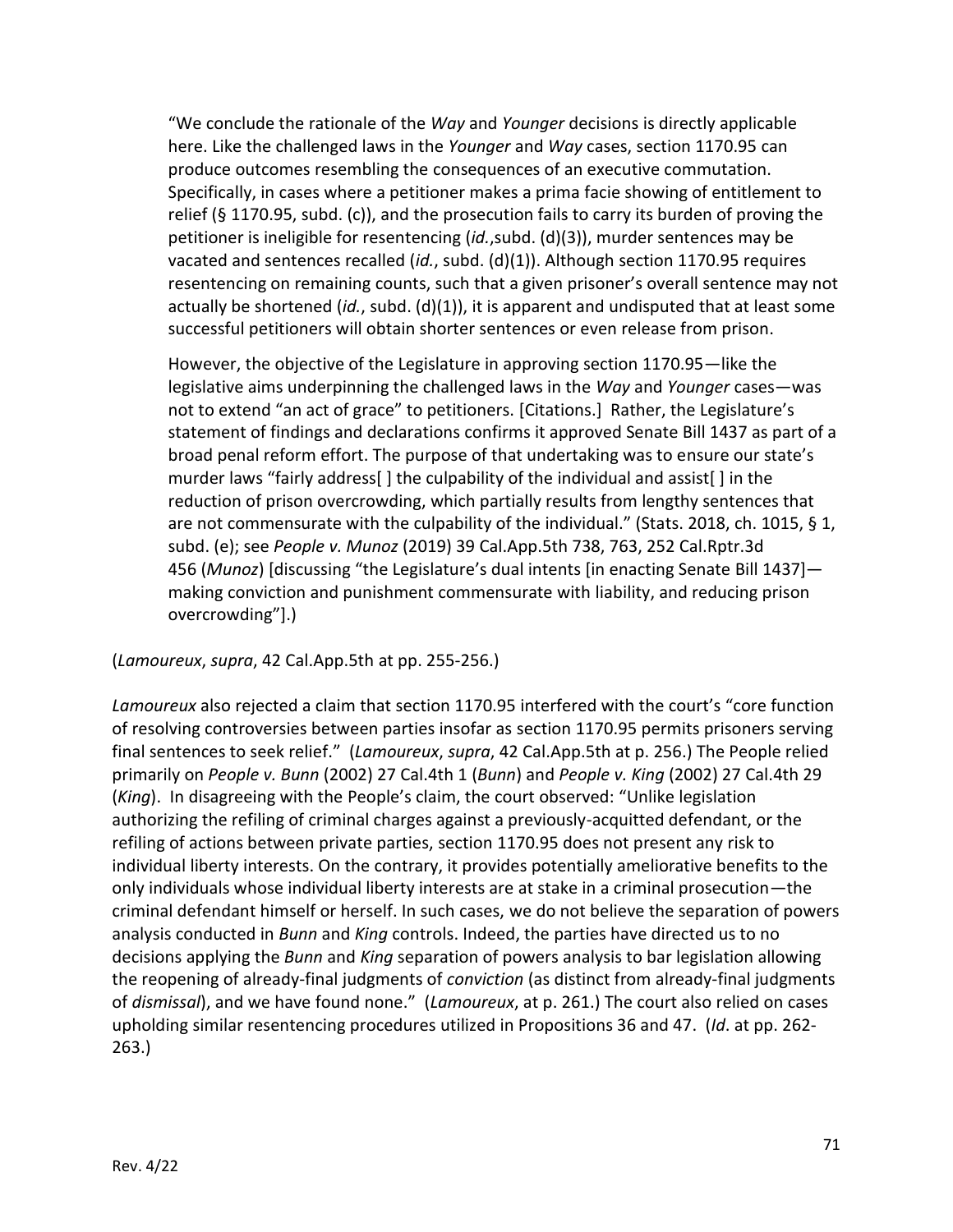> "We conclude the rationale of the *Way* and *Younger* decisions is directly applicable here. Like the challenged laws in the *Younger* and *Way* cases, section 1170.95 can produce outcomes resembling the consequences of an executive commutation. Specifically, in cases where a petitioner makes a prima facie showing of entitlement to relief (§ 1170.95, subd. (c)), and the prosecution fails to carry its burden of proving the petitioner is ineligible for resentencing (*id.*,subd. (d)(3)), murder sentences may be vacated and sentences recalled (*id.*, subd. (d)(1)). Although section 1170.95 requires resentencing on remaining counts, such that a given prisoner's overall sentence may not actually be shortened (*id.*, subd. (d)(1)), it is apparent and undisputed that at least some successful petitioners will obtain shorter sentences or even release from prison.
>
> However, the objective of the Legislature in approving section 1170.95—like the legislative aims underpinning the challenged laws in the *Way* and *Younger* cases—was not to extend "an act of grace" to petitioners. [Citations.] Rather, the Legislature's statement of findings and declarations confirms it approved Senate Bill 1437 as part of a broad penal reform effort. The purpose of that undertaking was to ensure our state's murder laws "fairly address[ ] the culpability of the individual and assist[ ] in the reduction of prison overcrowding, which partially results from lengthy sentences that are not commensurate with the culpability of the individual." (Stats. 2018, ch. 1015, § 1, subd. (e); see *People v. Munoz* (2019) 39 Cal.App.5th 738, 763, 252 Cal.Rptr.3d 456 (*Munoz*) [discussing "the Legislature's dual intents [in enacting Senate Bill 1437]—making conviction and punishment commensurate with liability, and reducing prison overcrowding"].)

(*Lamoureux*, *supra*, 42 Cal.App.5th at pp. 255-256.)

*Lamoureux* also rejected a claim that section 1170.95 interfered with the court's "core function of resolving controversies between parties insofar as section 1170.95 permits prisoners serving final sentences to seek relief." (*Lamoureux*, *supra*, 42 Cal.App.5th at p. 256.) The People relied primarily on *People v. Bunn* (2002) 27 Cal.4th 1 (*Bunn*) and *People v. King* (2002) 27 Cal.4th 29 (*King*). In disagreeing with the People's claim, the court observed: "Unlike legislation authorizing the refiling of criminal charges against a previously-acquitted defendant, or the refiling of actions between private parties, section 1170.95 does not present any risk to individual liberty interests. On the contrary, it provides potentially ameliorative benefits to the only individuals whose individual liberty interests are at stake in a criminal prosecution—the criminal defendant himself or herself. In such cases, we do not believe the separation of powers analysis conducted in *Bunn* and *King* controls. Indeed, the parties have directed us to no decisions applying the *Bunn* and *King* separation of powers analysis to bar legislation allowing the reopening of already-final judgments of *conviction* (as distinct from already-final judgments of *dismissal*), and we have found none." (*Lamoureux*, at p. 261.) The court also relied on cases upholding similar resentencing procedures utilized in Propositions 36 and 47. (*Id*. at pp. 262-263.)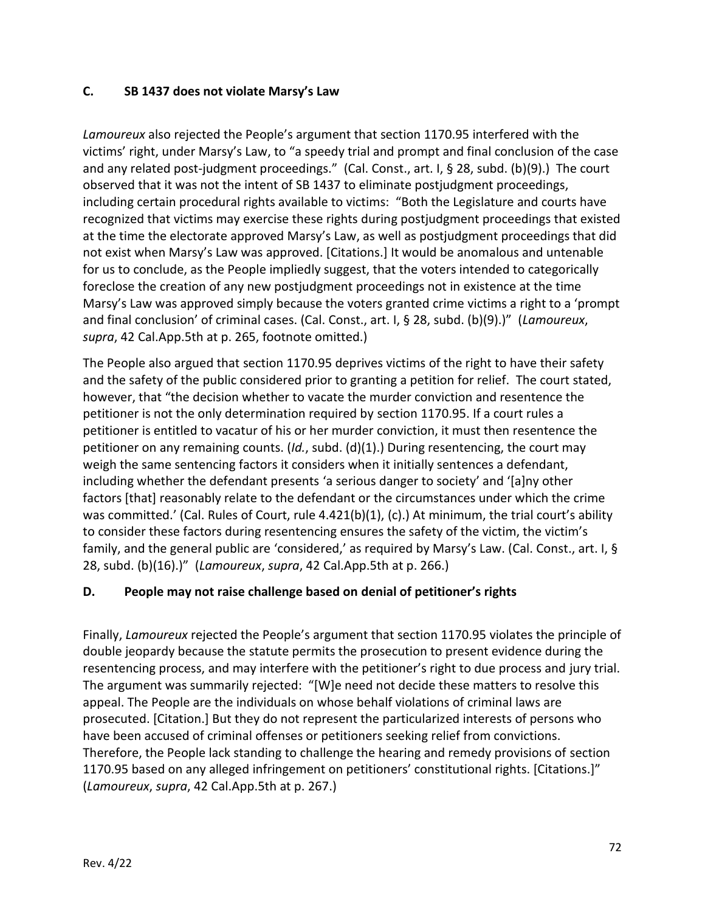### C. SB 1437 does not violate Marsy's Law

*Lamoureux* also rejected the People's argument that section 1170.95 interfered with the victims' right, under Marsy's Law, to "a speedy trial and prompt and final conclusion of the case and any related post-judgment proceedings." (Cal. Const., art. I, § 28, subd. (b)(9).) The court observed that it was not the intent of SB 1437 to eliminate postjudgment proceedings, including certain procedural rights available to victims: "Both the Legislature and courts have recognized that victims may exercise these rights during postjudgment proceedings that existed at the time the electorate approved Marsy's Law, as well as postjudgment proceedings that did not exist when Marsy's Law was approved. [Citations.] It would be anomalous and untenable for us to conclude, as the People impliedly suggest, that the voters intended to categorically foreclose the creation of any new postjudgment proceedings not in existence at the time Marsy's Law was approved simply because the voters granted crime victims a right to a 'prompt and final conclusion' of criminal cases. (Cal. Const., art. I, § 28, subd. (b)(9).)" (*Lamoureux*, *supra*, 42 Cal.App.5th at p. 265, footnote omitted.)

The People also argued that section 1170.95 deprives victims of the right to have their safety and the safety of the public considered prior to granting a petition for relief. The court stated, however, that "the decision whether to vacate the murder conviction and resentence the petitioner is not the only determination required by section 1170.95. If a court rules a petitioner is entitled to vacatur of his or her murder conviction, it must then resentence the petitioner on any remaining counts. (*Id.*, subd. (d)(1).) During resentencing, the court may weigh the same sentencing factors it considers when it initially sentences a defendant, including whether the defendant presents 'a serious danger to society' and '[a]ny other factors [that] reasonably relate to the defendant or the circumstances under which the crime was committed.' (Cal. Rules of Court, rule 4.421(b)(1), (c).) At minimum, the trial court's ability to consider these factors during resentencing ensures the safety of the victim, the victim's family, and the general public are 'considered,' as required by Marsy's Law. (Cal. Const., art. I, § 28, subd. (b)(16).)" (*Lamoureux*, *supra*, 42 Cal.App.5th at p. 266.)

### D. People may not raise challenge based on denial of petitioner's rights

Finally, *Lamoureux* rejected the People's argument that section 1170.95 violates the principle of double jeopardy because the statute permits the prosecution to present evidence during the resentencing process, and may interfere with the petitioner's right to due process and jury trial. The argument was summarily rejected: "[W]e need not decide these matters to resolve this appeal. The People are the individuals on whose behalf violations of criminal laws are prosecuted. [Citation.] But they do not represent the particularized interests of persons who have been accused of criminal offenses or petitioners seeking relief from convictions. Therefore, the People lack standing to challenge the hearing and remedy provisions of section 1170.95 based on any alleged infringement on petitioners' constitutional rights. [Citations.]" (*Lamoureux*, *supra*, 42 Cal.App.5th at p. 267.)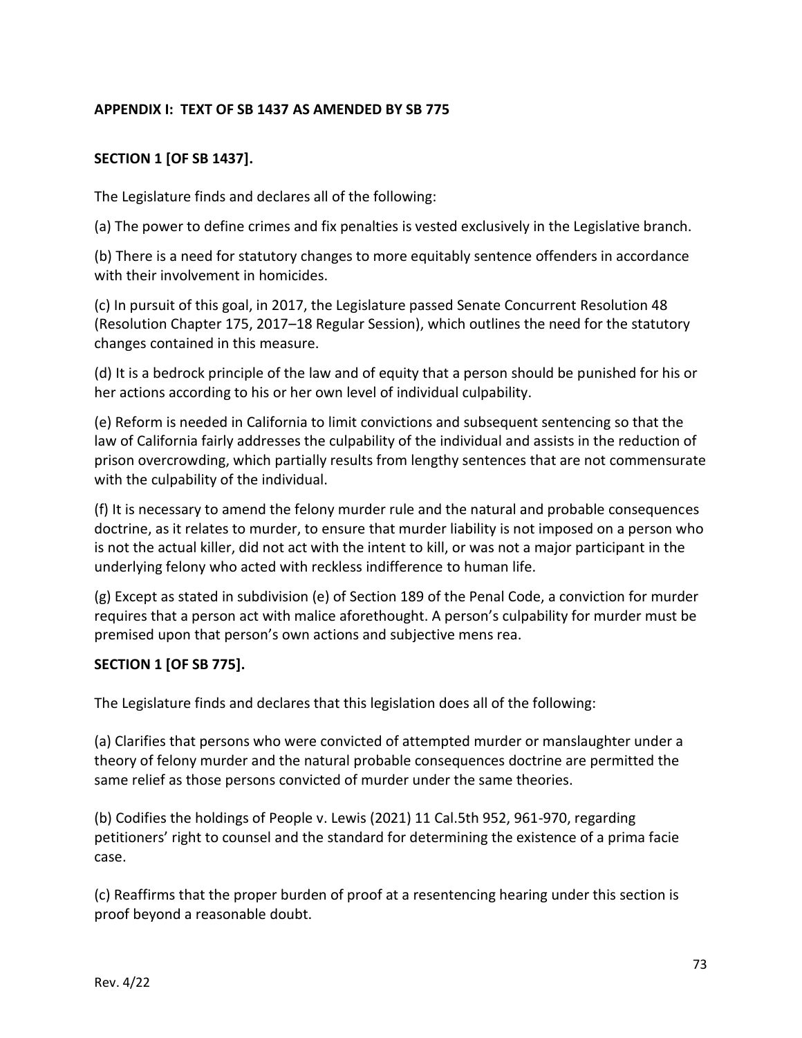## APPENDIX I: TEXT OF SB 1437 AS AMENDED BY SB 775

### SECTION 1 [OF SB 1437].

The Legislature finds and declares all of the following:

(a) The power to define crimes and fix penalties is vested exclusively in the Legislative branch.

(b) There is a need for statutory changes to more equitably sentence offenders in accordance with their involvement in homicides.

(c) In pursuit of this goal, in 2017, the Legislature passed Senate Concurrent Resolution 48 (Resolution Chapter 175, 2017–18 Regular Session), which outlines the need for the statutory changes contained in this measure.

(d) It is a bedrock principle of the law and of equity that a person should be punished for his or her actions according to his or her own level of individual culpability.

(e) Reform is needed in California to limit convictions and subsequent sentencing so that the law of California fairly addresses the culpability of the individual and assists in the reduction of prison overcrowding, which partially results from lengthy sentences that are not commensurate with the culpability of the individual.

(f) It is necessary to amend the felony murder rule and the natural and probable consequences doctrine, as it relates to murder, to ensure that murder liability is not imposed on a person who is not the actual killer, did not act with the intent to kill, or was not a major participant in the underlying felony who acted with reckless indifference to human life.

(g) Except as stated in subdivision (e) of Section 189 of the Penal Code, a conviction for murder requires that a person act with malice aforethought. A person's culpability for murder must be premised upon that person's own actions and subjective mens rea.

### SECTION 1 [OF SB 775].

The Legislature finds and declares that this legislation does all of the following:

(a) Clarifies that persons who were convicted of attempted murder or manslaughter under a theory of felony murder and the natural probable consequences doctrine are permitted the same relief as those persons convicted of murder under the same theories.

(b) Codifies the holdings of People v. Lewis (2021) 11 Cal.5th 952, 961-970, regarding petitioners' right to counsel and the standard for determining the existence of a prima facie case.

(c) Reaffirms that the proper burden of proof at a resentencing hearing under this section is proof beyond a reasonable doubt.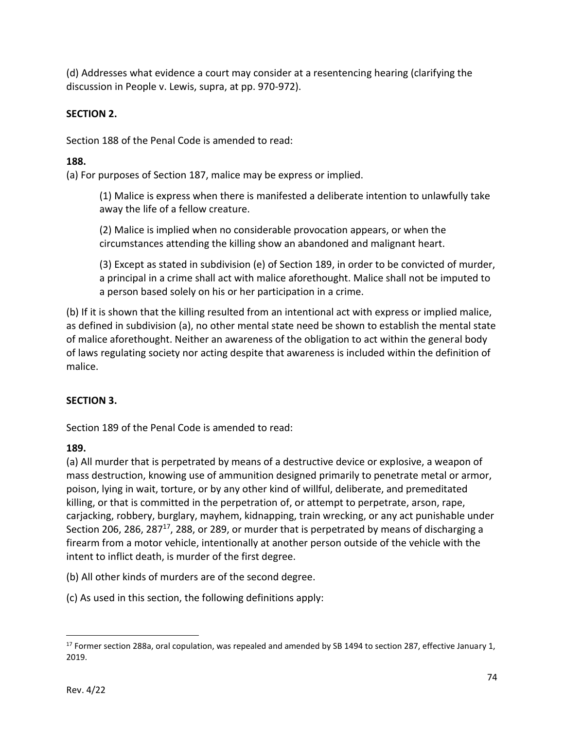(d) Addresses what evidence a court may consider at a resentencing hearing (clarifying the discussion in People v. Lewis, supra, at pp. 970-972).

**SECTION 2.**

Section 188 of the Penal Code is amended to read:

**188.**

(a) For purposes of Section 187, malice may be express or implied.

> (1) Malice is express when there is manifested a deliberate intention to unlawfully take away the life of a fellow creature.
>
> (2) Malice is implied when no considerable provocation appears, or when the circumstances attending the killing show an abandoned and malignant heart.
>
> (3) Except as stated in subdivision (e) of Section 189, in order to be convicted of murder, a principal in a crime shall act with malice aforethought. Malice shall not be imputed to a person based solely on his or her participation in a crime.

(b) If it is shown that the killing resulted from an intentional act with express or implied malice, as defined in subdivision (a), no other mental state need be shown to establish the mental state of malice aforethought. Neither an awareness of the obligation to act within the general body of laws regulating society nor acting despite that awareness is included within the definition of malice.

**SECTION 3.**

Section 189 of the Penal Code is amended to read:

**189.**

(a) All murder that is perpetrated by means of a destructive device or explosive, a weapon of mass destruction, knowing use of ammunition designed primarily to penetrate metal or armor, poison, lying in wait, torture, or by any other kind of willful, deliberate, and premeditated killing, or that is committed in the perpetration of, or attempt to perpetrate, arson, rape, carjacking, robbery, burglary, mayhem, kidnapping, train wrecking, or any act punishable under Section 206, 286, 287[17], 288, or 289, or murder that is perpetrated by means of discharging a firearm from a motor vehicle, intentionally at another person outside of the vehicle with the intent to inflict death, is murder of the first degree.

(b) All other kinds of murders are of the second degree.

(c) As used in this section, the following definitions apply:

---

[17] Former section 288a, oral copulation, was repealed and amended by SB 1494 to section 287, effective January 1, 2019.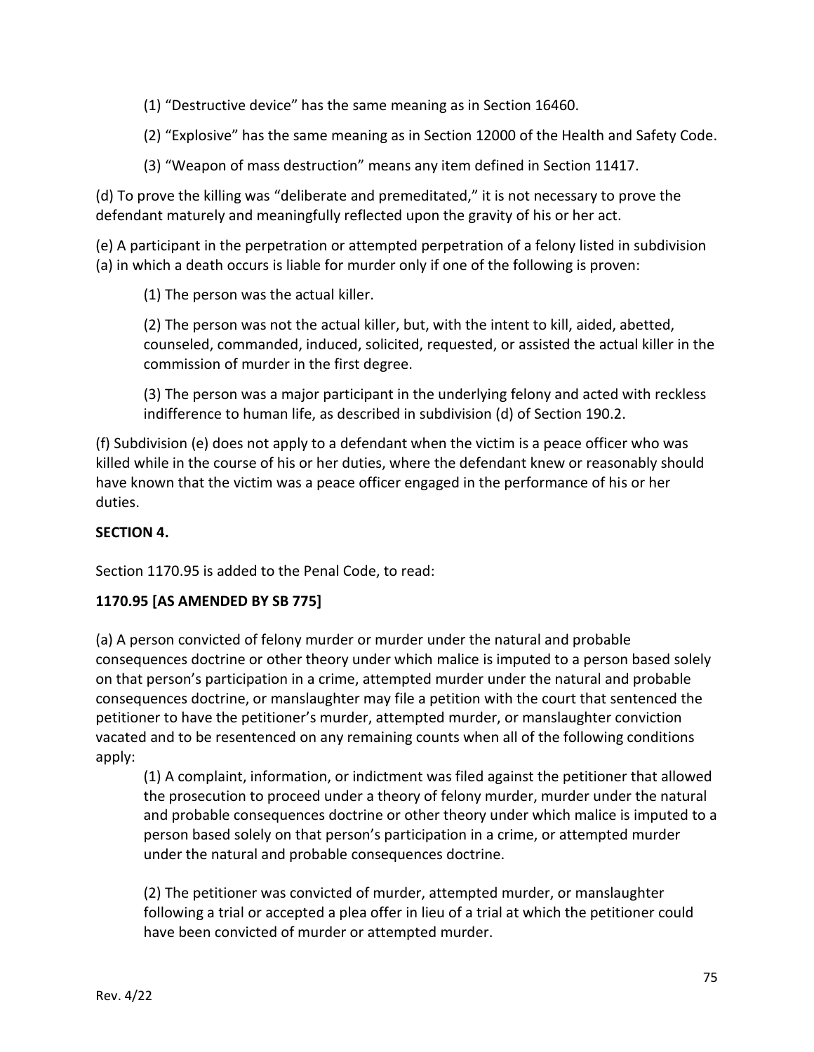(1) “Destructive device” has the same meaning as in Section 16460.

(2) “Explosive” has the same meaning as in Section 12000 of the Health and Safety Code.

(3) “Weapon of mass destruction” means any item defined in Section 11417.

(d) To prove the killing was “deliberate and premeditated,” it is not necessary to prove the defendant maturely and meaningfully reflected upon the gravity of his or her act.

(e) A participant in the perpetration or attempted perpetration of a felony listed in subdivision (a) in which a death occurs is liable for murder only if one of the following is proven:

(1) The person was the actual killer.

(2) The person was not the actual killer, but, with the intent to kill, aided, abetted, counseled, commanded, induced, solicited, requested, or assisted the actual killer in the commission of murder in the first degree.

(3) The person was a major participant in the underlying felony and acted with reckless indifference to human life, as described in subdivision (d) of Section 190.2.

(f) Subdivision (e) does not apply to a defendant when the victim is a peace officer who was killed while in the course of his or her duties, where the defendant knew or reasonably should have known that the victim was a peace officer engaged in the performance of his or her duties.

**SECTION 4.**

Section 1170.95 is added to the Penal Code, to read:

**1170.95 [AS AMENDED BY SB 775]**

(a) A person convicted of felony murder or murder under the natural and probable consequences doctrine or other theory under which malice is imputed to a person based solely on that person’s participation in a crime, attempted murder under the natural and probable consequences doctrine, or manslaughter may file a petition with the court that sentenced the petitioner to have the petitioner’s murder, attempted murder, or manslaughter conviction vacated and to be resentenced on any remaining counts when all of the following conditions apply:

(1) A complaint, information, or indictment was filed against the petitioner that allowed the prosecution to proceed under a theory of felony murder, murder under the natural and probable consequences doctrine or other theory under which malice is imputed to a person based solely on that person’s participation in a crime, or attempted murder under the natural and probable consequences doctrine.

(2) The petitioner was convicted of murder, attempted murder, or manslaughter following a trial or accepted a plea offer in lieu of a trial at which the petitioner could have been convicted of murder or attempted murder.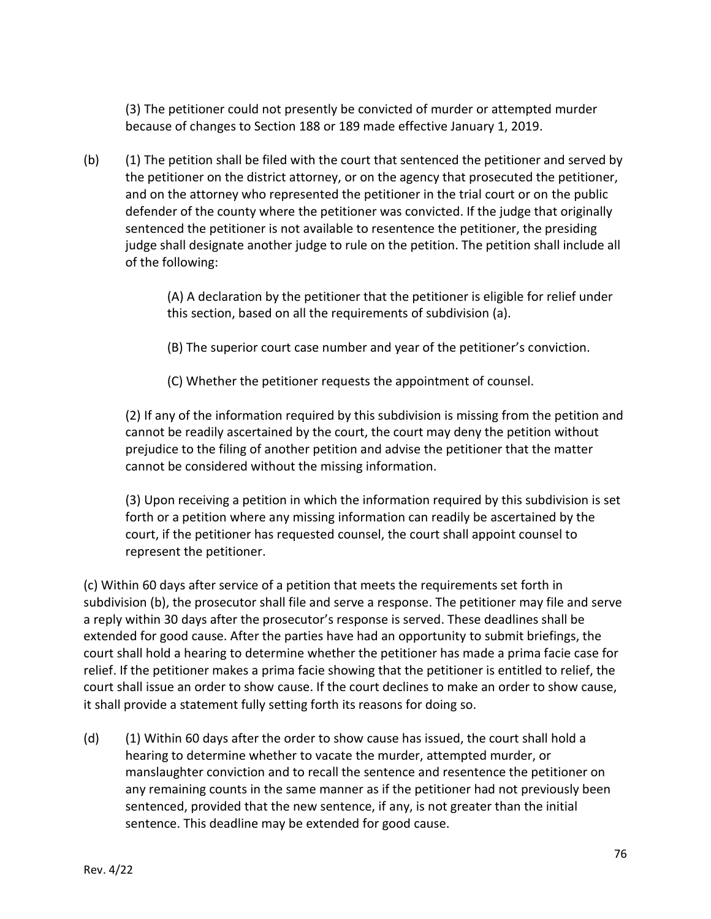(3) The petitioner could not presently be convicted of murder or attempted murder because of changes to Section 188 or 189 made effective January 1, 2019.

(b) (1) The petition shall be filed with the court that sentenced the petitioner and served by the petitioner on the district attorney, or on the agency that prosecuted the petitioner, and on the attorney who represented the petitioner in the trial court or on the public defender of the county where the petitioner was convicted. If the judge that originally sentenced the petitioner is not available to resentence the petitioner, the presiding judge shall designate another judge to rule on the petition. The petition shall include all of the following:

(A) A declaration by the petitioner that the petitioner is eligible for relief under this section, based on all the requirements of subdivision (a).

(B) The superior court case number and year of the petitioner's conviction.

(C) Whether the petitioner requests the appointment of counsel.

(2) If any of the information required by this subdivision is missing from the petition and cannot be readily ascertained by the court, the court may deny the petition without prejudice to the filing of another petition and advise the petitioner that the matter cannot be considered without the missing information.

(3) Upon receiving a petition in which the information required by this subdivision is set forth or a petition where any missing information can readily be ascertained by the court, if the petitioner has requested counsel, the court shall appoint counsel to represent the petitioner.

(c) Within 60 days after service of a petition that meets the requirements set forth in subdivision (b), the prosecutor shall file and serve a response. The petitioner may file and serve a reply within 30 days after the prosecutor's response is served. These deadlines shall be extended for good cause. After the parties have had an opportunity to submit briefings, the court shall hold a hearing to determine whether the petitioner has made a prima facie case for relief. If the petitioner makes a prima facie showing that the petitioner is entitled to relief, the court shall issue an order to show cause. If the court declines to make an order to show cause, it shall provide a statement fully setting forth its reasons for doing so.

(d) (1) Within 60 days after the order to show cause has issued, the court shall hold a hearing to determine whether to vacate the murder, attempted murder, or manslaughter conviction and to recall the sentence and resentence the petitioner on any remaining counts in the same manner as if the petitioner had not previously been sentenced, provided that the new sentence, if any, is not greater than the initial sentence. This deadline may be extended for good cause.

Rev. 4/22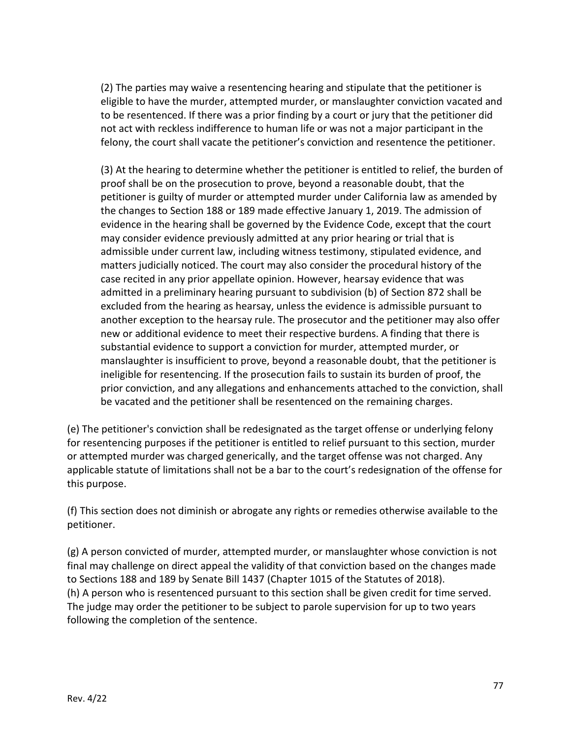(2) The parties may waive a resentencing hearing and stipulate that the petitioner is eligible to have the murder, attempted murder, or manslaughter conviction vacated and to be resentenced. If there was a prior finding by a court or jury that the petitioner did not act with reckless indifference to human life or was not a major participant in the felony, the court shall vacate the petitioner's conviction and resentence the petitioner.

(3) At the hearing to determine whether the petitioner is entitled to relief, the burden of proof shall be on the prosecution to prove, beyond a reasonable doubt, that the petitioner is guilty of murder or attempted murder under California law as amended by the changes to Section 188 or 189 made effective January 1, 2019. The admission of evidence in the hearing shall be governed by the Evidence Code, except that the court may consider evidence previously admitted at any prior hearing or trial that is admissible under current law, including witness testimony, stipulated evidence, and matters judicially noticed. The court may also consider the procedural history of the case recited in any prior appellate opinion. However, hearsay evidence that was admitted in a preliminary hearing pursuant to subdivision (b) of Section 872 shall be excluded from the hearing as hearsay, unless the evidence is admissible pursuant to another exception to the hearsay rule. The prosecutor and the petitioner may also offer new or additional evidence to meet their respective burdens. A finding that there is substantial evidence to support a conviction for murder, attempted murder, or manslaughter is insufficient to prove, beyond a reasonable doubt, that the petitioner is ineligible for resentencing. If the prosecution fails to sustain its burden of proof, the prior conviction, and any allegations and enhancements attached to the conviction, shall be vacated and the petitioner shall be resentenced on the remaining charges.

(e) The petitioner's conviction shall be redesignated as the target offense or underlying felony for resentencing purposes if the petitioner is entitled to relief pursuant to this section, murder or attempted murder was charged generically, and the target offense was not charged. Any applicable statute of limitations shall not be a bar to the court's redesignation of the offense for this purpose.

(f) This section does not diminish or abrogate any rights or remedies otherwise available to the petitioner.

(g) A person convicted of murder, attempted murder, or manslaughter whose conviction is not final may challenge on direct appeal the validity of that conviction based on the changes made to Sections 188 and 189 by Senate Bill 1437 (Chapter 1015 of the Statutes of 2018).
(h) A person who is resentenced pursuant to this section shall be given credit for time served. The judge may order the petitioner to be subject to parole supervision for up to two years following the completion of the sentence.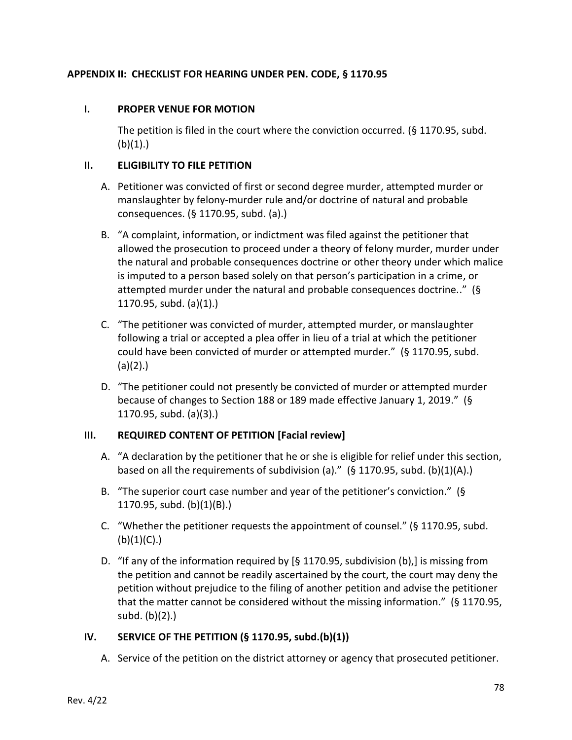## APPENDIX II: CHECKLIST FOR HEARING UNDER PEN. CODE, § 1170.95

### I. PROPER VENUE FOR MOTION

The petition is filed in the court where the conviction occurred. (§ 1170.95, subd. (b)(1).)

### II. ELIGIBILITY TO FILE PETITION

A. Petitioner was convicted of first or second degree murder, attempted murder or manslaughter by felony-murder rule and/or doctrine of natural and probable consequences. (§ 1170.95, subd. (a).)

B. "A complaint, information, or indictment was filed against the petitioner that allowed the prosecution to proceed under a theory of felony murder, murder under the natural and probable consequences doctrine or other theory under which malice is imputed to a person based solely on that person's participation in a crime, or attempted murder under the natural and probable consequences doctrine.." (§ 1170.95, subd. (a)(1).)

C. "The petitioner was convicted of murder, attempted murder, or manslaughter following a trial or accepted a plea offer in lieu of a trial at which the petitioner could have been convicted of murder or attempted murder." (§ 1170.95, subd. (a)(2).)

D. "The petitioner could not presently be convicted of murder or attempted murder because of changes to Section 188 or 189 made effective January 1, 2019." (§ 1170.95, subd. (a)(3).)

### III. REQUIRED CONTENT OF PETITION [Facial review]

A. "A declaration by the petitioner that he or she is eligible for relief under this section, based on all the requirements of subdivision (a)." (§ 1170.95, subd. (b)(1)(A).)

B. "The superior court case number and year of the petitioner's conviction." (§ 1170.95, subd. (b)(1)(B).)

C. "Whether the petitioner requests the appointment of counsel." (§ 1170.95, subd. (b)(1)(C).)

D. "If any of the information required by [§ 1170.95, subdivision (b),] is missing from the petition and cannot be readily ascertained by the court, the court may deny the petition without prejudice to the filing of another petition and advise the petitioner that the matter cannot be considered without the missing information." (§ 1170.95, subd. (b)(2).)

### IV. SERVICE OF THE PETITION (§ 1170.95, subd.(b)(1))

A. Service of the petition on the district attorney or agency that prosecuted petitioner.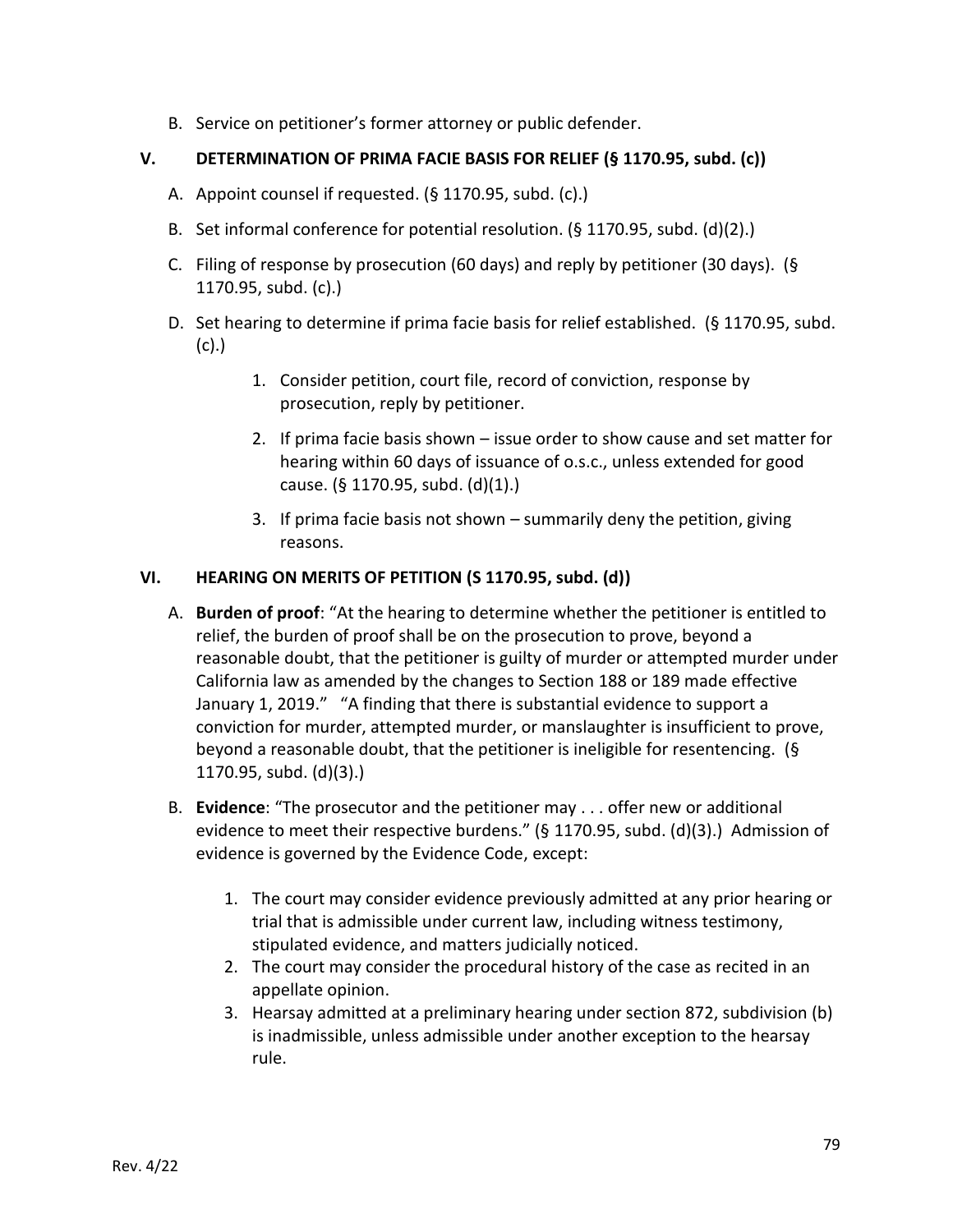B. Service on petitioner's former attorney or public defender.

## V. DETERMINATION OF PRIMA FACIE BASIS FOR RELIEF (§ 1170.95, subd. (c))

A. Appoint counsel if requested. (§ 1170.95, subd. (c).)

B. Set informal conference for potential resolution. (§ 1170.95, subd. (d)(2).)

C. Filing of response by prosecution (60 days) and reply by petitioner (30 days). (§ 1170.95, subd. (c).)

D. Set hearing to determine if prima facie basis for relief established. (§ 1170.95, subd. (c).)

1. Consider petition, court file, record of conviction, response by prosecution, reply by petitioner.
2. If prima facie basis shown – issue order to show cause and set matter for hearing within 60 days of issuance of o.s.c., unless extended for good cause. (§ 1170.95, subd. (d)(1).)
3. If prima facie basis not shown – summarily deny the petition, giving reasons.

## VI. HEARING ON MERITS OF PETITION (S 1170.95, subd. (d))

A. **Burden of proof**: "At the hearing to determine whether the petitioner is entitled to relief, the burden of proof shall be on the prosecution to prove, beyond a reasonable doubt, that the petitioner is guilty of murder or attempted murder under California law as amended by the changes to Section 188 or 189 made effective January 1, 2019." "A finding that there is substantial evidence to support a conviction for murder, attempted murder, or manslaughter is insufficient to prove, beyond a reasonable doubt, that the petitioner is ineligible for resentencing. (§ 1170.95, subd. (d)(3).)

B. **Evidence**: "The prosecutor and the petitioner may . . . offer new or additional evidence to meet their respective burdens." (§ 1170.95, subd. (d)(3).) Admission of evidence is governed by the Evidence Code, except:

1. The court may consider evidence previously admitted at any prior hearing or trial that is admissible under current law, including witness testimony, stipulated evidence, and matters judicially noticed.
2. The court may consider the procedural history of the case as recited in an appellate opinion.
3. Hearsay admitted at a preliminary hearing under section 872, subdivision (b) is inadmissible, unless admissible under another exception to the hearsay rule.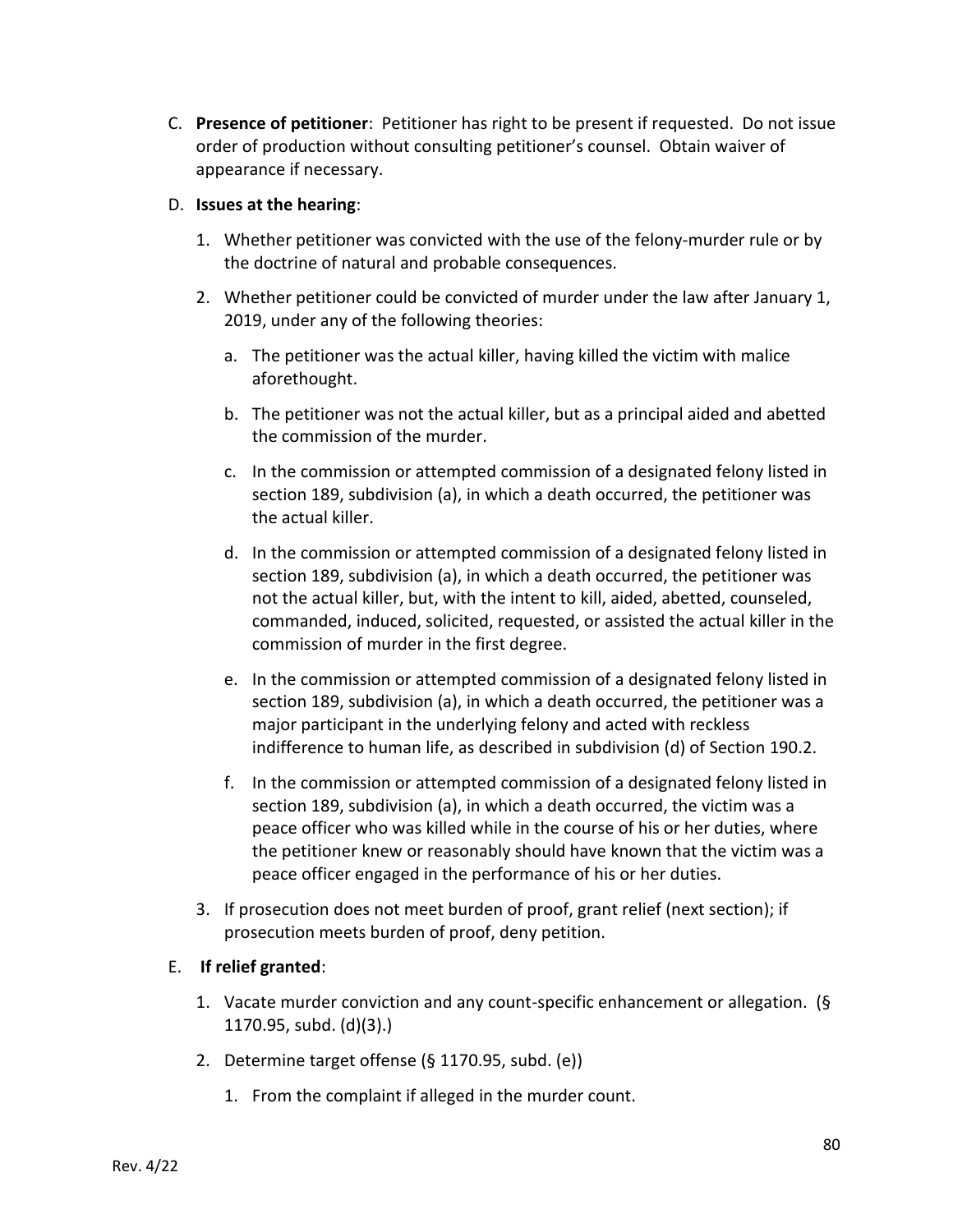C. **Presence of petitioner**: Petitioner has right to be present if requested. Do not issue order of production without consulting petitioner's counsel. Obtain waiver of appearance if necessary.

D. **Issues at the hearing**:

   1. Whether petitioner was convicted with the use of the felony-murder rule or by the doctrine of natural and probable consequences.

   2. Whether petitioner could be convicted of murder under the law after January 1, 2019, under any of the following theories:

      a. The petitioner was the actual killer, having killed the victim with malice aforethought.

      b. The petitioner was not the actual killer, but as a principal aided and abetted the commission of the murder.

      c. In the commission or attempted commission of a designated felony listed in section 189, subdivision (a), in which a death occurred, the petitioner was the actual killer.

      d. In the commission or attempted commission of a designated felony listed in section 189, subdivision (a), in which a death occurred, the petitioner was not the actual killer, but, with the intent to kill, aided, abetted, counseled, commanded, induced, solicited, requested, or assisted the actual killer in the commission of murder in the first degree.

      e. In the commission or attempted commission of a designated felony listed in section 189, subdivision (a), in which a death occurred, the petitioner was a major participant in the underlying felony and acted with reckless indifference to human life, as described in subdivision (d) of Section 190.2.

      f. In the commission or attempted commission of a designated felony listed in section 189, subdivision (a), in which a death occurred, the victim was a peace officer who was killed while in the course of his or her duties, where the petitioner knew or reasonably should have known that the victim was a peace officer engaged in the performance of his or her duties.

   3. If prosecution does not meet burden of proof, grant relief (next section); if prosecution meets burden of proof, deny petition.

E. **If relief granted**:

   1. Vacate murder conviction and any count-specific enhancement or allegation. (§ 1170.95, subd. (d)(3).)

   2. Determine target offense (§ 1170.95, subd. (e))

      1. From the complaint if alleged in the murder count.

Rev. 4/22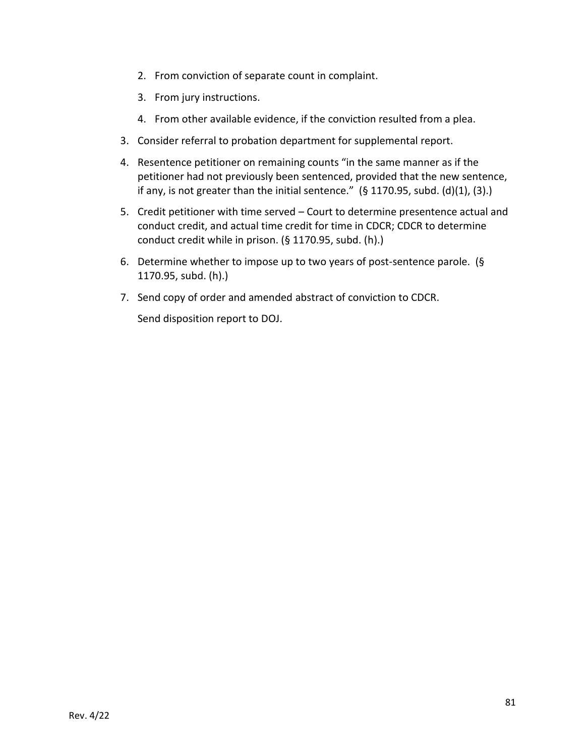2. From conviction of separate count in complaint.

   3. From jury instructions.

   4. From other available evidence, if the conviction resulted from a plea.

3. Consider referral to probation department for supplemental report.

4. Resentence petitioner on remaining counts "in the same manner as if the petitioner had not previously been sentenced, provided that the new sentence, if any, is not greater than the initial sentence." (§ 1170.95, subd. (d)(1), (3).)

5. Credit petitioner with time served – Court to determine presentence actual and conduct credit, and actual time credit for time in CDCR; CDCR to determine conduct credit while in prison. (§ 1170.95, subd. (h).)

6. Determine whether to impose up to two years of post-sentence parole. (§ 1170.95, subd. (h).)

7. Send copy of order and amended abstract of conviction to CDCR.

   Send disposition report to DOJ.

Rev. 4/22